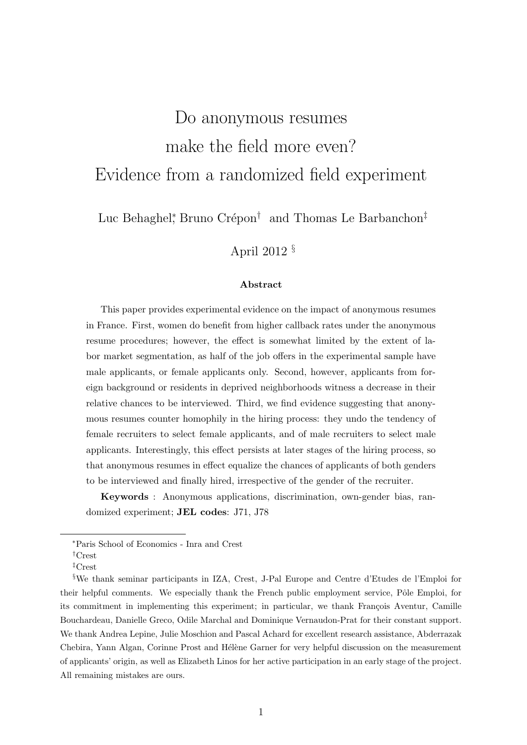# Do anonymous resumes make the field more even? Evidence from a randomized field experiment

Luc Behaghel[*], Bruno Crépon[†] and Thomas Le Barbanchon[‡]

April 2012 [§]

### Abstract

This paper provides experimental evidence on the impact of anonymous resumes in France. First, women do benefit from higher callback rates under the anonymous resume procedures; however, the effect is somewhat limited by the extent of labor market segmentation, as half of the job offers in the experimental sample have male applicants, or female applicants only. Second, however, applicants from foreign background or residents in deprived neighborhoods witness a decrease in their relative chances to be interviewed. Third, we find evidence suggesting that anonymous resumes counter homophily in the hiring process: they undo the tendency of female recruiters to select female applicants, and of male recruiters to select male applicants. Interestingly, this effect persists at later stages of the hiring process, so that anonymous resumes in effect equalize the chances of applicants of both genders to be interviewed and finally hired, irrespective of the gender of the recruiter.

**Keywords** : Anonymous applications, discrimination, own-gender bias, randomized experiment; **JEL codes**: J71, J78

---

[*] Paris School of Economics - Inra and Crest

[†] Crest

[‡] Crest

[§] We thank seminar participants in IZA, Crest, J-Pal Europe and Centre d'Etudes de l'Emploi for their helpful comments. We especially thank the French public employment service, Pôle Emploi, for its commitment in implementing this experiment; in particular, we thank François Aventur, Camille Bouchardeau, Danielle Greco, Odile Marchal and Dominique Vernaudon-Prat for their constant support. We thank Andrea Lepine, Julie Moschion and Pascal Achard for excellent research assistance, Abderrazak Chebira, Yann Algan, Corinne Prost and Hélène Garner for very helpful discussion on the measurement of applicants' origin, as well as Elizabeth Linos for her active participation in an early stage of the project. All remaining mistakes are ours.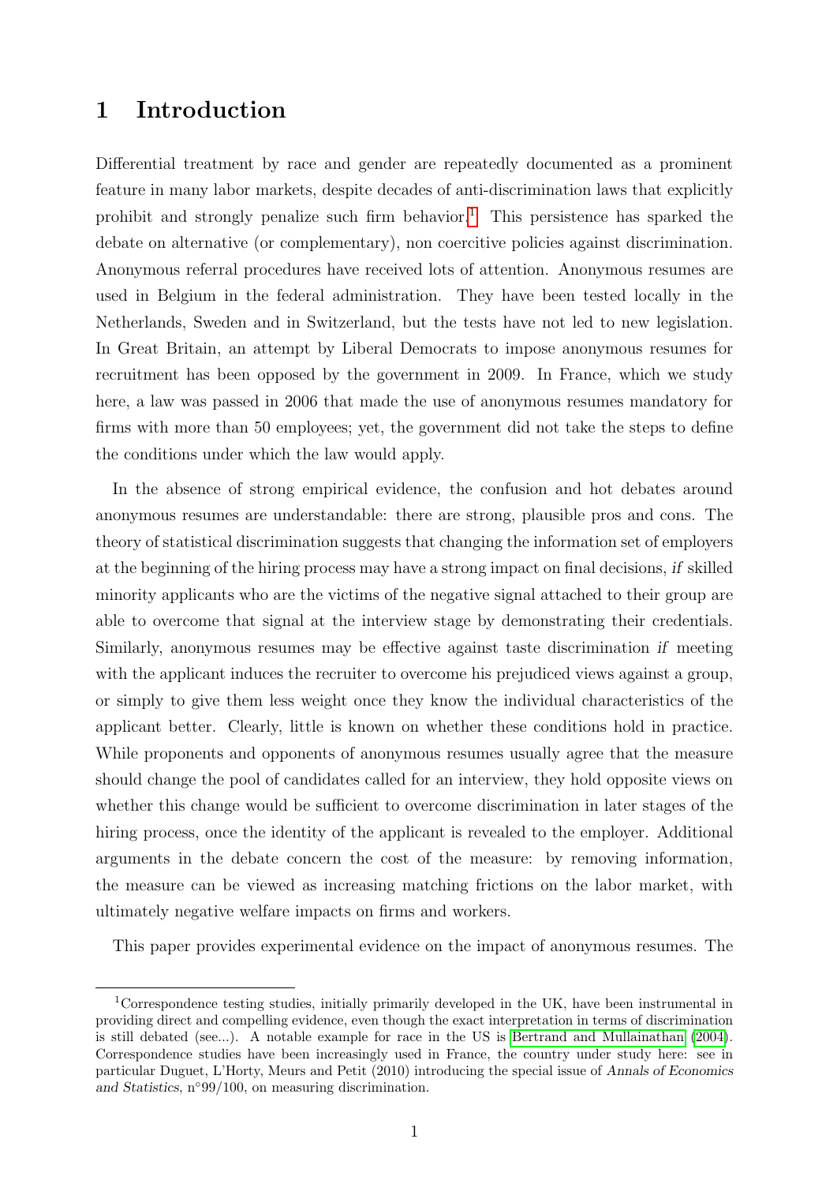# 1 Introduction

Differential treatment by race and gender are repeatedly documented as a prominent feature in many labor markets, despite decades of anti-discrimination laws that explicitly prohibit and strongly penalize such firm behavior.[1] This persistence has sparked the debate on alternative (or complementary), non coercitive policies against discrimination. Anonymous referral procedures have received lots of attention. Anonymous resumes are used in Belgium in the federal administration. They have been tested locally in the Netherlands, Sweden and in Switzerland, but the tests have not led to new legislation. In Great Britain, an attempt by Liberal Democrats to impose anonymous resumes for recruitment has been opposed by the government in 2009. In France, which we study here, a law was passed in 2006 that made the use of anonymous resumes mandatory for firms with more than 50 employees; yet, the government did not take the steps to define the conditions under which the law would apply.

In the absence of strong empirical evidence, the confusion and hot debates around anonymous resumes are understandable: there are strong, plausible pros and cons. The theory of statistical discrimination suggests that changing the information set of employers at the beginning of the hiring process may have a strong impact on final decisions, *if* skilled minority applicants who are the victims of the negative signal attached to their group are able to overcome that signal at the interview stage by demonstrating their credentials. Similarly, anonymous resumes may be effective against taste discrimination *if* meeting with the applicant induces the recruiter to overcome his prejudiced views against a group, or simply to give them less weight once they know the individual characteristics of the applicant better. Clearly, little is known on whether these conditions hold in practice. While proponents and opponents of anonymous resumes usually agree that the measure should change the pool of candidates called for an interview, they hold opposite views on whether this change would be sufficient to overcome discrimination in later stages of the hiring process, once the identity of the applicant is revealed to the employer. Additional arguments in the debate concern the cost of the measure: by removing information, the measure can be viewed as increasing matching frictions on the labor market, with ultimately negative welfare impacts on firms and workers.

This paper provides experimental evidence on the impact of anonymous resumes. The

---

[1] Correspondence testing studies, initially primarily developed in the UK, have been instrumental in providing direct and compelling evidence, even though the exact interpretation in terms of discrimination is still debated (see...). A notable example for race in the US is Bertrand and Mullainathan (2004). Correspondence studies have been increasingly used in France, the country under study here: see in particular Duguet, L'Horty, Meurs and Petit (2010) introducing the special issue of *Annals of Economics and Statistics*, n°99/100, on measuring discrimination.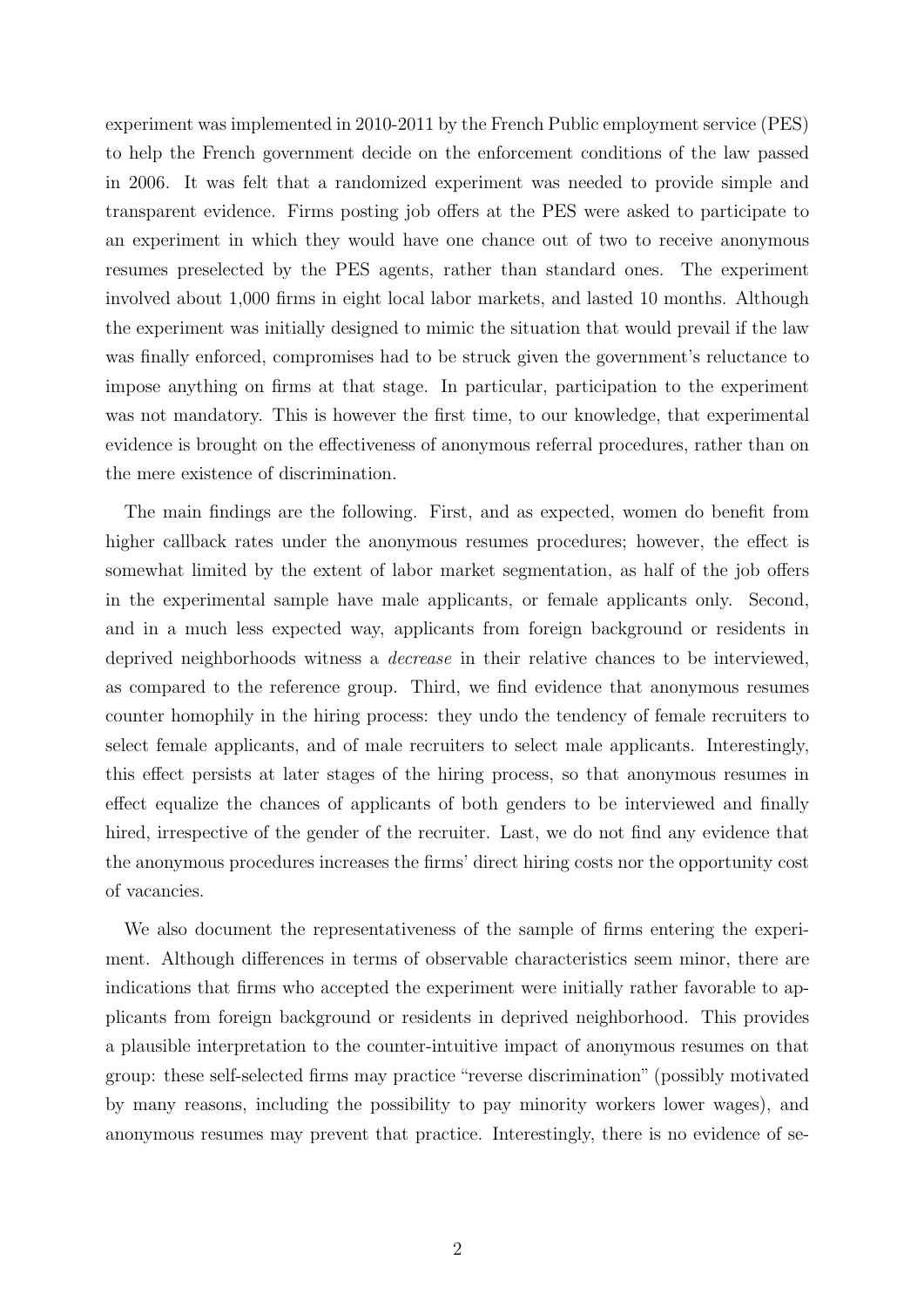experiment was implemented in 2010-2011 by the French Public employment service (PES) to help the French government decide on the enforcement conditions of the law passed in 2006. It was felt that a randomized experiment was needed to provide simple and transparent evidence. Firms posting job offers at the PES were asked to participate to an experiment in which they would have one chance out of two to receive anonymous resumes preselected by the PES agents, rather than standard ones. The experiment involved about 1,000 firms in eight local labor markets, and lasted 10 months. Although the experiment was initially designed to mimic the situation that would prevail if the law was finally enforced, compromises had to be struck given the government's reluctance to impose anything on firms at that stage. In particular, participation to the experiment was not mandatory. This is however the first time, to our knowledge, that experimental evidence is brought on the effectiveness of anonymous referral procedures, rather than on the mere existence of discrimination.

The main findings are the following. First, and as expected, women do benefit from higher callback rates under the anonymous resumes procedures; however, the effect is somewhat limited by the extent of labor market segmentation, as half of the job offers in the experimental sample have male applicants, or female applicants only. Second, and in a much less expected way, applicants from foreign background or residents in deprived neighborhoods witness a *decrease* in their relative chances to be interviewed, as compared to the reference group. Third, we find evidence that anonymous resumes counter homophily in the hiring process: they undo the tendency of female recruiters to select female applicants, and of male recruiters to select male applicants. Interestingly, this effect persists at later stages of the hiring process, so that anonymous resumes in effect equalize the chances of applicants of both genders to be interviewed and finally hired, irrespective of the gender of the recruiter. Last, we do not find any evidence that the anonymous procedures increases the firms' direct hiring costs nor the opportunity cost of vacancies.

We also document the representativeness of the sample of firms entering the experiment. Although differences in terms of observable characteristics seem minor, there are indications that firms who accepted the experiment were initially rather favorable to applicants from foreign background or residents in deprived neighborhood. This provides a plausible interpretation to the counter-intuitive impact of anonymous resumes on that group: these self-selected firms may practice "reverse discrimination" (possibly motivated by many reasons, including the possibility to pay minority workers lower wages), and anonymous resumes may prevent that practice. Interestingly, there is no evidence of se-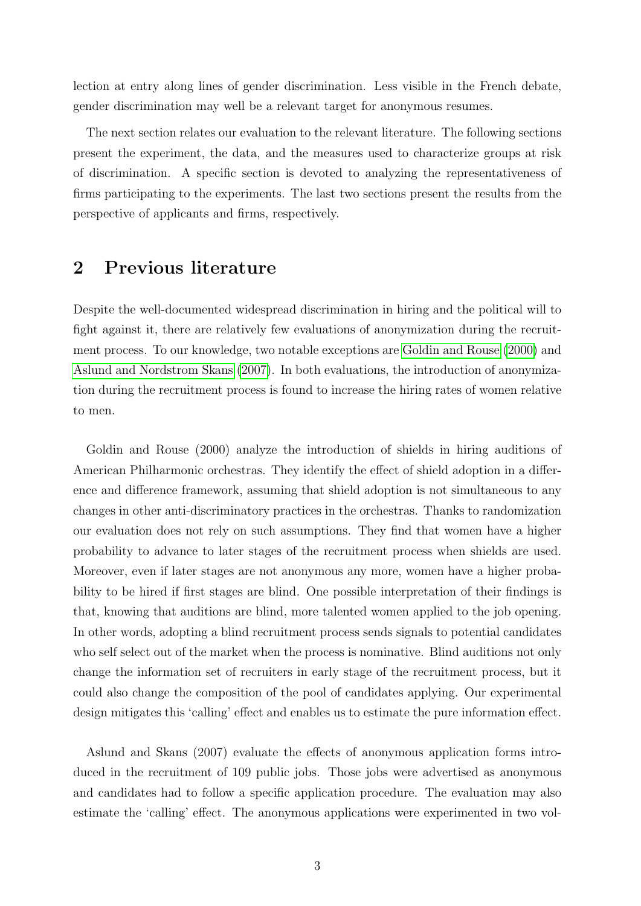lection at entry along lines of gender discrimination. Less visible in the French debate, gender discrimination may well be a relevant target for anonymous resumes.

The next section relates our evaluation to the relevant literature. The following sections present the experiment, the data, and the measures used to characterize groups at risk of discrimination. A specific section is devoted to analyzing the representativeness of firms participating to the experiments. The last two sections present the results from the perspective of applicants and firms, respectively.

## 2 Previous literature

Despite the well-documented widespread discrimination in hiring and the political will to fight against it, there are relatively few evaluations of anonymization during the recruitment process. To our knowledge, two notable exceptions are Goldin and Rouse (2000) and Aslund and Nordstrom Skans (2007). In both evaluations, the introduction of anonymization during the recruitment process is found to increase the hiring rates of women relative to men.

Goldin and Rouse (2000) analyze the introduction of shields in hiring auditions of American Philharmonic orchestras. They identify the effect of shield adoption in a difference and difference framework, assuming that shield adoption is not simultaneous to any changes in other anti-discriminatory practices in the orchestras. Thanks to randomization our evaluation does not rely on such assumptions. They find that women have a higher probability to advance to later stages of the recruitment process when shields are used. Moreover, even if later stages are not anonymous any more, women have a higher probability to be hired if first stages are blind. One possible interpretation of their findings is that, knowing that auditions are blind, more talented women applied to the job opening. In other words, adopting a blind recruitment process sends signals to potential candidates who self select out of the market when the process is nominative. Blind auditions not only change the information set of recruiters in early stage of the recruitment process, but it could also change the composition of the pool of candidates applying. Our experimental design mitigates this 'calling' effect and enables us to estimate the pure information effect.

Aslund and Skans (2007) evaluate the effects of anonymous application forms introduced in the recruitment of 109 public jobs. Those jobs were advertised as anonymous and candidates had to follow a specific application procedure. The evaluation may also estimate the 'calling' effect. The anonymous applications were experimented in two vol-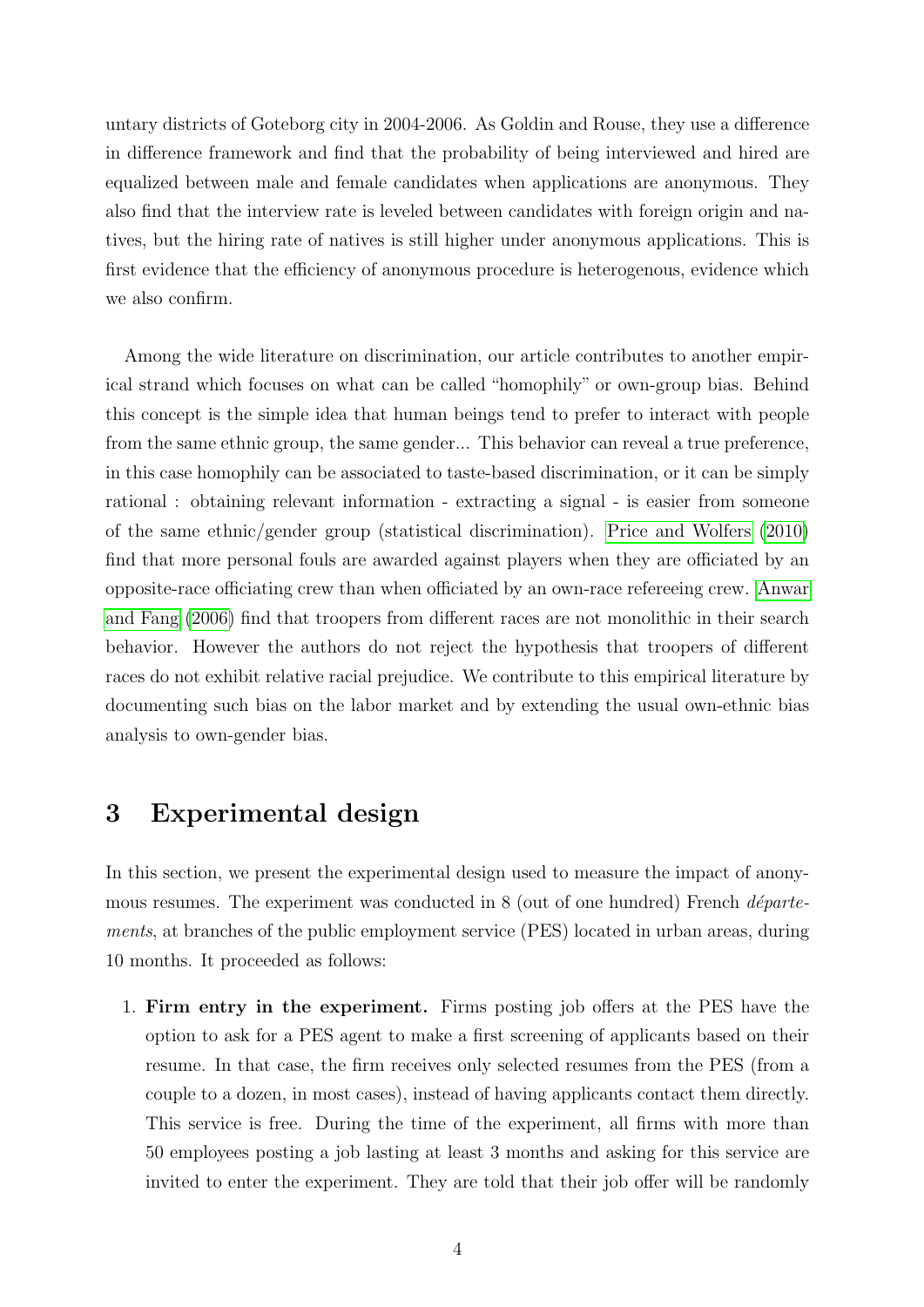untary districts of Goteborg city in 2004-2006. As Goldin and Rouse, they use a difference in difference framework and find that the probability of being interviewed and hired are equalized between male and female candidates when applications are anonymous. They also find that the interview rate is leveled between candidates with foreign origin and natives, but the hiring rate of natives is still higher under anonymous applications. This is first evidence that the efficiency of anonymous procedure is heterogenous, evidence which we also confirm.

Among the wide literature on discrimination, our article contributes to another empirical strand which focuses on what can be called "homophily" or own-group bias. Behind this concept is the simple idea that human beings tend to prefer to interact with people from the same ethnic group, the same gender... This behavior can reveal a true preference, in this case homophily can be associated to taste-based discrimination, or it can be simply rational : obtaining relevant information - extracting a signal - is easier from someone of the same ethnic/gender group (statistical discrimination). Price and Wolfers (2010) find that more personal fouls are awarded against players when they are officiated by an opposite-race officiating crew than when officiated by an own-race refereeing crew. Anwar and Fang (2006) find that troopers from different races are not monolithic in their search behavior. However the authors do not reject the hypothesis that troopers of different races do not exhibit relative racial prejudice. We contribute to this empirical literature by documenting such bias on the labor market and by extending the usual own-ethnic bias analysis to own-gender bias.

## 3 Experimental design

In this section, we present the experimental design used to measure the impact of anonymous resumes. The experiment was conducted in 8 (out of one hundred) French *départements*, at branches of the public employment service (PES) located in urban areas, during 10 months. It proceeded as follows:

1. **Firm entry in the experiment.** Firms posting job offers at the PES have the option to ask for a PES agent to make a first screening of applicants based on their resume. In that case, the firm receives only selected resumes from the PES (from a couple to a dozen, in most cases), instead of having applicants contact them directly. This service is free. During the time of the experiment, all firms with more than 50 employees posting a job lasting at least 3 months and asking for this service are invited to enter the experiment. They are told that their job offer will be randomly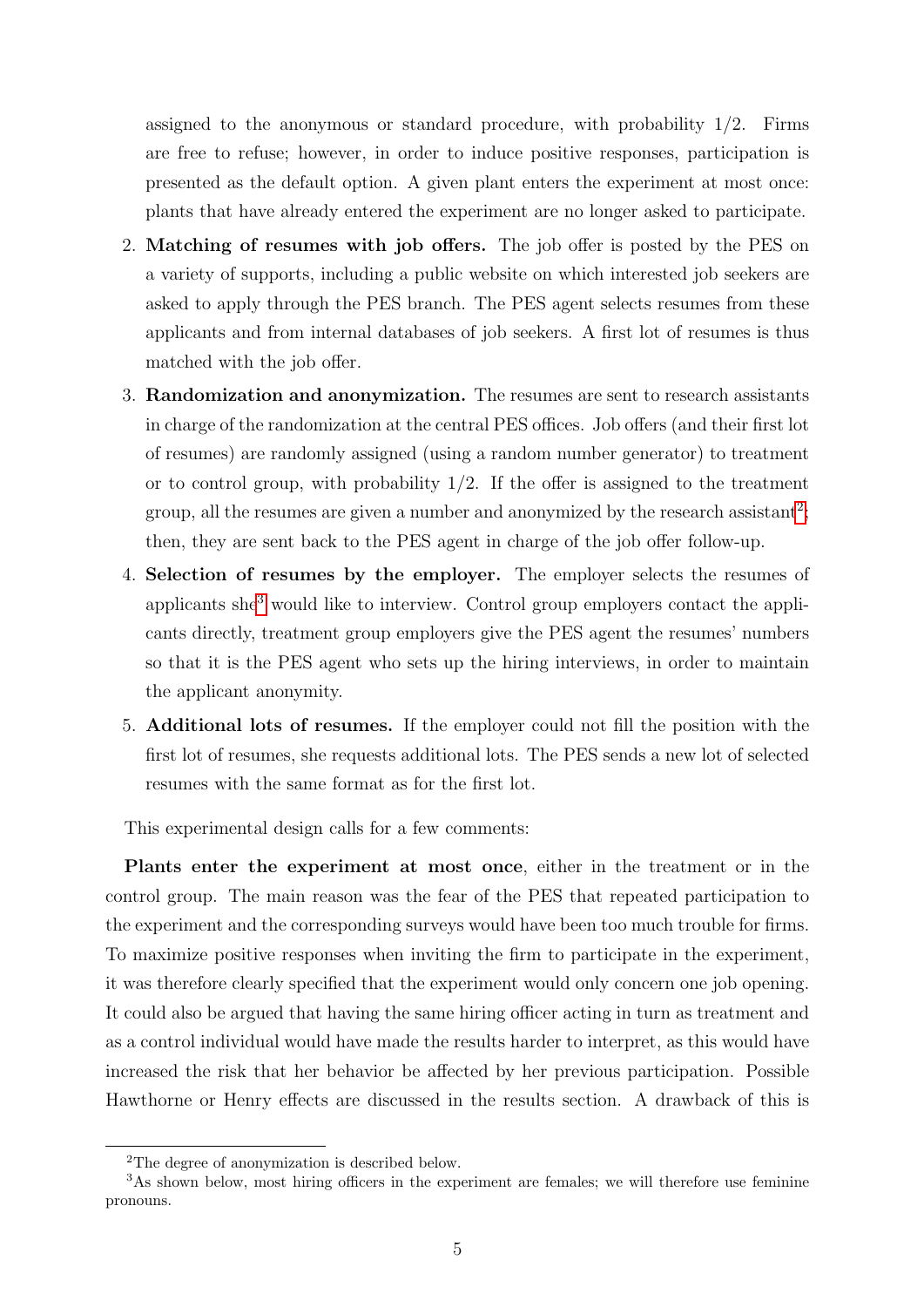assigned to the anonymous or standard procedure, with probability 1/2. Firms are free to refuse; however, in order to induce positive responses, participation is presented as the default option. A given plant enters the experiment at most once: plants that have already entered the experiment are no longer asked to participate.

2. **Matching of resumes with job offers.** The job offer is posted by the PES on a variety of supports, including a public website on which interested job seekers are asked to apply through the PES branch. The PES agent selects resumes from these applicants and from internal databases of job seekers. A first lot of resumes is thus matched with the job offer.

3. **Randomization and anonymization.** The resumes are sent to research assistants in charge of the randomization at the central PES offices. Job offers (and their first lot of resumes) are randomly assigned (using a random number generator) to treatment or to control group, with probability 1/2. If the offer is assigned to the treatment group, all the resumes are given a number and anonymized by the research assistant[2]; then, they are sent back to the PES agent in charge of the job offer follow-up.

4. **Selection of resumes by the employer.** The employer selects the resumes of applicants she[3] would like to interview. Control group employers contact the applicants directly, treatment group employers give the PES agent the resumes' numbers so that it is the PES agent who sets up the hiring interviews, in order to maintain the applicant anonymity.

5. **Additional lots of resumes.** If the employer could not fill the position with the first lot of resumes, she requests additional lots. The PES sends a new lot of selected resumes with the same format as for the first lot.

This experimental design calls for a few comments:

**Plants enter the experiment at most once**, either in the treatment or in the control group. The main reason was the fear of the PES that repeated participation to the experiment and the corresponding surveys would have been too much trouble for firms. To maximize positive responses when inviting the firm to participate in the experiment, it was therefore clearly specified that the experiment would only concern one job opening. It could also be argued that having the same hiring officer acting in turn as treatment and as a control individual would have made the results harder to interpret, as this would have increased the risk that her behavior be affected by her previous participation. Possible Hawthorne or Henry effects are discussed in the results section. A drawback of this is

[2]The degree of anonymization is described below.

[3]As shown below, most hiring officers in the experiment are females; we will therefore use feminine pronouns.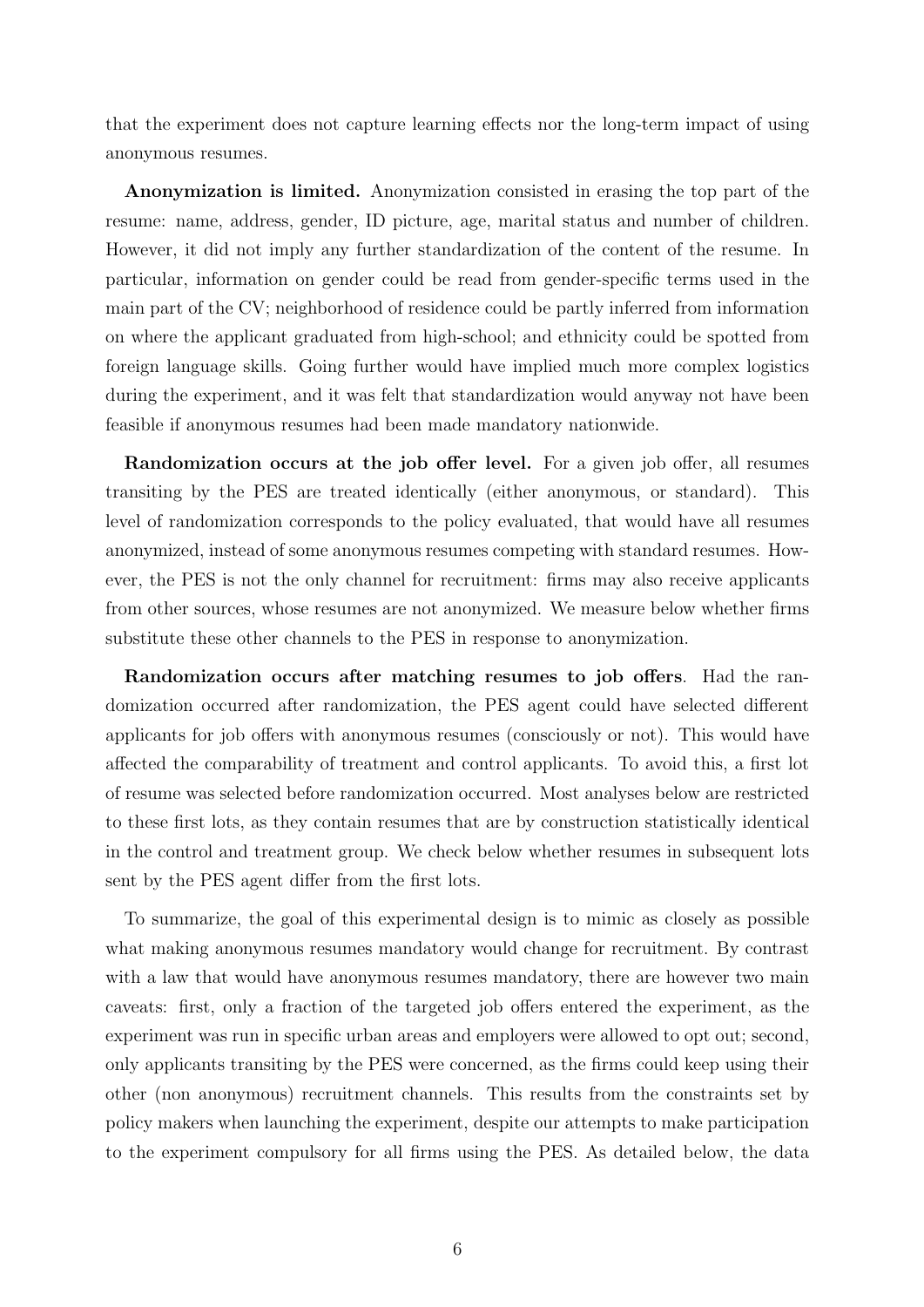that the experiment does not capture learning effects nor the long-term impact of using anonymous resumes.

**Anonymization is limited.** Anonymization consisted in erasing the top part of the resume: name, address, gender, ID picture, age, marital status and number of children. However, it did not imply any further standardization of the content of the resume. In particular, information on gender could be read from gender-specific terms used in the main part of the CV; neighborhood of residence could be partly inferred from information on where the applicant graduated from high-school; and ethnicity could be spotted from foreign language skills. Going further would have implied much more complex logistics during the experiment, and it was felt that standardization would anyway not have been feasible if anonymous resumes had been made mandatory nationwide.

**Randomization occurs at the job offer level.** For a given job offer, all resumes transiting by the PES are treated identically (either anonymous, or standard). This level of randomization corresponds to the policy evaluated, that would have all resumes anonymized, instead of some anonymous resumes competing with standard resumes. However, the PES is not the only channel for recruitment: firms may also receive applicants from other sources, whose resumes are not anonymized. We measure below whether firms substitute these other channels to the PES in response to anonymization.

**Randomization occurs after matching resumes to job offers**. Had the randomization occurred after randomization, the PES agent could have selected different applicants for job offers with anonymous resumes (consciously or not). This would have affected the comparability of treatment and control applicants. To avoid this, a first lot of resume was selected before randomization occurred. Most analyses below are restricted to these first lots, as they contain resumes that are by construction statistically identical in the control and treatment group. We check below whether resumes in subsequent lots sent by the PES agent differ from the first lots.

To summarize, the goal of this experimental design is to mimic as closely as possible what making anonymous resumes mandatory would change for recruitment. By contrast with a law that would have anonymous resumes mandatory, there are however two main caveats: first, only a fraction of the targeted job offers entered the experiment, as the experiment was run in specific urban areas and employers were allowed to opt out; second, only applicants transiting by the PES were concerned, as the firms could keep using their other (non anonymous) recruitment channels. This results from the constraints set by policy makers when launching the experiment, despite our attempts to make participation to the experiment compulsory for all firms using the PES. As detailed below, the data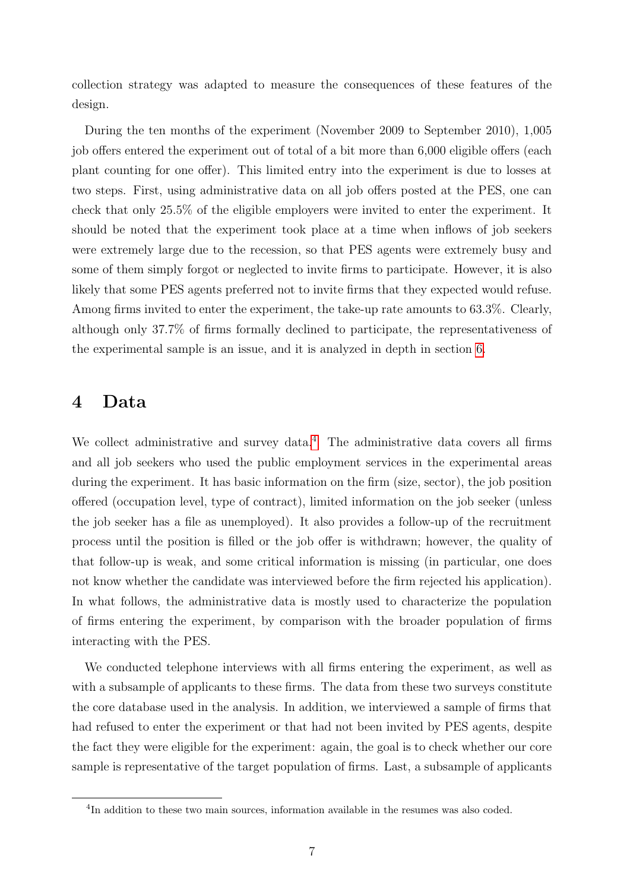collection strategy was adapted to measure the consequences of these features of the design.

During the ten months of the experiment (November 2009 to September 2010), 1,005 job offers entered the experiment out of total of a bit more than 6,000 eligible offers (each plant counting for one offer). This limited entry into the experiment is due to losses at two steps. First, using administrative data on all job offers posted at the PES, one can check that only 25.5% of the eligible employers were invited to enter the experiment. It should be noted that the experiment took place at a time when inflows of job seekers were extremely large due to the recession, so that PES agents were extremely busy and some of them simply forgot or neglected to invite firms to participate. However, it is also likely that some PES agents preferred not to invite firms that they expected would refuse. Among firms invited to enter the experiment, the take-up rate amounts to 63.3%. Clearly, although only 37.7% of firms formally declined to participate, the representativeness of the experimental sample is an issue, and it is analyzed in depth in section 6.

# 4 Data

We collect administrative and survey data.[4] The administrative data covers all firms and all job seekers who used the public employment services in the experimental areas during the experiment. It has basic information on the firm (size, sector), the job position offered (occupation level, type of contract), limited information on the job seeker (unless the job seeker has a file as unemployed). It also provides a follow-up of the recruitment process until the position is filled or the job offer is withdrawn; however, the quality of that follow-up is weak, and some critical information is missing (in particular, one does not know whether the candidate was interviewed before the firm rejected his application). In what follows, the administrative data is mostly used to characterize the population of firms entering the experiment, by comparison with the broader population of firms interacting with the PES.

We conducted telephone interviews with all firms entering the experiment, as well as with a subsample of applicants to these firms. The data from these two surveys constitute the core database used in the analysis. In addition, we interviewed a sample of firms that had refused to enter the experiment or that had not been invited by PES agents, despite the fact they were eligible for the experiment: again, the goal is to check whether our core sample is representative of the target population of firms. Last, a subsample of applicants

[4] In addition to these two main sources, information available in the resumes was also coded.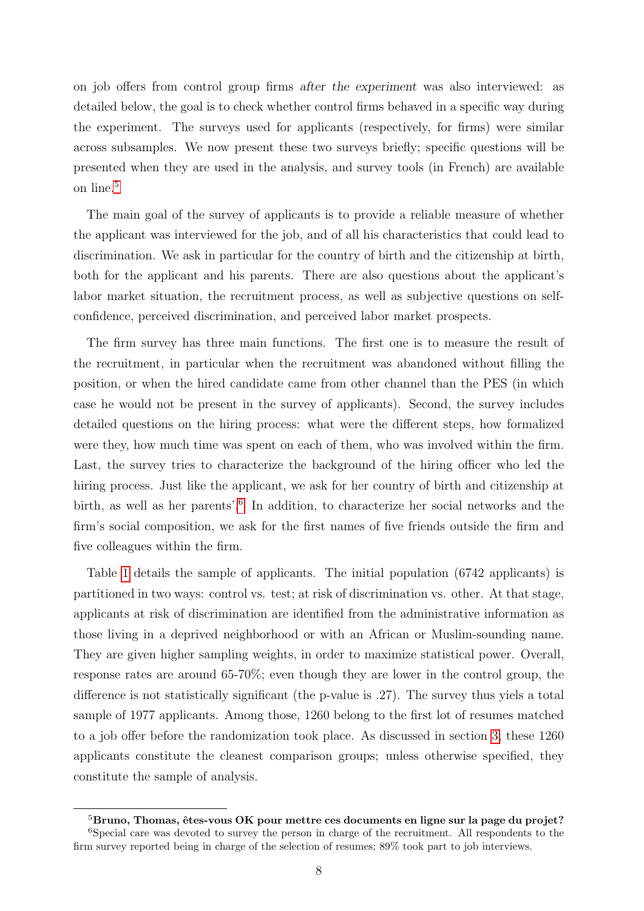on job offers from control group firms *after the experiment* was also interviewed: as detailed below, the goal is to check whether control firms behaved in a specific way during the experiment. The surveys used for applicants (respectively, for firms) were similar across subsamples. We now present these two surveys briefly; specific questions will be presented when they are used in the analysis, and survey tools (in French) are available on line.[5]

The main goal of the survey of applicants is to provide a reliable measure of whether the applicant was interviewed for the job, and of all his characteristics that could lead to discrimination. We ask in particular for the country of birth and the citizenship at birth, both for the applicant and his parents. There are also questions about the applicant's labor market situation, the recruitment process, as well as subjective questions on self-confidence, perceived discrimination, and perceived labor market prospects.

The firm survey has three main functions. The first one is to measure the result of the recruitment, in particular when the recruitment was abandoned without filling the position, or when the hired candidate came from other channel than the PES (in which case he would not be present in the survey of applicants). Second, the survey includes detailed questions on the hiring process: what were the different steps, how formalized were they, how much time was spent on each of them, who was involved within the firm. Last, the survey tries to characterize the background of the hiring officer who led the hiring process. Just like the applicant, we ask for her country of birth and citizenship at birth, as well as her parents'.[6] In addition, to characterize her social networks and the firm's social composition, we ask for the first names of five friends outside the firm and five colleagues within the firm.

Table 1 details the sample of applicants. The initial population (6742 applicants) is partitioned in two ways: control vs. test; at risk of discrimination vs. other. At that stage, applicants at risk of discrimination are identified from the administrative information as those living in a deprived neighborhood or with an African or Muslim-sounding name. They are given higher sampling weights, in order to maximize statistical power. Overall, response rates are around 65-70%; even though they are lower in the control group, the difference is not statistically significant (the p-value is .27). The survey thus yiels a total sample of 1977 applicants. Among those, 1260 belong to the first lot of resumes matched to a job offer before the randomization took place. As discussed in section 3, these 1260 applicants constitute the cleanest comparison groups; unless otherwise specified, they constitute the sample of analysis.

[5] **Bruno, Thomas, êtes-vous OK pour mettre ces documents en ligne sur la page du projet?**

[6] Special care was devoted to survey the person in charge of the recruitment. All respondents to the firm survey reported being in charge of the selection of resumes; 89% took part to job interviews.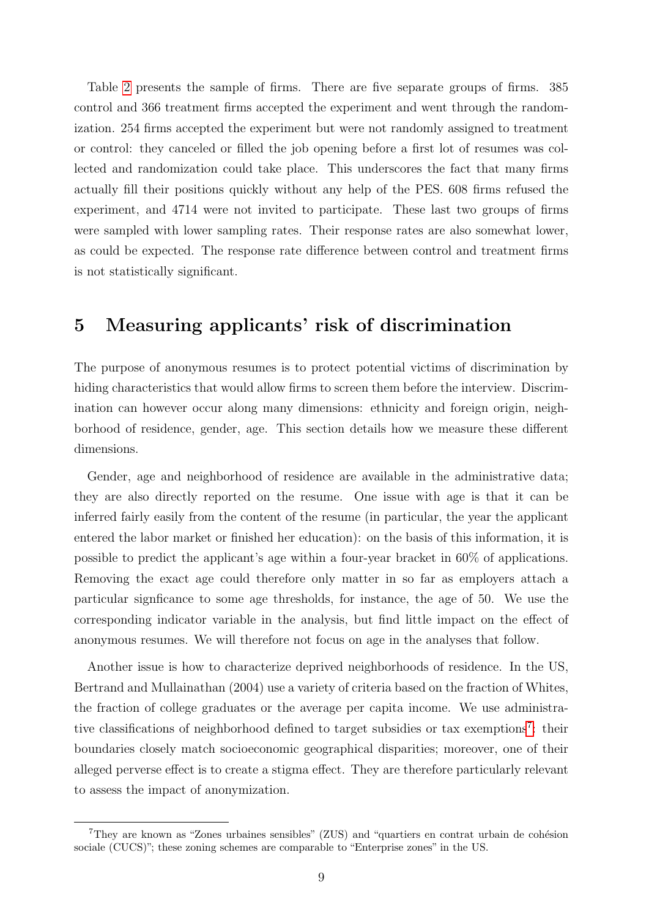Table 2 presents the sample of firms. There are five separate groups of firms. 385 control and 366 treatment firms accepted the experiment and went through the randomization. 254 firms accepted the experiment but were not randomly assigned to treatment or control: they canceled or filled the job opening before a first lot of resumes was collected and randomization could take place. This underscores the fact that many firms actually fill their positions quickly without any help of the PES. 608 firms refused the experiment, and 4714 were not invited to participate. These last two groups of firms were sampled with lower sampling rates. Their response rates are also somewhat lower, as could be expected. The response rate difference between control and treatment firms is not statistically significant.

## 5 Measuring applicants' risk of discrimination

The purpose of anonymous resumes is to protect potential victims of discrimination by hiding characteristics that would allow firms to screen them before the interview. Discrimination can however occur along many dimensions: ethnicity and foreign origin, neighborhood of residence, gender, age. This section details how we measure these different dimensions.

Gender, age and neighborhood of residence are available in the administrative data; they are also directly reported on the resume. One issue with age is that it can be inferred fairly easily from the content of the resume (in particular, the year the applicant entered the labor market or finished her education): on the basis of this information, it is possible to predict the applicant's age within a four-year bracket in 60% of applications. Removing the exact age could therefore only matter in so far as employers attach a particular signficance to some age thresholds, for instance, the age of 50. We use the corresponding indicator variable in the analysis, but find little impact on the effect of anonymous resumes. We will therefore not focus on age in the analyses that follow.

Another issue is how to characterize deprived neighborhoods of residence. In the US, Bertrand and Mullainathan (2004) use a variety of criteria based on the fraction of Whites, the fraction of college graduates or the average per capita income. We use administrative classifications of neighborhood defined to target subsidies or tax exemptions[7]; their boundaries closely match socioeconomic geographical disparities; moreover, one of their alleged perverse effect is to create a stigma effect. They are therefore particularly relevant to assess the impact of anonymization.

[7] They are known as "Zones urbaines sensibles" (ZUS) and "quartiers en contrat urbain de cohésion sociale (CUCS)"; these zoning schemes are comparable to "Enterprise zones" in the US.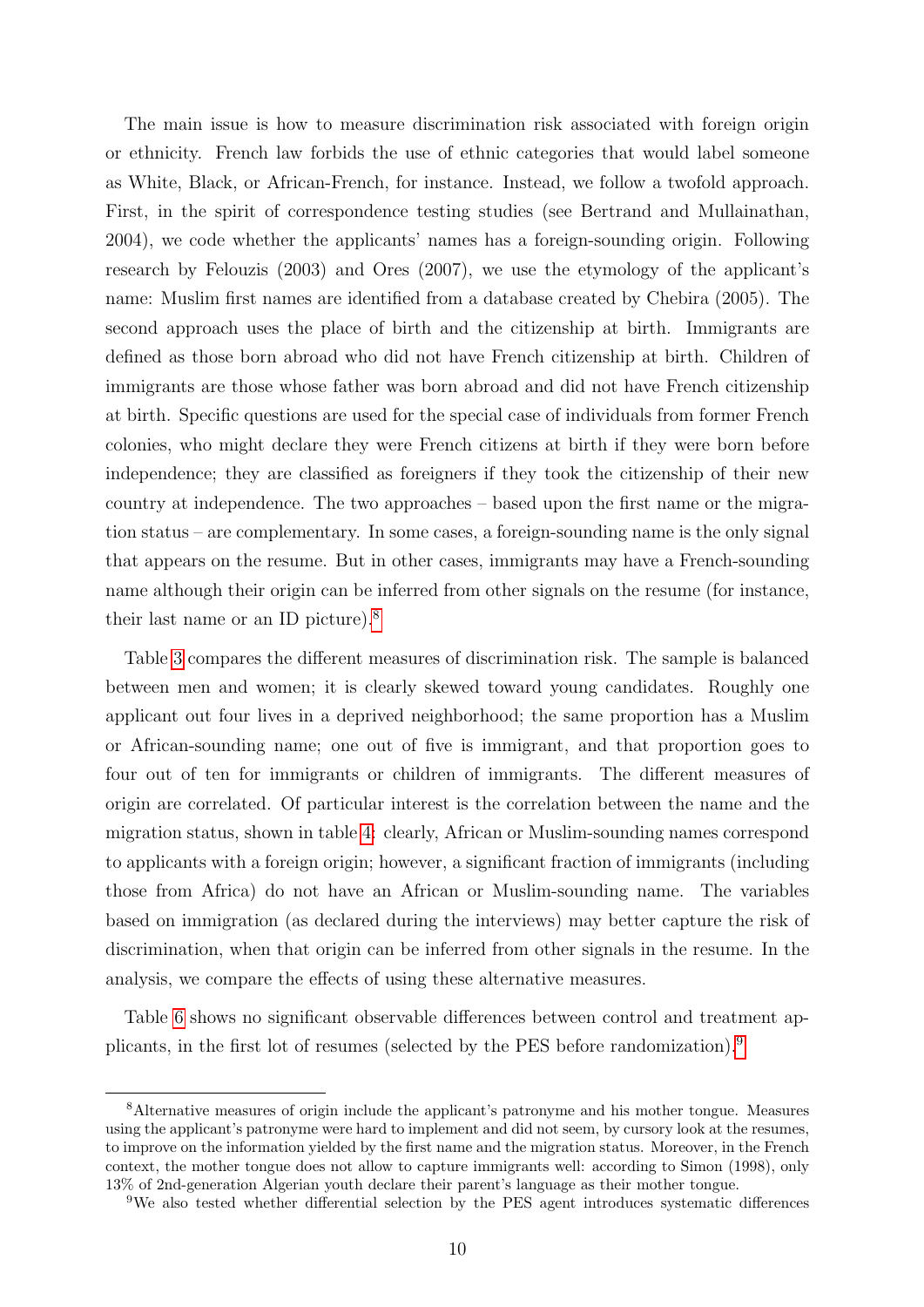The main issue is how to measure discrimination risk associated with foreign origin or ethnicity. French law forbids the use of ethnic categories that would label someone as White, Black, or African-French, for instance. Instead, we follow a twofold approach. First, in the spirit of correspondence testing studies (see Bertrand and Mullainathan, 2004), we code whether the applicants' names has a foreign-sounding origin. Following research by Felouzis (2003) and Ores (2007), we use the etymology of the applicant's name: Muslim first names are identified from a database created by Chebira (2005). The second approach uses the place of birth and the citizenship at birth. Immigrants are defined as those born abroad who did not have French citizenship at birth. Children of immigrants are those whose father was born abroad and did not have French citizenship at birth. Specific questions are used for the special case of individuals from former French colonies, who might declare they were French citizens at birth if they were born before independence; they are classified as foreigners if they took the citizenship of their new country at independence. The two approaches – based upon the first name or the migration status – are complementary. In some cases, a foreign-sounding name is the only signal that appears on the resume. But in other cases, immigrants may have a French-sounding name although their origin can be inferred from other signals on the resume (for instance, their last name or an ID picture).[8]

Table 3 compares the different measures of discrimination risk. The sample is balanced between men and women; it is clearly skewed toward young candidates. Roughly one applicant out four lives in a deprived neighborhood; the same proportion has a Muslim or African-sounding name; one out of five is immigrant, and that proportion goes to four out of ten for immigrants or children of immigrants. The different measures of origin are correlated. Of particular interest is the correlation between the name and the migration status, shown in table 4: clearly, African or Muslim-sounding names correspond to applicants with a foreign origin; however, a significant fraction of immigrants (including those from Africa) do not have an African or Muslim-sounding name. The variables based on immigration (as declared during the interviews) may better capture the risk of discrimination, when that origin can be inferred from other signals in the resume. In the analysis, we compare the effects of using these alternative measures.

Table 6 shows no significant observable differences between control and treatment applicants, in the first lot of resumes (selected by the PES before randomization).[9]

---

[8]Alternative measures of origin include the applicant's patronyme and his mother tongue. Measures using the applicant's patronyme were hard to implement and did not seem, by cursory look at the resumes, to improve on the information yielded by the first name and the migration status. Moreover, in the French context, the mother tongue does not allow to capture immigrants well: according to Simon (1998), only 13% of 2nd-generation Algerian youth declare their parent's language as their mother tongue.

[9]We also tested whether differential selection by the PES agent introduces systematic differences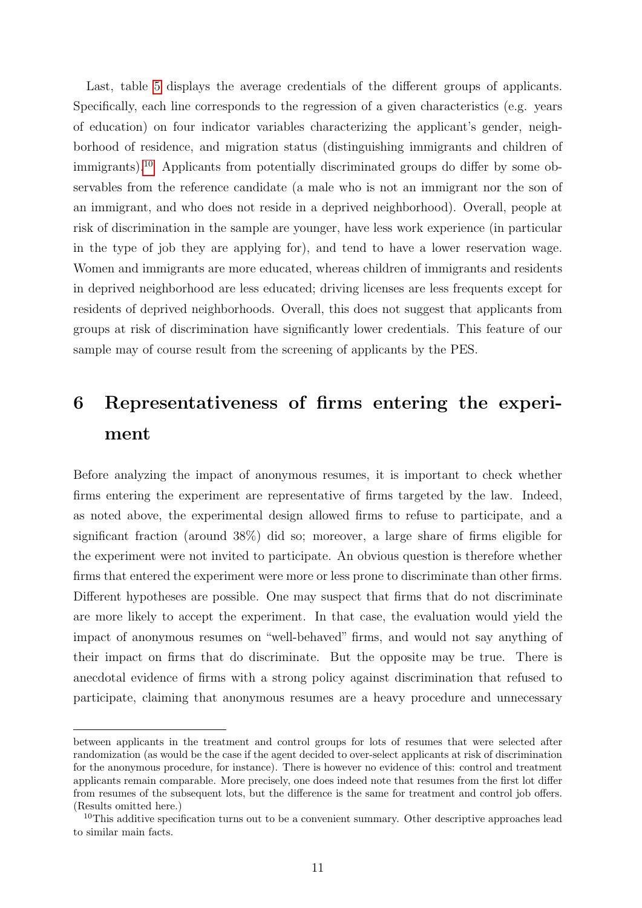Last, table 5 displays the average credentials of the different groups of applicants. Specifically, each line corresponds to the regression of a given characteristics (e.g. years of education) on four indicator variables characterizing the applicant's gender, neighborhood of residence, and migration status (distinguishing immigrants and children of immigrants).[10] Applicants from potentially discriminated groups do differ by some observables from the reference candidate (a male who is not an immigrant nor the son of an immigrant, and who does not reside in a deprived neighborhood). Overall, people at risk of discrimination in the sample are younger, have less work experience (in particular in the type of job they are applying for), and tend to have a lower reservation wage. Women and immigrants are more educated, whereas children of immigrants and residents in deprived neighborhood are less educated; driving licenses are less frequents except for residents of deprived neighborhoods. Overall, this does not suggest that applicants from groups at risk of discrimination have significantly lower credentials. This feature of our sample may of course result from the screening of applicants by the PES.

# 6 Representativeness of firms entering the experiment

Before analyzing the impact of anonymous resumes, it is important to check whether firms entering the experiment are representative of firms targeted by the law. Indeed, as noted above, the experimental design allowed firms to refuse to participate, and a significant fraction (around 38%) did so; moreover, a large share of firms eligible for the experiment were not invited to participate. An obvious question is therefore whether firms that entered the experiment were more or less prone to discriminate than other firms. Different hypotheses are possible. One may suspect that firms that do not discriminate are more likely to accept the experiment. In that case, the evaluation would yield the impact of anonymous resumes on "well-behaved" firms, and would not say anything of their impact on firms that do discriminate. But the opposite may be true. There is anecdotal evidence of firms with a strong policy against discrimination that refused to participate, claiming that anonymous resumes are a heavy procedure and unnecessary

between applicants in the treatment and control groups for lots of resumes that were selected after randomization (as would be the case if the agent decided to over-select applicants at risk of discrimination for the anonymous procedure, for instance). There is however no evidence of this: control and treatment applicants remain comparable. More precisely, one does indeed note that resumes from the first lot differ from resumes of the subsequent lots, but the difference is the same for treatment and control job offers. (Results omitted here.)

[10] This additive specification turns out to be a convenient summary. Other descriptive approaches lead to similar main facts.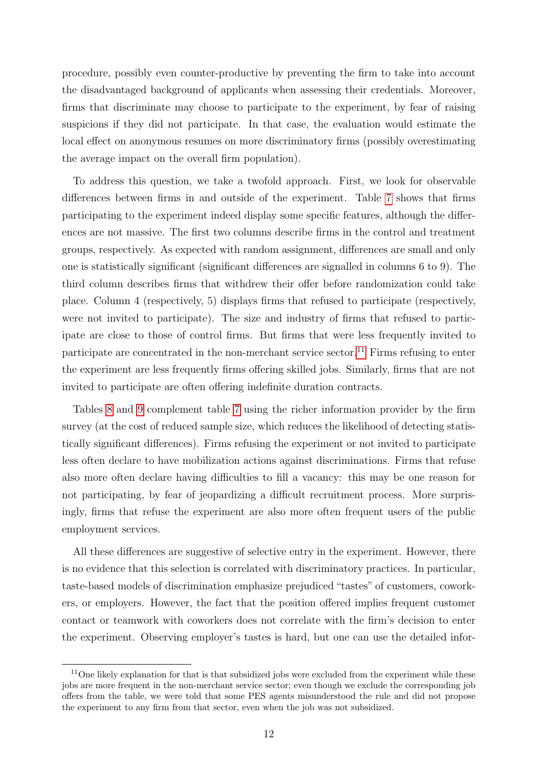procedure, possibly even counter-productive by preventing the firm to take into account the disadvantaged background of applicants when assessing their credentials. Moreover, firms that discriminate may choose to participate to the experiment, by fear of raising suspicions if they did not participate. In that case, the evaluation would estimate the local effect on anonymous resumes on more discriminatory firms (possibly overestimating the average impact on the overall firm population).

To address this question, we take a twofold approach. First, we look for observable differences between firms in and outside of the experiment. Table 7 shows that firms participating to the experiment indeed display some specific features, although the differences are not massive. The first two columns describe firms in the control and treatment groups, respectively. As expected with random assignment, differences are small and only one is statistically significant (significant differences are signalled in columns 6 to 9). The third column describes firms that withdrew their offer before randomization could take place. Column 4 (respectively, 5) displays firms that refused to participate (respectively, were not invited to participate). The size and industry of firms that refused to participate are close to those of control firms. But firms that were less frequently invited to participate are concentrated in the non-merchant service sector.[11] Firms refusing to enter the experiment are less frequently firms offering skilled jobs. Similarly, firms that are not invited to participate are often offering indefinite duration contracts.

Tables 8 and 9 complement table 7 using the richer information provider by the firm survey (at the cost of reduced sample size, which reduces the likelihood of detecting statistically significant differences). Firms refusing the experiment or not invited to participate less often declare to have mobilization actions against discriminations. Firms that refuse also more often declare having difficulties to fill a vacancy: this may be one reason for not participating, by fear of jeopardizing a difficult recruitment process. More surprisingly, firms that refuse the experiment are also more often frequent users of the public employment services.

All these differences are suggestive of selective entry in the experiment. However, there is no evidence that this selection is correlated with discriminatory practices. In particular, taste-based models of discrimination emphasize prejudiced "tastes" of customers, coworkers, or employers. However, the fact that the position offered implies frequent customer contact or teamwork with coworkers does not correlate with the firm's decision to enter the experiment. Observing employer's tastes is hard, but one can use the detailed infor-

[11] One likely explanation for that is that subsidized jobs were excluded from the experiment while these jobs are more frequent in the non-merchant service sector; even though we exclude the corresponding job offers from the table, we were told that some PES agents misunderstood the rule and did not propose the experiment to any firm from that sector, even when the job was not subsidized.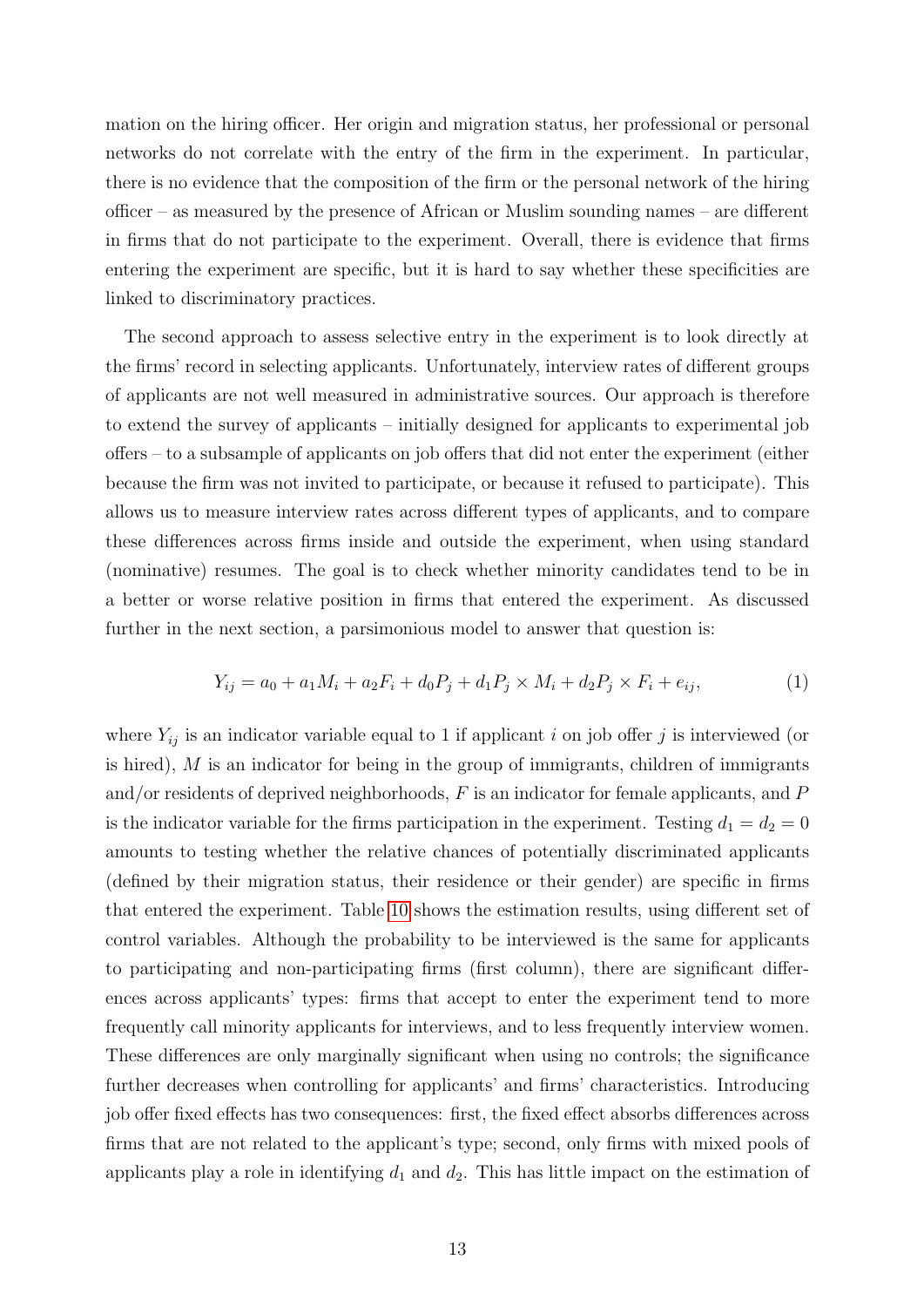mation on the hiring officer. Her origin and migration status, her professional or personal networks do not correlate with the entry of the firm in the experiment. In particular, there is no evidence that the composition of the firm or the personal network of the hiring officer – as measured by the presence of African or Muslim sounding names – are different in firms that do not participate to the experiment. Overall, there is evidence that firms entering the experiment are specific, but it is hard to say whether these specificities are linked to discriminatory practices.

The second approach to assess selective entry in the experiment is to look directly at the firms' record in selecting applicants. Unfortunately, interview rates of different groups of applicants are not well measured in administrative sources. Our approach is therefore to extend the survey of applicants – initially designed for applicants to experimental job offers – to a subsample of applicants on job offers that did not enter the experiment (either because the firm was not invited to participate, or because it refused to participate). This allows us to measure interview rates across different types of applicants, and to compare these differences across firms inside and outside the experiment, when using standard (nominative) resumes. The goal is to check whether minority candidates tend to be in a better or worse relative position in firms that entered the experiment. As discussed further in the next section, a parsimonious model to answer that question is:

$$Y_{ij} = a_0 + a_1 M_i + a_2 F_i + d_0 P_j + d_1 P_j \times M_i + d_2 P_j \times F_i + e_{ij}, \tag{1}$$

where $Y_{ij}$ is an indicator variable equal to 1 if applicant $i$ on job offer $j$ is interviewed (or is hired), $M$ is an indicator for being in the group of immigrants, children of immigrants and/or residents of deprived neighborhoods, $F$ is an indicator for female applicants, and $P$ is the indicator variable for the firms participation in the experiment. Testing $d_1 = d_2 = 0$ amounts to testing whether the relative chances of potentially discriminated applicants (defined by their migration status, their residence or their gender) are specific in firms that entered the experiment. Table 10 shows the estimation results, using different set of control variables. Although the probability to be interviewed is the same for applicants to participating and non-participating firms (first column), there are significant differences across applicants' types: firms that accept to enter the experiment tend to more frequently call minority applicants for interviews, and to less frequently interview women. These differences are only marginally significant when using no controls; the significance further decreases when controlling for applicants' and firms' characteristics. Introducing job offer fixed effects has two consequences: first, the fixed effect absorbs differences across firms that are not related to the applicant's type; second, only firms with mixed pools of applicants play a role in identifying $d_1$ and $d_2$. This has little impact on the estimation of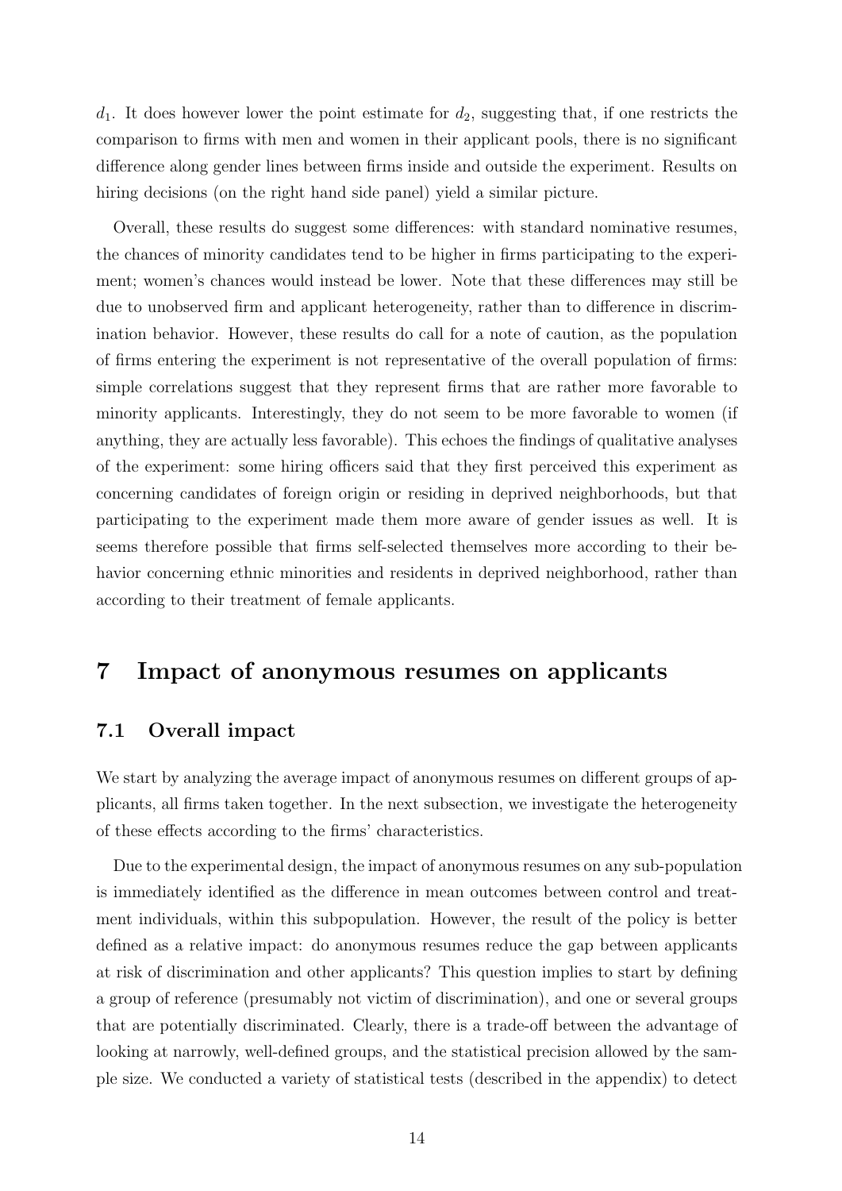$d_1$. It does however lower the point estimate for $d_2$, suggesting that, if one restricts the comparison to firms with men and women in their applicant pools, there is no significant difference along gender lines between firms inside and outside the experiment. Results on hiring decisions (on the right hand side panel) yield a similar picture.

Overall, these results do suggest some differences: with standard nominative resumes, the chances of minority candidates tend to be higher in firms participating to the experiment; women's chances would instead be lower. Note that these differences may still be due to unobserved firm and applicant heterogeneity, rather than to difference in discrimination behavior. However, these results do call for a note of caution, as the population of firms entering the experiment is not representative of the overall population of firms: simple correlations suggest that they represent firms that are rather more favorable to minority applicants. Interestingly, they do not seem to be more favorable to women (if anything, they are actually less favorable). This echoes the findings of qualitative analyses of the experiment: some hiring officers said that they first perceived this experiment as concerning candidates of foreign origin or residing in deprived neighborhoods, but that participating to the experiment made them more aware of gender issues as well. It is seems therefore possible that firms self-selected themselves more according to their behavior concerning ethnic minorities and residents in deprived neighborhood, rather than according to their treatment of female applicants.

# 7 Impact of anonymous resumes on applicants

## 7.1 Overall impact

We start by analyzing the average impact of anonymous resumes on different groups of applicants, all firms taken together. In the next subsection, we investigate the heterogeneity of these effects according to the firms' characteristics.

Due to the experimental design, the impact of anonymous resumes on any sub-population is immediately identified as the difference in mean outcomes between control and treatment individuals, within this subpopulation. However, the result of the policy is better defined as a relative impact: do anonymous resumes reduce the gap between applicants at risk of discrimination and other applicants? This question implies to start by defining a group of reference (presumably not victim of discrimination), and one or several groups that are potentially discriminated. Clearly, there is a trade-off between the advantage of looking at narrowly, well-defined groups, and the statistical precision allowed by the sample size. We conducted a variety of statistical tests (described in the appendix) to detect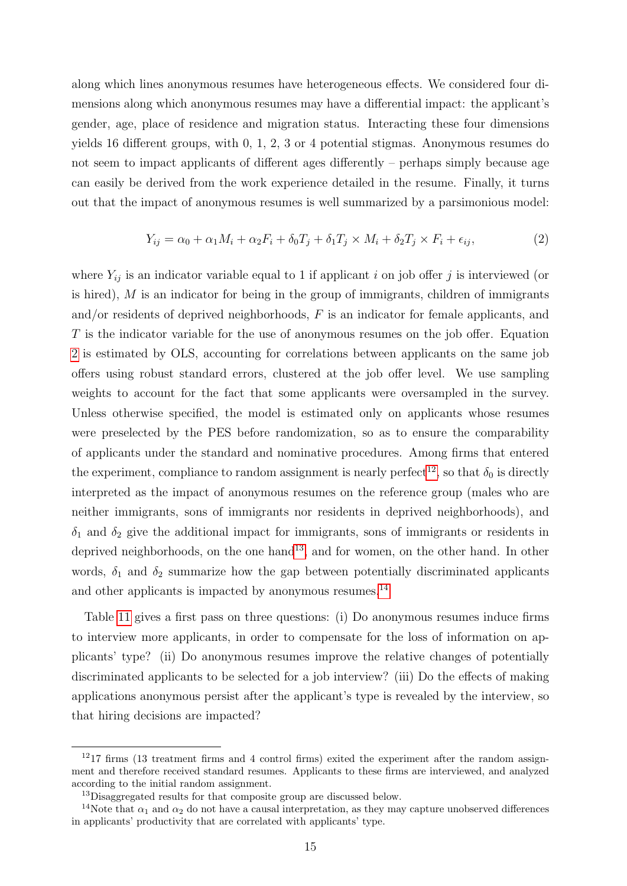along which lines anonymous resumes have heterogeneous effects. We considered four dimensions along which anonymous resumes may have a differential impact: the applicant's gender, age, place of residence and migration status. Interacting these four dimensions yields 16 different groups, with 0, 1, 2, 3 or 4 potential stigmas. Anonymous resumes do not seem to impact applicants of different ages differently – perhaps simply because age can easily be derived from the work experience detailed in the resume. Finally, it turns out that the impact of anonymous resumes is well summarized by a parsimonious model:

$$Y_{ij} = \alpha_0 + \alpha_1 M_i + \alpha_2 F_i + \delta_0 T_j + \delta_1 T_j \times M_i + \delta_2 T_j \times F_i + \epsilon_{ij}, \tag{2}$$

where $Y_{ij}$ is an indicator variable equal to 1 if applicant $i$ on job offer $j$ is interviewed (or is hired), $M$ is an indicator for being in the group of immigrants, children of immigrants and/or residents of deprived neighborhoods, $F$ is an indicator for female applicants, and $T$ is the indicator variable for the use of anonymous resumes on the job offer. Equation 2 is estimated by OLS, accounting for correlations between applicants on the same job offers using robust standard errors, clustered at the job offer level. We use sampling weights to account for the fact that some applicants were oversampled in the survey. Unless otherwise specified, the model is estimated only on applicants whose resumes were preselected by the PES before randomization, so as to ensure the comparability of applicants under the standard and nominative procedures. Among firms that entered the experiment, compliance to random assignment is nearly perfect[12], so that $\delta_0$ is directly interpreted as the impact of anonymous resumes on the reference group (males who are neither immigrants, sons of immigrants nor residents in deprived neighborhoods), and $\delta_1$ and $\delta_2$ give the additional impact for immigrants, sons of immigrants or residents in deprived neighborhoods, on the one hand[13], and for women, on the other hand. In other words, $\delta_1$ and $\delta_2$ summarize how the gap between potentially discriminated applicants and other applicants is impacted by anonymous resumes.[14]

Table 11 gives a first pass on three questions: (i) Do anonymous resumes induce firms to interview more applicants, in order to compensate for the loss of information on applicants' type? (ii) Do anonymous resumes improve the relative changes of potentially discriminated applicants to be selected for a job interview? (iii) Do the effects of making applications anonymous persist after the applicant's type is revealed by the interview, so that hiring decisions are impacted?

[12] 17 firms (13 treatment firms and 4 control firms) exited the experiment after the random assignment and therefore received standard resumes. Applicants to these firms are interviewed, and analyzed according to the initial random assignment.

[13] Disaggregated results for that composite group are discussed below.

[14] Note that $\alpha_1$ and $\alpha_2$ do not have a causal interpretation, as they may capture unobserved differences in applicants' productivity that are correlated with applicants' type.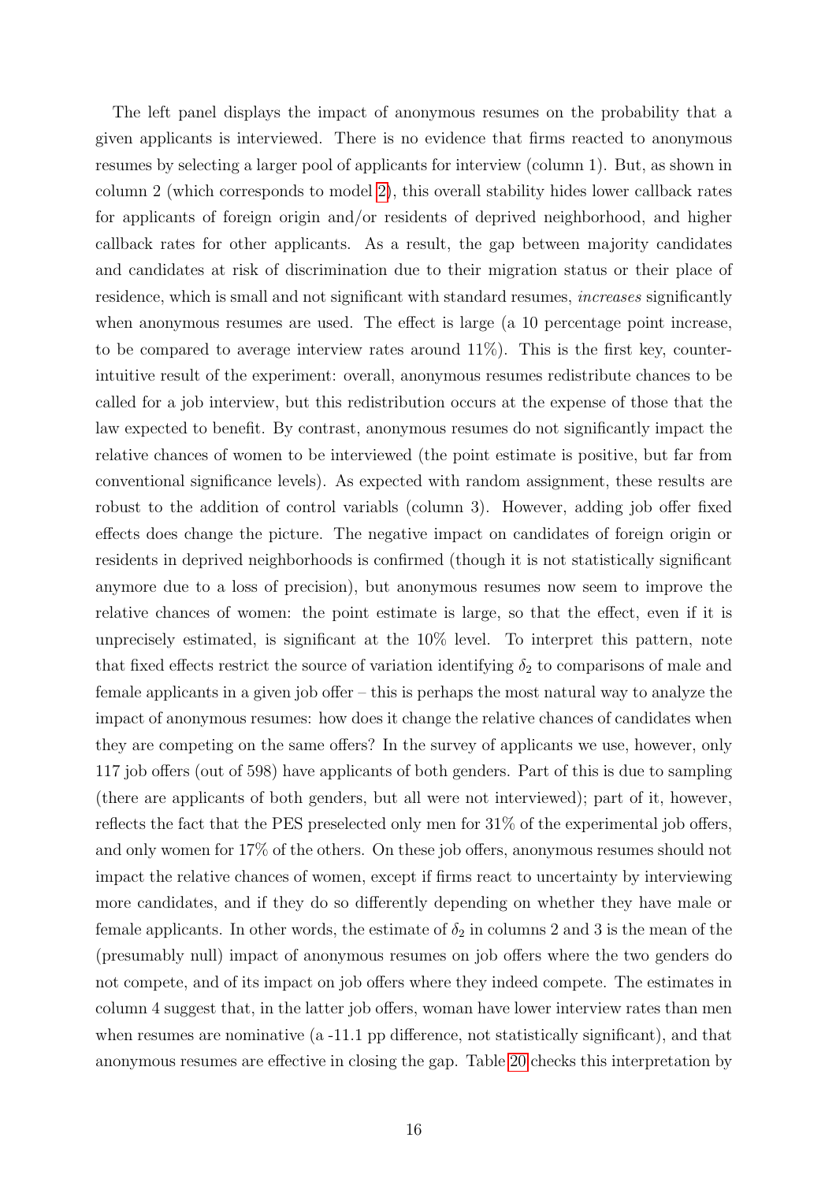The left panel displays the impact of anonymous resumes on the probability that a given applicants is interviewed. There is no evidence that firms reacted to anonymous resumes by selecting a larger pool of applicants for interview (column 1). But, as shown in column 2 (which corresponds to model 2), this overall stability hides lower callback rates for applicants of foreign origin and/or residents of deprived neighborhood, and higher callback rates for other applicants. As a result, the gap between majority candidates and candidates at risk of discrimination due to their migration status or their place of residence, which is small and not significant with standard resumes, *increases* significantly when anonymous resumes are used. The effect is large (a 10 percentage point increase, to be compared to average interview rates around 11%). This is the first key, counter-intuitive result of the experiment: overall, anonymous resumes redistribute chances to be called for a job interview, but this redistribution occurs at the expense of those that the law expected to benefit. By contrast, anonymous resumes do not significantly impact the relative chances of women to be interviewed (the point estimate is positive, but far from conventional significance levels). As expected with random assignment, these results are robust to the addition of control variabls (column 3). However, adding job offer fixed effects does change the picture. The negative impact on candidates of foreign origin or residents in deprived neighborhoods is confirmed (though it is not statistically significant anymore due to a loss of precision), but anonymous resumes now seem to improve the relative chances of women: the point estimate is large, so that the effect, even if it is unprecisely estimated, is significant at the 10% level. To interpret this pattern, note that fixed effects restrict the source of variation identifying $\delta_2$ to comparisons of male and female applicants in a given job offer – this is perhaps the most natural way to analyze the impact of anonymous resumes: how does it change the relative chances of candidates when they are competing on the same offers? In the survey of applicants we use, however, only 117 job offers (out of 598) have applicants of both genders. Part of this is due to sampling (there are applicants of both genders, but all were not interviewed); part of it, however, reflects the fact that the PES preselected only men for 31% of the experimental job offers, and only women for 17% of the others. On these job offers, anonymous resumes should not impact the relative chances of women, except if firms react to uncertainty by interviewing more candidates, and if they do so differently depending on whether they have male or female applicants. In other words, the estimate of $\delta_2$ in columns 2 and 3 is the mean of the (presumably null) impact of anonymous resumes on job offers where the two genders do not compete, and of its impact on job offers where they indeed compete. The estimates in column 4 suggest that, in the latter job offers, woman have lower interview rates than men when resumes are nominative (a -11.1 pp difference, not statistically significant), and that anonymous resumes are effective in closing the gap. Table 20 checks this interpretation by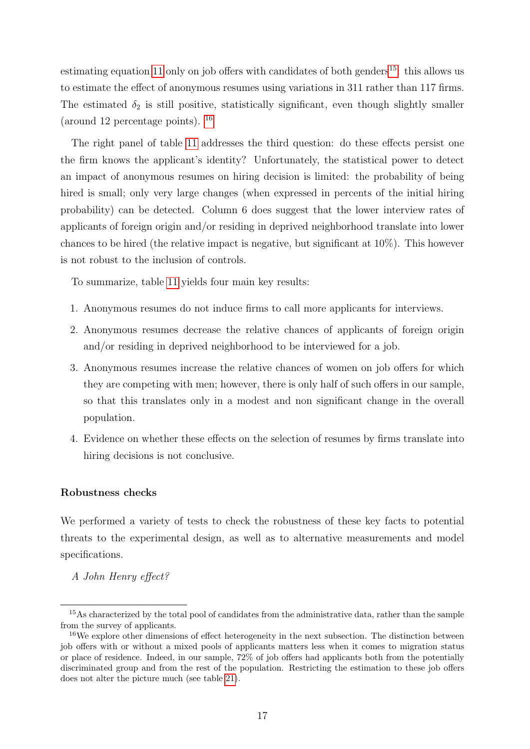estimating equation 11 only on job offers with candidates of both genders[15]: this allows us to estimate the effect of anonymous resumes using variations in 311 rather than 117 firms. The estimated $\delta_2$ is still positive, statistically significant, even though slightly smaller (around 12 percentage points). [16]

The right panel of table 11 addresses the third question: do these effects persist one the firm knows the applicant's identity? Unfortunately, the statistical power to detect an impact of anonymous resumes on hiring decision is limited: the probability of being hired is small; only very large changes (when expressed in percents of the initial hiring probability) can be detected. Column 6 does suggest that the lower interview rates of applicants of foreign origin and/or residing in deprived neighborhood translate into lower chances to be hired (the relative impact is negative, but significant at 10%). This however is not robust to the inclusion of controls.

To summarize, table 11 yields four main key results:

1. Anonymous resumes do not induce firms to call more applicants for interviews.
2. Anonymous resumes decrease the relative chances of applicants of foreign origin and/or residing in deprived neighborhood to be interviewed for a job.
3. Anonymous resumes increase the relative chances of women on job offers for which they are competing with men; however, there is only half of such offers in our sample, so that this translates only in a modest and non significant change in the overall population.
4. Evidence on whether these effects on the selection of resumes by firms translate into hiring decisions is not conclusive.

**Robustness checks**

We performed a variety of tests to check the robustness of these key facts to potential threats to the experimental design, as well as to alternative measurements and model specifications.

*A John Henry effect?*

[15] As characterized by the total pool of candidates from the administrative data, rather than the sample from the survey of applicants.

[16] We explore other dimensions of effect heterogeneity in the next subsection. The distinction between job offers with or without a mixed pools of applicants matters less when it comes to migration status or place of residence. Indeed, in our sample, 72% of job offers had applicants both from the potentially discriminated group and from the rest of the population. Restricting the estimation to these job offers does not alter the picture much (see table 21).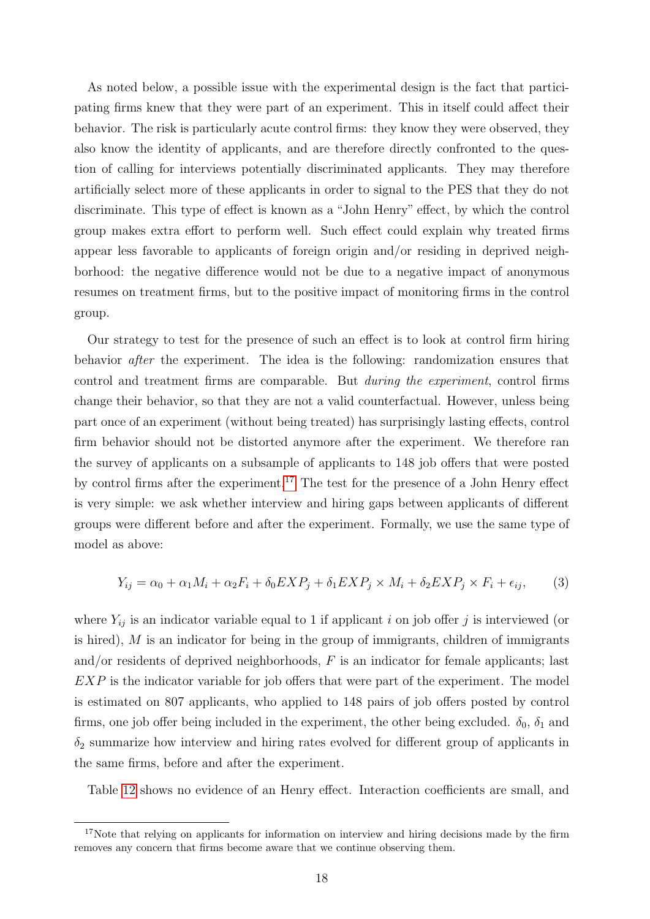As noted below, a possible issue with the experimental design is the fact that participating firms knew that they were part of an experiment. This in itself could affect their behavior. The risk is particularly acute control firms: they know they were observed, they also know the identity of applicants, and are therefore directly confronted to the question of calling for interviews potentially discriminated applicants. They may therefore artificially select more of these applicants in order to signal to the PES that they do not discriminate. This type of effect is known as a "John Henry" effect, by which the control group makes extra effort to perform well. Such effect could explain why treated firms appear less favorable to applicants of foreign origin and/or residing in deprived neighborhood: the negative difference would not be due to a negative impact of anonymous resumes on treatment firms, but to the positive impact of monitoring firms in the control group.

Our strategy to test for the presence of such an effect is to look at control firm hiring behavior *after* the experiment. The idea is the following: randomization ensures that control and treatment firms are comparable. But *during the experiment*, control firms change their behavior, so that they are not a valid counterfactual. However, unless being part once of an experiment (without being treated) has surprisingly lasting effects, control firm behavior should not be distorted anymore after the experiment. We therefore ran the survey of applicants on a subsample of applicants to 148 job offers that were posted by control firms after the experiment.[17] The test for the presence of a John Henry effect is very simple: we ask whether interview and hiring gaps between applicants of different groups were different before and after the experiment. Formally, we use the same type of model as above:

$$Y_{ij} = \alpha_0 + \alpha_1 M_i + \alpha_2 F_i + \delta_0 EXP_j + \delta_1 EXP_j \times M_i + \delta_2 EXP_j \times F_i + \epsilon_{ij}, \qquad (3)$$

where $Y_{ij}$ is an indicator variable equal to 1 if applicant $i$ on job offer $j$ is interviewed (or is hired), $M$ is an indicator for being in the group of immigrants, children of immigrants and/or residents of deprived neighborhoods, $F$ is an indicator for female applicants; last $EXP$ is the indicator variable for job offers that were part of the experiment. The model is estimated on 807 applicants, who applied to 148 pairs of job offers posted by control firms, one job offer being included in the experiment, the other being excluded. $\delta_0$, $\delta_1$ and $\delta_2$ summarize how interview and hiring rates evolved for different group of applicants in the same firms, before and after the experiment.

Table 12 shows no evidence of an Henry effect. Interaction coefficients are small, and

[17] Note that relying on applicants for information on interview and hiring decisions made by the firm removes any concern that firms become aware that we continue observing them.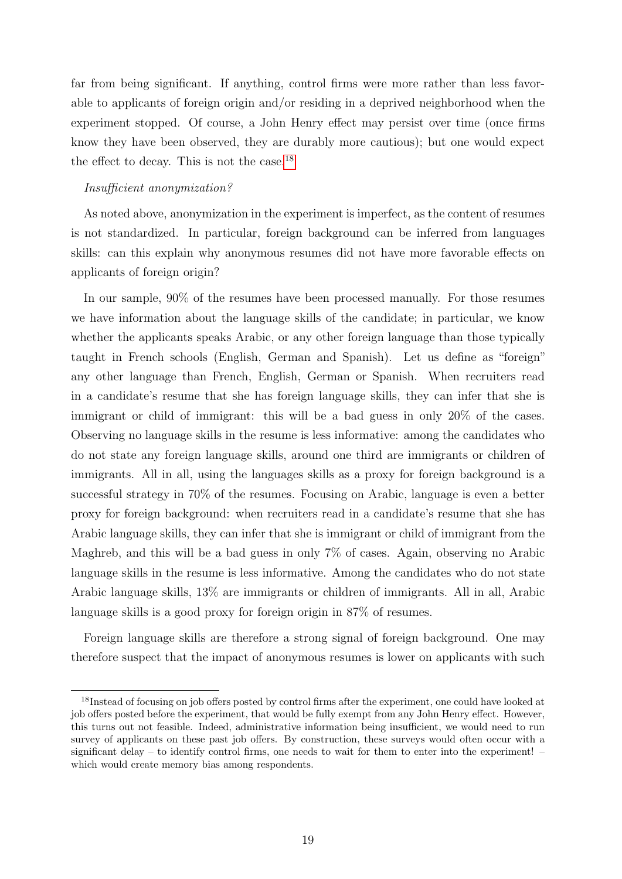far from being significant. If anything, control firms were more rather than less favorable to applicants of foreign origin and/or residing in a deprived neighborhood when the experiment stopped. Of course, a John Henry effect may persist over time (once firms know they have been observed, they are durably more cautious); but one would expect the effect to decay. This is not the case.[18]

*Insufficient anonymization?*

As noted above, anonymization in the experiment is imperfect, as the content of resumes is not standardized. In particular, foreign background can be inferred from languages skills: can this explain why anonymous resumes did not have more favorable effects on applicants of foreign origin?

In our sample, 90% of the resumes have been processed manually. For those resumes we have information about the language skills of the candidate; in particular, we know whether the applicants speaks Arabic, or any other foreign language than those typically taught in French schools (English, German and Spanish). Let us define as "foreign" any other language than French, English, German or Spanish. When recruiters read in a candidate's resume that she has foreign language skills, they can infer that she is immigrant or child of immigrant: this will be a bad guess in only 20% of the cases. Observing no language skills in the resume is less informative: among the candidates who do not state any foreign language skills, around one third are immigrants or children of immigrants. All in all, using the languages skills as a proxy for foreign background is a successful strategy in 70% of the resumes. Focusing on Arabic, language is even a better proxy for foreign background: when recruiters read in a candidate's resume that she has Arabic language skills, they can infer that she is immigrant or child of immigrant from the Maghreb, and this will be a bad guess in only 7% of cases. Again, observing no Arabic language skills in the resume is less informative. Among the candidates who do not state Arabic language skills, 13% are immigrants or children of immigrants. All in all, Arabic language skills is a good proxy for foreign origin in 87% of resumes.

Foreign language skills are therefore a strong signal of foreign background. One may therefore suspect that the impact of anonymous resumes is lower on applicants with such

[18] Instead of focusing on job offers posted by control firms after the experiment, one could have looked at job offers posted before the experiment, that would be fully exempt from any John Henry effect. However, this turns out not feasible. Indeed, administrative information being insufficient, we would need to run survey of applicants on these past job offers. By construction, these surveys would often occur with a significant delay – to identify control firms, one needs to wait for them to enter into the experiment! – which would create memory bias among respondents.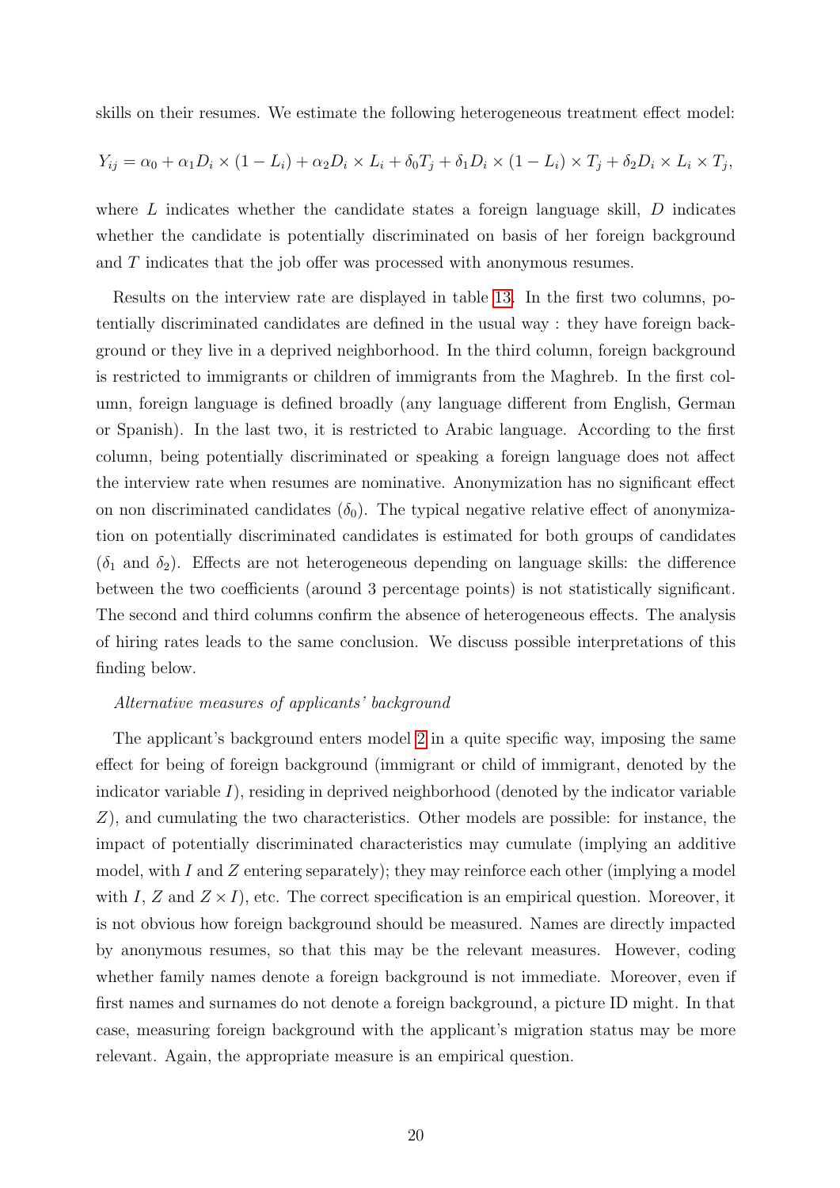skills on their resumes. We estimate the following heterogeneous treatment effect model:

$$Y_{ij} = \alpha_0 + \alpha_1 D_i \times (1 - L_i) + \alpha_2 D_i \times L_i + \delta_0 T_j + \delta_1 D_i \times (1 - L_i) \times T_j + \delta_2 D_i \times L_i \times T_j,$$

where $L$ indicates whether the candidate states a foreign language skill, $D$ indicates whether the candidate is potentially discriminated on basis of her foreign background and $T$ indicates that the job offer was processed with anonymous resumes.

Results on the interview rate are displayed in table 13. In the first two columns, potentially discriminated candidates are defined in the usual way : they have foreign background or they live in a deprived neighborhood. In the third column, foreign background is restricted to immigrants or children of immigrants from the Maghreb. In the first column, foreign language is defined broadly (any language different from English, German or Spanish). In the last two, it is restricted to Arabic language. According to the first column, being potentially discriminated or speaking a foreign language does not affect the interview rate when resumes are nominative. Anonymization has no significant effect on non discriminated candidates ($\delta_0$). The typical negative relative effect of anonymization on potentially discriminated candidates is estimated for both groups of candidates ($\delta_1$ and $\delta_2$). Effects are not heterogeneous depending on language skills: the difference between the two coefficients (around 3 percentage points) is not statistically significant. The second and third columns confirm the absence of heterogeneous effects. The analysis of hiring rates leads to the same conclusion. We discuss possible interpretations of this finding below.

*Alternative measures of applicants' background*

The applicant's background enters model 2 in a quite specific way, imposing the same effect for being of foreign background (immigrant or child of immigrant, denoted by the indicator variable $I$), residing in deprived neighborhood (denoted by the indicator variable $Z$), and cumulating the two characteristics. Other models are possible: for instance, the impact of potentially discriminated characteristics may cumulate (implying an additive model, with $I$ and $Z$ entering separately); they may reinforce each other (implying a model with $I$, $Z$ and $Z \times I$), etc. The correct specification is an empirical question. Moreover, it is not obvious how foreign background should be measured. Names are directly impacted by anonymous resumes, so that this may be the relevant measures. However, coding whether family names denote a foreign background is not immediate. Moreover, even if first names and surnames do not denote a foreign background, a picture ID might. In that case, measuring foreign background with the applicant's migration status may be more relevant. Again, the appropriate measure is an empirical question.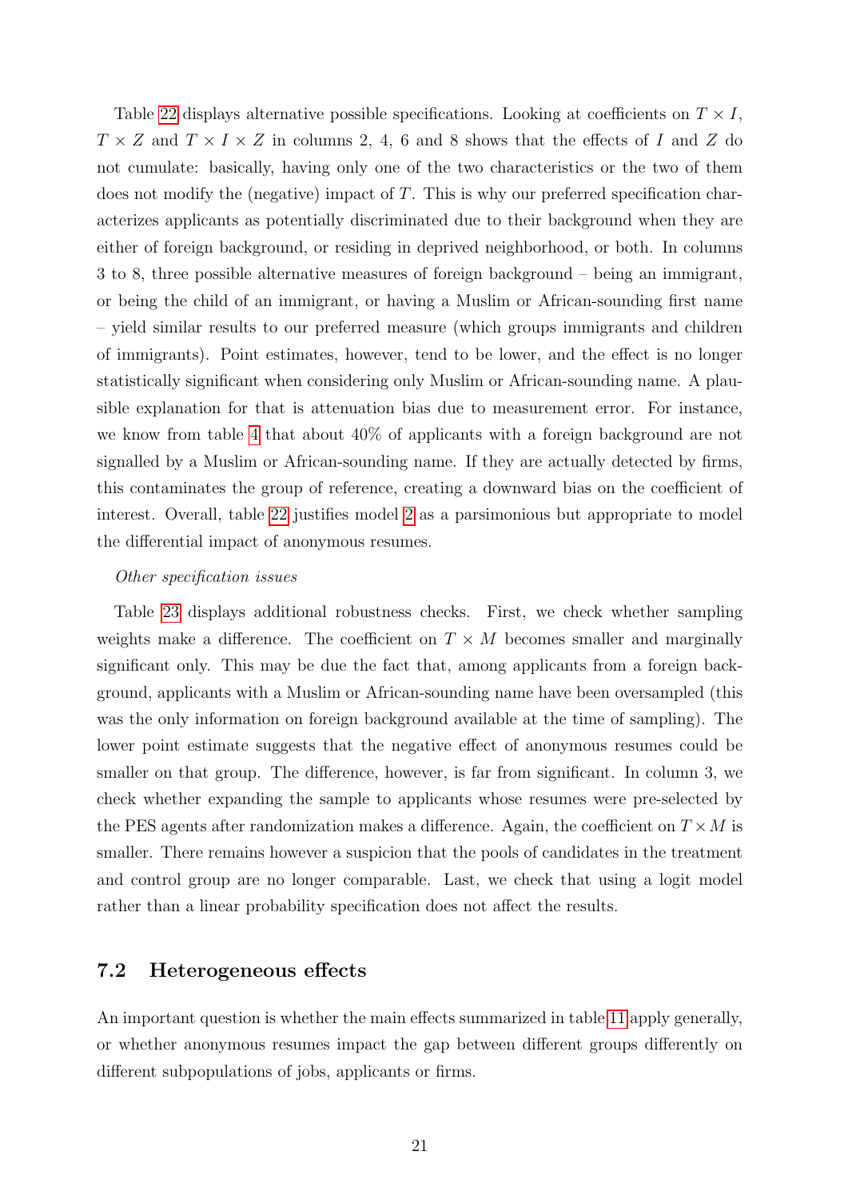Table 22 displays alternative possible specifications. Looking at coefficients on $T \times I$, $T \times Z$ and $T \times I \times Z$ in columns 2, 4, 6 and 8 shows that the effects of $I$ and $Z$ do not cumulate: basically, having only one of the two characteristics or the two of them does not modify the (negative) impact of $T$. This is why our preferred specification characterizes applicants as potentially discriminated due to their background when they are either of foreign background, or residing in deprived neighborhood, or both. In columns 3 to 8, three possible alternative measures of foreign background – being an immigrant, or being the child of an immigrant, or having a Muslim or African-sounding first name – yield similar results to our preferred measure (which groups immigrants and children of immigrants). Point estimates, however, tend to be lower, and the effect is no longer statistically significant when considering only Muslim or African-sounding name. A plausible explanation for that is attenuation bias due to measurement error. For instance, we know from table 4 that about 40% of applicants with a foreign background are not signalled by a Muslim or African-sounding name. If they are actually detected by firms, this contaminates the group of reference, creating a downward bias on the coefficient of interest. Overall, table 22 justifies model 2 as a parsimonious but appropriate to model the differential impact of anonymous resumes.

*Other specification issues*

Table 23 displays additional robustness checks. First, we check whether sampling weights make a difference. The coefficient on $T \times M$ becomes smaller and marginally significant only. This may be due the fact that, among applicants from a foreign background, applicants with a Muslim or African-sounding name have been oversampled (this was the only information on foreign background available at the time of sampling). The lower point estimate suggests that the negative effect of anonymous resumes could be smaller on that group. The difference, however, is far from significant. In column 3, we check whether expanding the sample to applicants whose resumes were pre-selected by the PES agents after randomization makes a difference. Again, the coefficient on $T \times M$ is smaller. There remains however a suspicion that the pools of candidates in the treatment and control group are no longer comparable. Last, we check that using a logit model rather than a linear probability specification does not affect the results.

## 7.2 Heterogeneous effects

An important question is whether the main effects summarized in table 11 apply generally, or whether anonymous resumes impact the gap between different groups differently on different subpopulations of jobs, applicants or firms.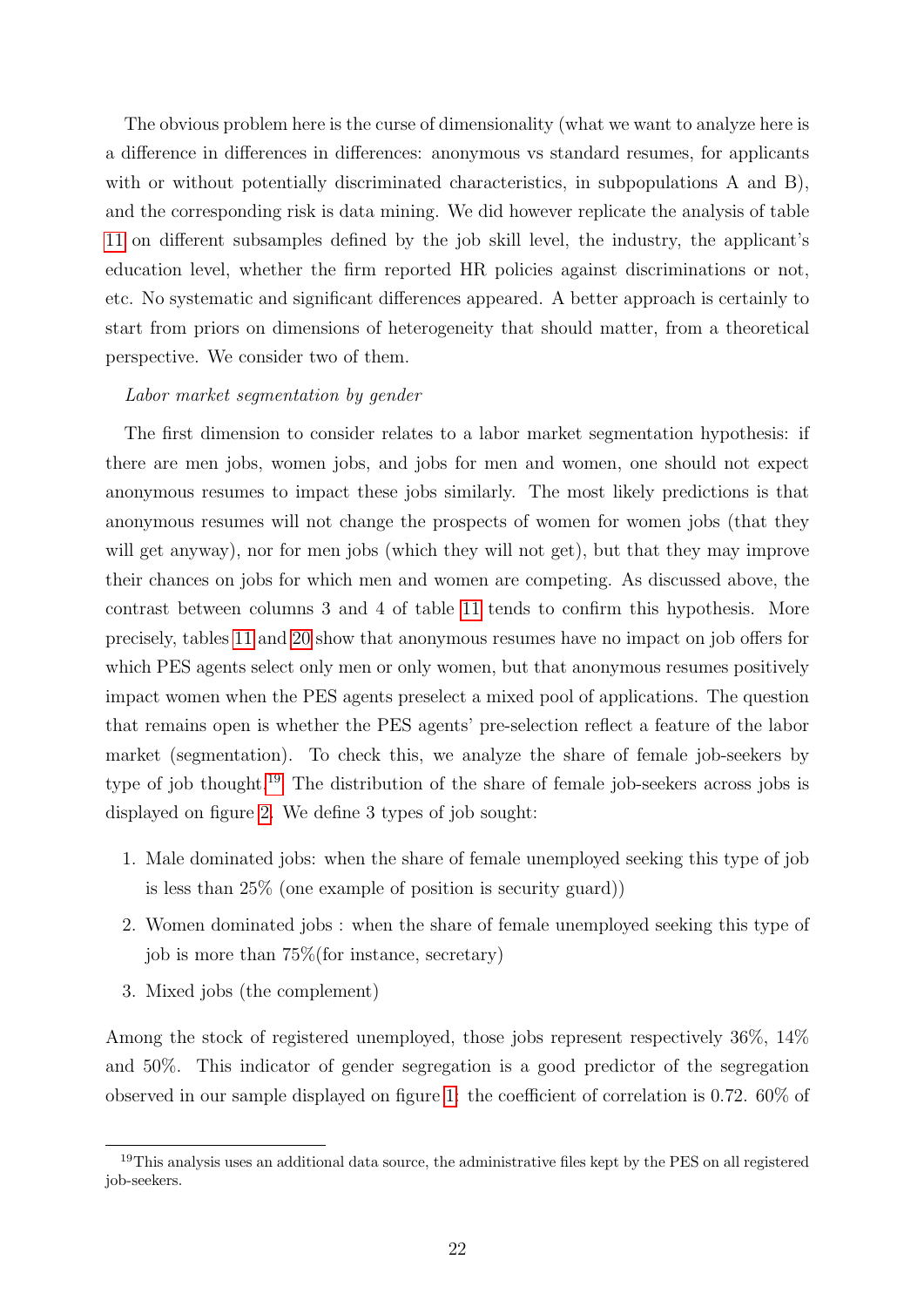The obvious problem here is the curse of dimensionality (what we want to analyze here is a difference in differences in differences: anonymous vs standard resumes, for applicants with or without potentially discriminated characteristics, in subpopulations A and B), and the corresponding risk is data mining. We did however replicate the analysis of table 11 on different subsamples defined by the job skill level, the industry, the applicant's education level, whether the firm reported HR policies against discriminations or not, etc. No systematic and significant differences appeared. A better approach is certainly to start from priors on dimensions of heterogeneity that should matter, from a theoretical perspective. We consider two of them.

*Labor market segmentation by gender*

The first dimension to consider relates to a labor market segmentation hypothesis: if there are men jobs, women jobs, and jobs for men and women, one should not expect anonymous resumes to impact these jobs similarly. The most likely predictions is that anonymous resumes will not change the prospects of women for women jobs (that they will get anyway), nor for men jobs (which they will not get), but that they may improve their chances on jobs for which men and women are competing. As discussed above, the contrast between columns 3 and 4 of table 11 tends to confirm this hypothesis. More precisely, tables 11 and 20 show that anonymous resumes have no impact on job offers for which PES agents select only men or only women, but that anonymous resumes positively impact women when the PES agents preselect a mixed pool of applications. The question that remains open is whether the PES agents' pre-selection reflect a feature of the labor market (segmentation). To check this, we analyze the share of female job-seekers by type of job thought.[19] The distribution of the share of female job-seekers across jobs is displayed on figure 2. We define 3 types of job sought:

1. Male dominated jobs: when the share of female unemployed seeking this type of job is less than 25% (one example of position is security guard))
2. Women dominated jobs : when the share of female unemployed seeking this type of job is more than 75%(for instance, secretary)
3. Mixed jobs (the complement)

Among the stock of registered unemployed, those jobs represent respectively 36%, 14% and 50%. This indicator of gender segregation is a good predictor of the segregation observed in our sample displayed on figure 1: the coefficient of correlation is 0.72. 60% of

[19] This analysis uses an additional data source, the administrative files kept by the PES on all registered job-seekers.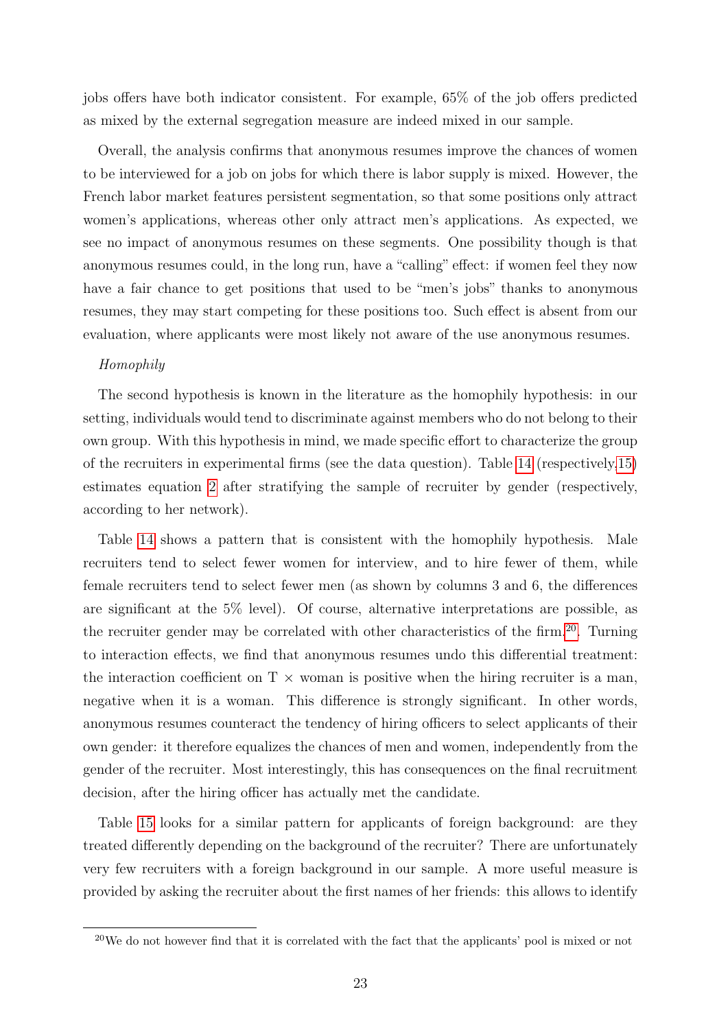jobs offers have both indicator consistent. For example, 65% of the job offers predicted as mixed by the external segregation measure are indeed mixed in our sample.

Overall, the analysis confirms that anonymous resumes improve the chances of women to be interviewed for a job on jobs for which there is labor supply is mixed. However, the French labor market features persistent segmentation, so that some positions only attract women's applications, whereas other only attract men's applications. As expected, we see no impact of anonymous resumes on these segments. One possibility though is that anonymous resumes could, in the long run, have a "calling" effect: if women feel they now have a fair chance to get positions that used to be "men's jobs" thanks to anonymous resumes, they may start competing for these positions too. Such effect is absent from our evaluation, where applicants were most likely not aware of the use anonymous resumes.

*Homophily*

The second hypothesis is known in the literature as the homophily hypothesis: in our setting, individuals would tend to discriminate against members who do not belong to their own group. With this hypothesis in mind, we made specific effort to characterize the group of the recruiters in experimental firms (see the data question). Table 14 (respectively 15) estimates equation 2 after stratifying the sample of recruiter by gender (respectively, according to her network).

Table 14 shows a pattern that is consistent with the homophily hypothesis. Male recruiters tend to select fewer women for interview, and to hire fewer of them, while female recruiters tend to select fewer men (as shown by columns 3 and 6, the differences are significant at the 5% level). Of course, alternative interpretations are possible, as the recruiter gender may be correlated with other characteristics of the firm[20]. Turning to interaction effects, we find that anonymous resumes undo this differential treatment: the interaction coefficient on T $\times$ woman is positive when the hiring recruiter is a man, negative when it is a woman. This difference is strongly significant. In other words, anonymous resumes counteract the tendency of hiring officers to select applicants of their own gender: it therefore equalizes the chances of men and women, independently from the gender of the recruiter. Most interestingly, this has consequences on the final recruitment decision, after the hiring officer has actually met the candidate.

Table 15 looks for a similar pattern for applicants of foreign background: are they treated differently depending on the background of the recruiter? There are unfortunately very few recruiters with a foreign background in our sample. A more useful measure is provided by asking the recruiter about the first names of her friends: this allows to identify

[20] We do not however find that it is correlated with the fact that the applicants' pool is mixed or not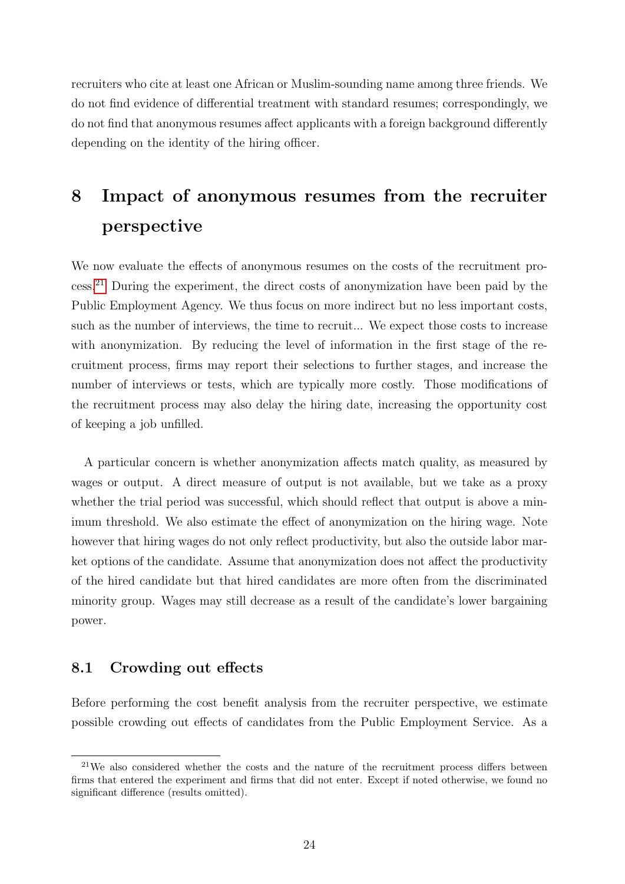recruiters who cite at least one African or Muslim-sounding name among three friends. We do not find evidence of differential treatment with standard resumes; correspondingly, we do not find that anonymous resumes affect applicants with a foreign background differently depending on the identity of the hiring officer.

# 8 Impact of anonymous resumes from the recruiter perspective

We now evaluate the effects of anonymous resumes on the costs of the recruitment process.[21] During the experiment, the direct costs of anonymization have been paid by the Public Employment Agency. We thus focus on more indirect but no less important costs, such as the number of interviews, the time to recruit... We expect those costs to increase with anonymization. By reducing the level of information in the first stage of the recruitment process, firms may report their selections to further stages, and increase the number of interviews or tests, which are typically more costly. Those modifications of the recruitment process may also delay the hiring date, increasing the opportunity cost of keeping a job unfilled.

A particular concern is whether anonymization affects match quality, as measured by wages or output. A direct measure of output is not available, but we take as a proxy whether the trial period was successful, which should reflect that output is above a minimum threshold. We also estimate the effect of anonymization on the hiring wage. Note however that hiring wages do not only reflect productivity, but also the outside labor market options of the candidate. Assume that anonymization does not affect the productivity of the hired candidate but that hired candidates are more often from the discriminated minority group. Wages may still decrease as a result of the candidate's lower bargaining power.

## 8.1 Crowding out effects

Before performing the cost benefit analysis from the recruiter perspective, we estimate possible crowding out effects of candidates from the Public Employment Service. As a

[21] We also considered whether the costs and the nature of the recruitment process differs between firms that entered the experiment and firms that did not enter. Except if noted otherwise, we found no significant difference (results omitted).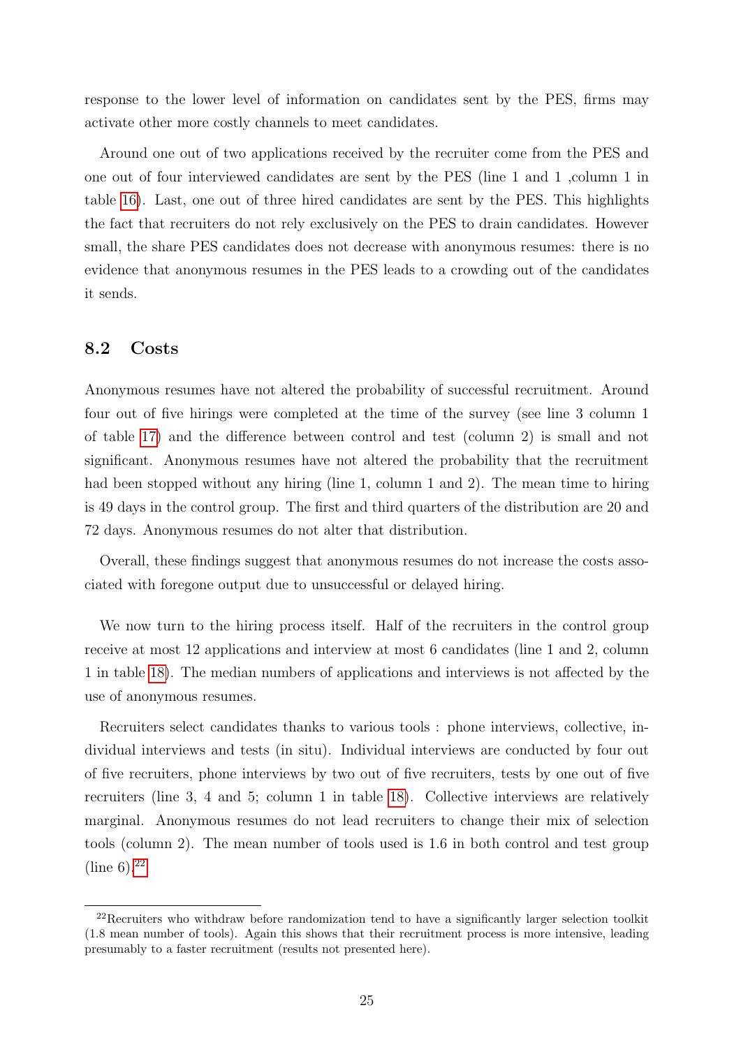response to the lower level of information on candidates sent by the PES, firms may activate other more costly channels to meet candidates.

Around one out of two applications received by the recruiter come from the PES and one out of four interviewed candidates are sent by the PES (line 1 and 1 ,column 1 in table 16). Last, one out of three hired candidates are sent by the PES. This highlights the fact that recruiters do not rely exclusively on the PES to drain candidates. However small, the share PES candidates does not decrease with anonymous resumes: there is no evidence that anonymous resumes in the PES leads to a crowding out of the candidates it sends.

## 8.2 Costs

Anonymous resumes have not altered the probability of successful recruitment. Around four out of five hirings were completed at the time of the survey (see line 3 column 1 of table 17) and the difference between control and test (column 2) is small and not significant. Anonymous resumes have not altered the probability that the recruitment had been stopped without any hiring (line 1, column 1 and 2). The mean time to hiring is 49 days in the control group. The first and third quarters of the distribution are 20 and 72 days. Anonymous resumes do not alter that distribution.

Overall, these findings suggest that anonymous resumes do not increase the costs associated with foregone output due to unsuccessful or delayed hiring.

We now turn to the hiring process itself. Half of the recruiters in the control group receive at most 12 applications and interview at most 6 candidates (line 1 and 2, column 1 in table 18). The median numbers of applications and interviews is not affected by the use of anonymous resumes.

Recruiters select candidates thanks to various tools : phone interviews, collective, individual interviews and tests (in situ). Individual interviews are conducted by four out of five recruiters, phone interviews by two out of five recruiters, tests by one out of five recruiters (line 3, 4 and 5; column 1 in table 18). Collective interviews are relatively marginal. Anonymous resumes do not lead recruiters to change their mix of selection tools (column 2). The mean number of tools used is 1.6 in both control and test group (line 6).[22]

[22] Recruiters who withdraw before randomization tend to have a significantly larger selection toolkit (1.8 mean number of tools). Again this shows that their recruitment process is more intensive, leading presumably to a faster recruitment (results not presented here).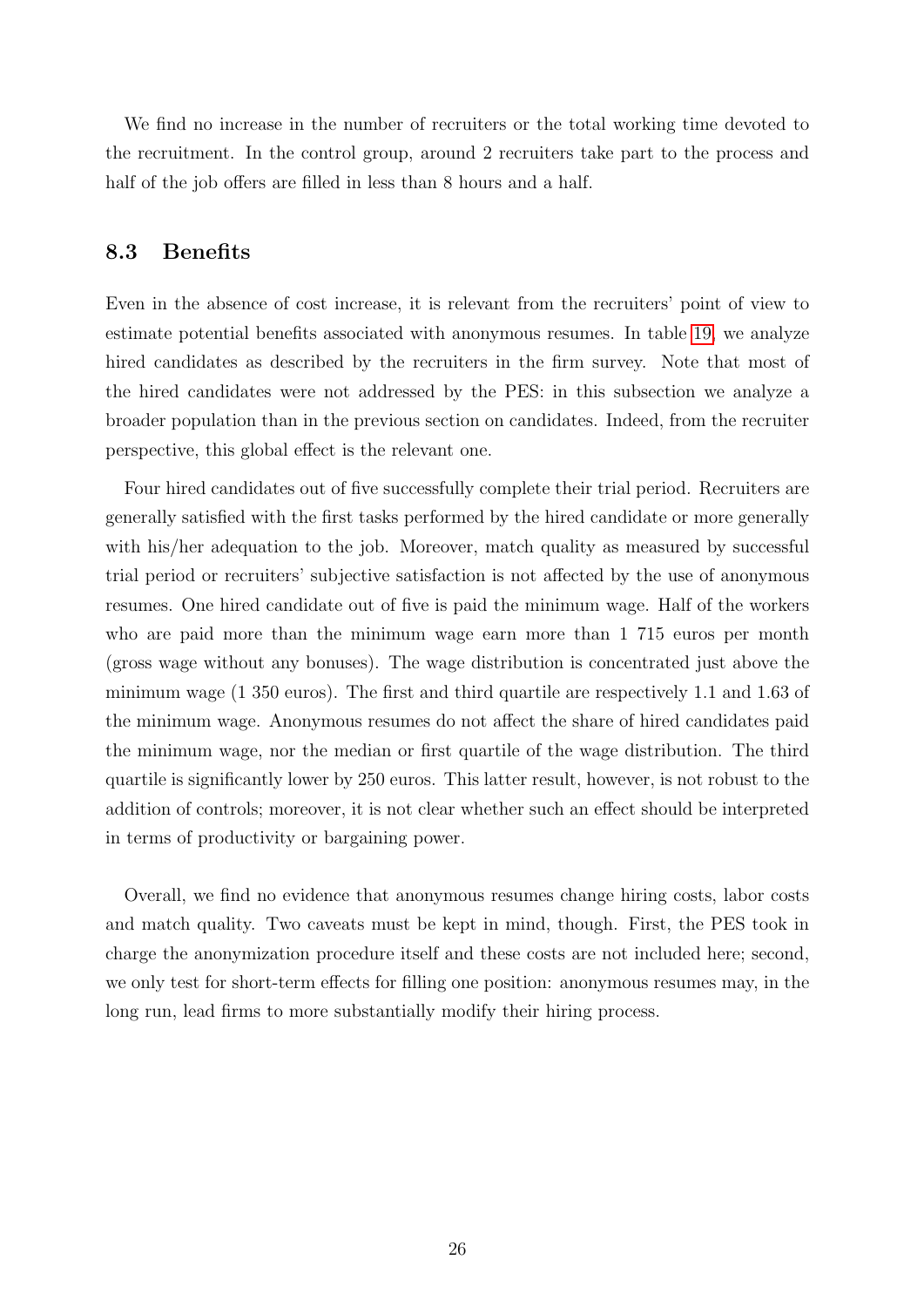We find no increase in the number of recruiters or the total working time devoted to the recruitment. In the control group, around 2 recruiters take part to the process and half of the job offers are filled in less than 8 hours and a half.

### 8.3 Benefits

Even in the absence of cost increase, it is relevant from the recruiters' point of view to estimate potential benefits associated with anonymous resumes. In table 19, we analyze hired candidates as described by the recruiters in the firm survey. Note that most of the hired candidates were not addressed by the PES: in this subsection we analyze a broader population than in the previous section on candidates. Indeed, from the recruiter perspective, this global effect is the relevant one.

Four hired candidates out of five successfully complete their trial period. Recruiters are generally satisfied with the first tasks performed by the hired candidate or more generally with his/her adequation to the job. Moreover, match quality as measured by successful trial period or recruiters' subjective satisfaction is not affected by the use of anonymous resumes. One hired candidate out of five is paid the minimum wage. Half of the workers who are paid more than the minimum wage earn more than 1 715 euros per month (gross wage without any bonuses). The wage distribution is concentrated just above the minimum wage (1 350 euros). The first and third quartile are respectively 1.1 and 1.63 of the minimum wage. Anonymous resumes do not affect the share of hired candidates paid the minimum wage, nor the median or first quartile of the wage distribution. The third quartile is significantly lower by 250 euros. This latter result, however, is not robust to the addition of controls; moreover, it is not clear whether such an effect should be interpreted in terms of productivity or bargaining power.

Overall, we find no evidence that anonymous resumes change hiring costs, labor costs and match quality. Two caveats must be kept in mind, though. First, the PES took in charge the anonymization procedure itself and these costs are not included here; second, we only test for short-term effects for filling one position: anonymous resumes may, in the long run, lead firms to more substantially modify their hiring process.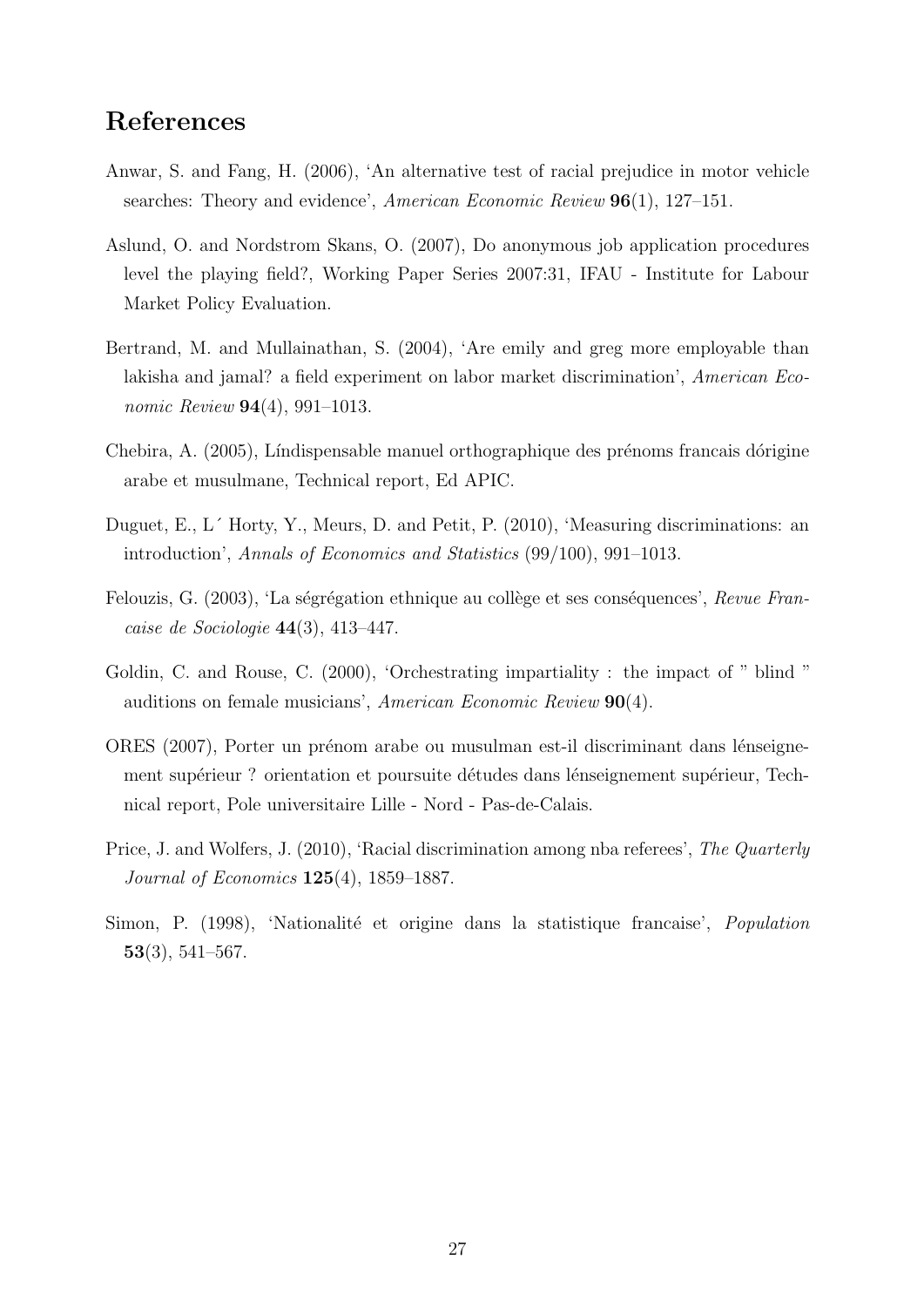## References

Anwar, S. and Fang, H. (2006), 'An alternative test of racial prejudice in motor vehicle searches: Theory and evidence', *American Economic Review* **96**(1), 127–151.

Aslund, O. and Nordstrom Skans, O. (2007), Do anonymous job application procedures level the playing field?, Working Paper Series 2007:31, IFAU - Institute for Labour Market Policy Evaluation.

Bertrand, M. and Mullainathan, S. (2004), 'Are emily and greg more employable than lakisha and jamal? a field experiment on labor market discrimination', *American Economic Review* **94**(4), 991–1013.

Chebira, A. (2005), Ĺndispensable manuel orthographique des prénoms francais dórigine arabe et musulmane, Technical report, Ed APIC.

Duguet, E., L´ Horty, Y., Meurs, D. and Petit, P. (2010), 'Measuring discriminations: an introduction', *Annals of Economics and Statistics* (99/100), 991–1013.

Felouzis, G. (2003), 'La ségrégation ethnique au collège et ses conséquences', *Revue Francaise de Sociologie* **44**(3), 413–447.

Goldin, C. and Rouse, C. (2000), 'Orchestrating impartiality : the impact of " blind " auditions on female musicians', *American Economic Review* **90**(4).

ORES (2007), Porter un prénom arabe ou musulman est-il discriminant dans lénseignement supérieur ? orientation et poursuite détudes dans lénseignement supérieur, Technical report, Pole universitaire Lille - Nord - Pas-de-Calais.

Price, J. and Wolfers, J. (2010), 'Racial discrimination among nba referees', *The Quarterly Journal of Economics* **125**(4), 1859–1887.

Simon, P. (1998), 'Nationalité et origine dans la statistique francaise', *Population* **53**(3), 541–567.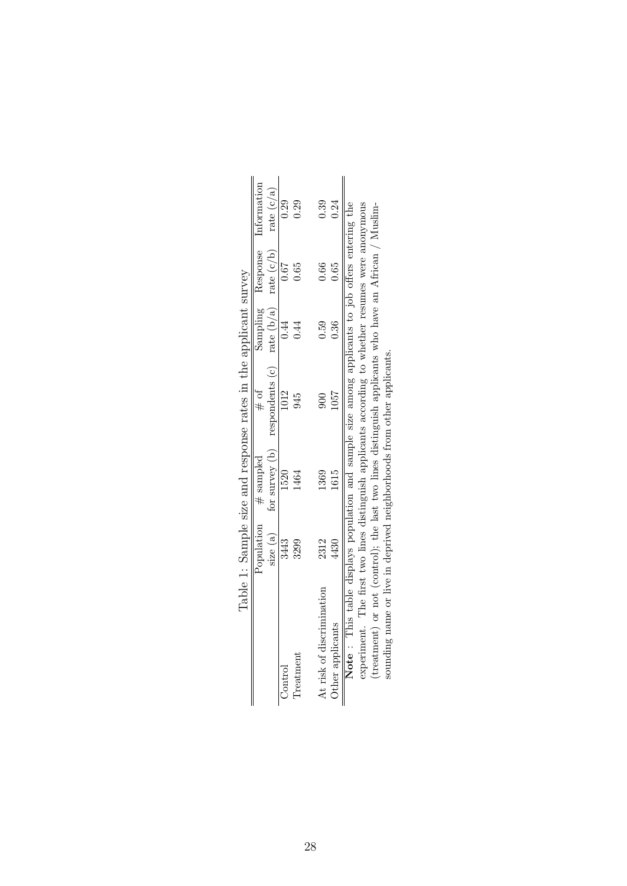Table 1: Sample size and response rates in the applicant survey

| | Population size (a) | # sampled for survey (b) | # of respondents (c) | Sampling rate (b/a) | Response rate (c/b) | Information rate (c/a) |
|---|---|---|---|---|---|---|
| Control | 3443 | 1520 | 1012 | 0.44 | 0.67 | 0.29 |
| Treatment | 3299 | 1464 | 945 | 0.44 | 0.65 | 0.29 |
| At risk of discrimination | 2312 | 1369 | 900 | 0.59 | 0.66 | 0.39 |
| Other applicants | 4430 | 1615 | 1057 | 0.36 | 0.65 | 0.24 |

**Note** : This table displays population and sample size among applicants to job offers entering the experiment. The first two lines distinguish applicants according to whether resumes were anonymous (treatment) or not (control); the last two lines distinguish applicants who have an African / Muslim-sounding name or live in deprived neighborhoods from other applicants.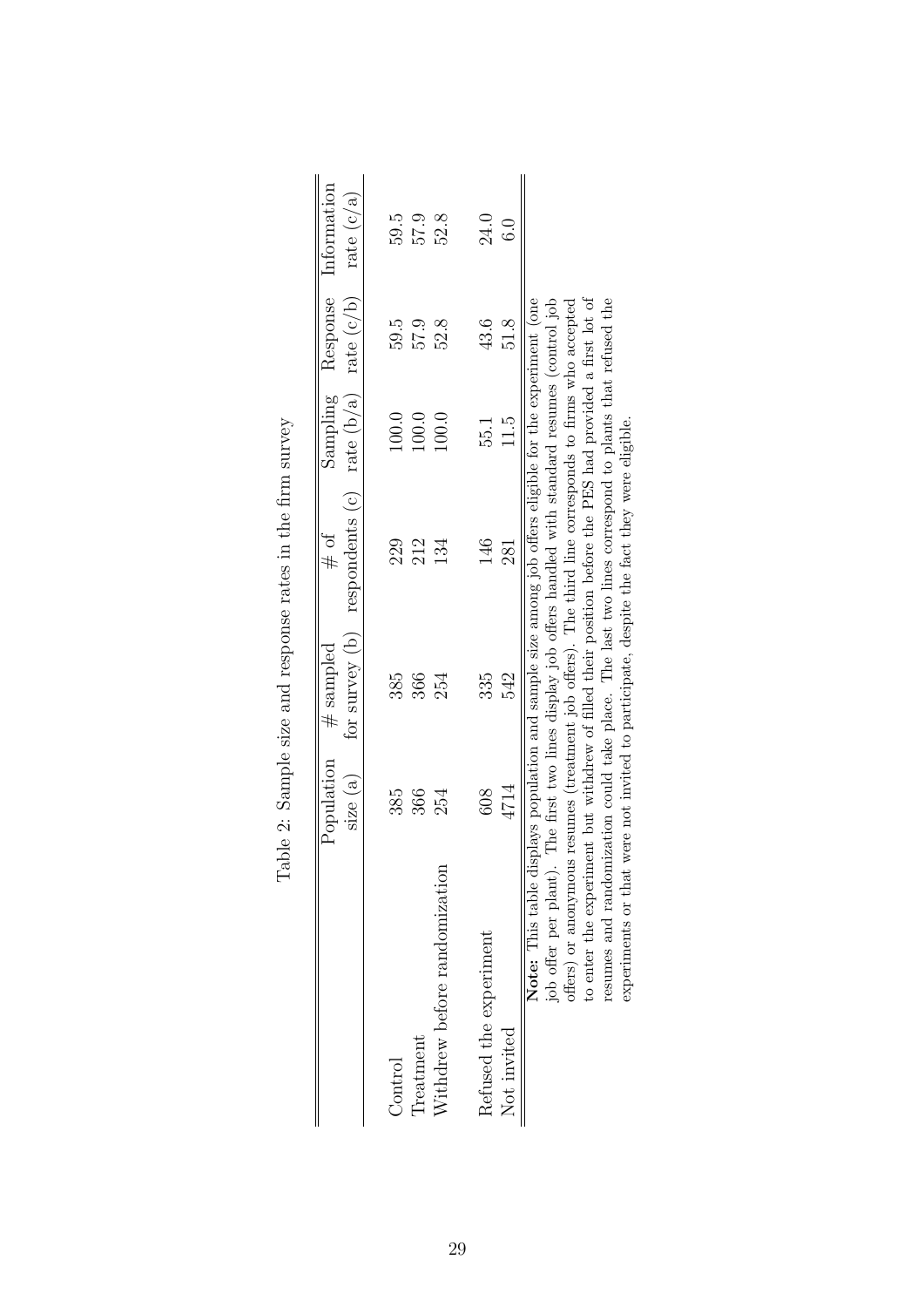Table 2: Sample size and response rates in the firm survey

| | Population size (a) | # sampled for survey (b) | # of respondents (c) | Sampling rate (b/a) | Response rate (c/b) | Information rate (c/a) |
|---|---|---|---|---|---|---|
| Control | 385 | 385 | 229 | 100.0 | 59.5 | 59.5 |
| Treatment | 366 | 366 | 212 | 100.0 | 57.9 | 57.9 |
| Withdrew before randomization | 254 | 254 | 134 | 100.0 | 52.8 | 52.8 |
| Refused the experiment | 608 | 335 | 146 | 55.1 | 43.6 | 24.0 |
| Not invited | 4714 | 542 | 281 | 11.5 | 51.8 | 6.0 |

**Note:** This table displays population and sample size among job offers eligible for the experiment (one job offer per plant). The first two lines display job offers handled with standard resumes (control job offers) or anonymous resumes (treatment job offers). The third line corresponds to firms who accepted to enter the experiment but withdrew of filled their position before the PES had provided a first lot of resumes and randomization could take place. The last two lines correspond to plants that refused the experiments or that were not invited to participate, despite the fact they were eligible.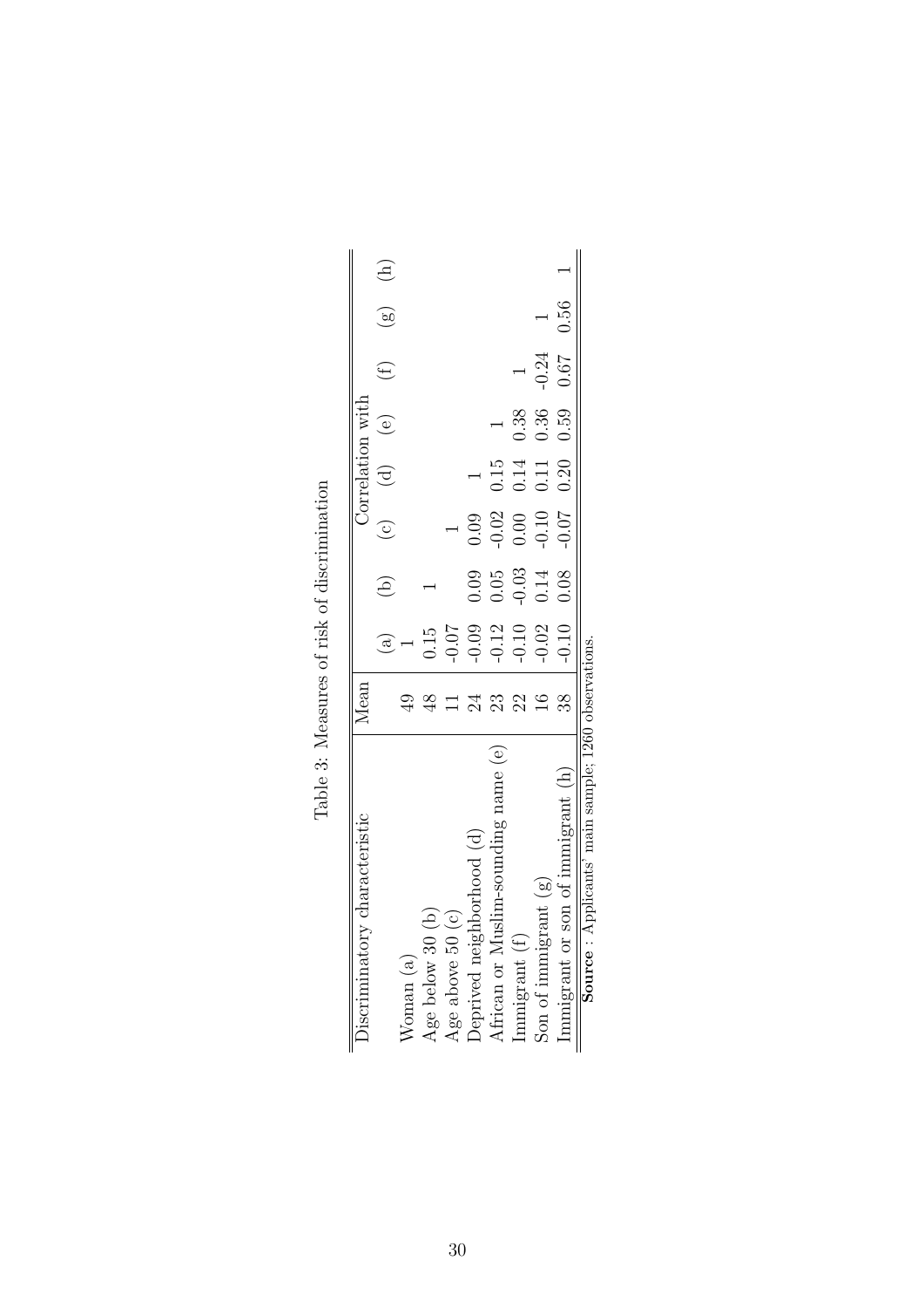Table 3: Measures of risk of discrimination

| Discriminatory characteristic | Mean | Correlation with | | | | | | | |
|---|---|---|---|---|---|---|---|---|---|
| | | (a) | (b) | (c) | (d) | (e) | (f) | (g) | (h) |
| Woman (a) | 49 | 1 | | | | | | | |
| Age below 30 (b) | 48 | 0.15 | 1 | | | | | | |
| Age above 50 (c) | 11 | -0.07 | | 1 | | | | | |
| Deprived neighborhood (d) | 24 | -0.09 | 0.09 | 0.09 | 1 | | | | |
| African or Muslim-sounding name (e) | 23 | -0.12 | 0.05 | -0.02 | 0.15 | 1 | | | |
| Immigrant (f) | 22 | -0.10 | -0.03 | 0.00 | 0.14 | 0.38 | 1 | | |
| Son of immigrant (g) | 16 | -0.02 | 0.14 | -0.10 | 0.11 | 0.36 | -0.24 | 1 | |
| Immigrant or son of immigrant (h) | 38 | -0.10 | 0.08 | -0.07 | 0.20 | 0.59 | 0.67 | 0.56 | 1 |

**Source** : Applicants' main sample; 1260 observations.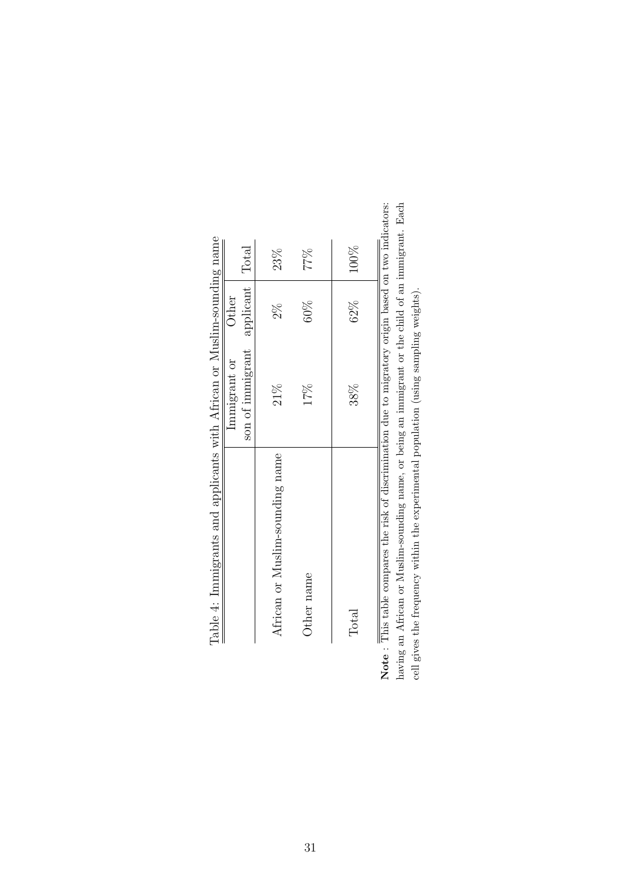Table 4: Immigrants and applicants with African or Muslim-sounding name

| | Immigrant or son of immigrant | Other applicant | Total |
|---|---|---|---|
| African or Muslim-sounding name | 21% | 2% | 23% |
| Other name | 17% | 60% | 77% |
| Total | 38% | 62% | 100% |

**Note** : This table compares the risk of discrimination due to migratory origin based on two indicators: having an African or Muslim-sounding name, or being an immigrant or the child of an immigrant. Each cell gives the frequency within the experimental population (using sampling weights).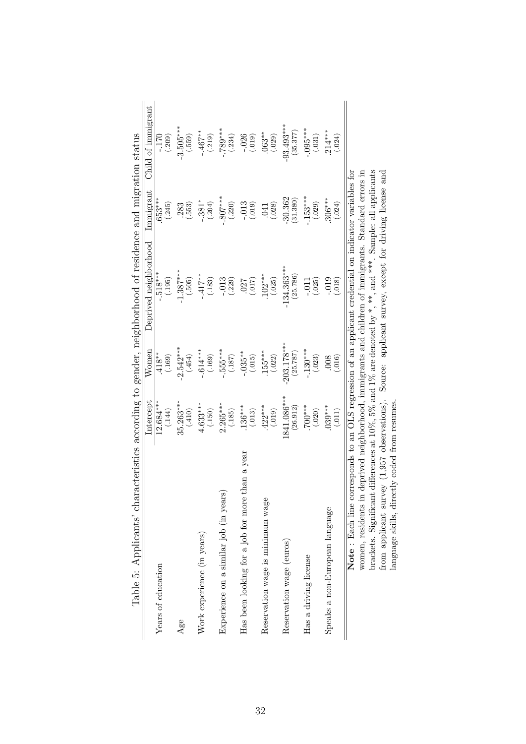Table 5: Applicants' characteristics according to gender, neighborhood of residence and migration status

| | Intercept | Women | Deprived neighborhood | Immigrant | Child of immigrant |
|---|---|---|---|---|---|
| Years of education | 12.684*** | .418** | -.518*** | .653*** | -.170 |
| | (.144) | (.169) | (.195) | (.245) | (.209) |
| Age | 35.263*** | -2.542*** | -1.387*** | .283 | -3.505*** |
| | (.410) | (.454) | (.505) | (.553) | (.559) |
| Work experience (in years) | 4.633*** | -.614*** | -.417** | -.381* | -.467** |
| | (.150) | (.169) | (.183) | (.204) | (.219) |
| Experience on a similar job (in years) | 2.265*** | -.555*** | -.013 | -.807*** | -.789*** |
| | (.185) | (.187) | (.229) | (.220) | (.234) |
| Has been looking for a job for more than a year | .136*** | -.035** | .027 | -.013 | -.026 |
| | (.013) | (.015) | (.017) | (.019) | (.019) |
| Reservation wage is minimum wage | .422*** | .155*** | .102*** | .041 | .063** |
| | (.019) | (.022) | (.025) | (.028) | (.029) |
| Reservation wage (euros) | 1841.086*** | -203.178*** | -134.363*** | -30.362 | -93.493*** |
| | (26.912) | (25.787) | (25.786) | (31.380) | (35.377) |
| Has a driving license | .700*** | -.130*** | -.011 | -.153*** | -.095*** |
| | (.020) | (.023) | (.025) | (.029) | (.031) |
| Speaks a non-European language | .039*** | .008 | -.019 | .306*** | .214*** |
| | (.011) | (.016) | (.018) | (.024) | (.024) |

**Note** : Each line corresponds to an OLS regression of an applicant credential on indicator variables for women, residents in deprived neighborhood, immigrants and children of immigrants. Standard errors in brackets. Significant differences at 10%, 5% and 1% are denoted by *, **, and ***. Sample: all applicants from applicant survey (1,957 observations). Source: applicant survey, except for driving license and language skills, directly coded from resumes.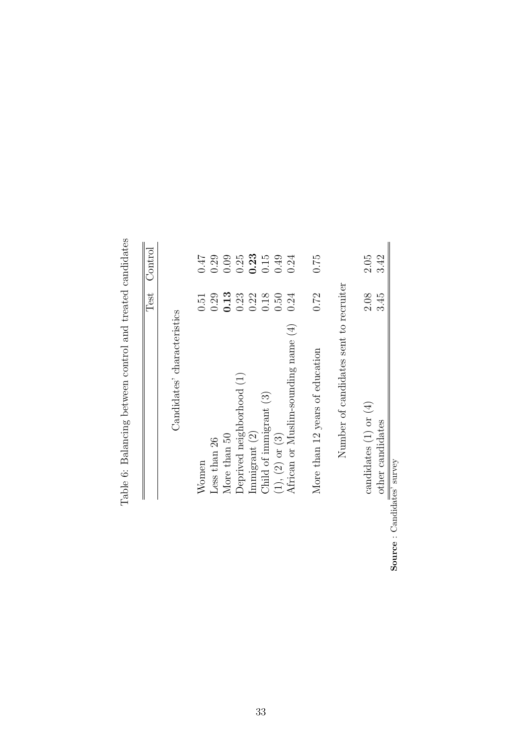Table 6: Balancing between control and treated candidates

| | Test | Control |
|---|---|---|
| Candidates' characteristics | | |
| Women | 0.51 | 0.47 |
| Less than 26 | 0.29 | 0.29 |
| More than 50 | **0.13** | 0.09 |
| Deprived neighborhood (1) | 0.23 | 0.25 |
| Immigrant (2) | 0.22 | **0.23** |
| Child of immigrant (3) | 0.18 | 0.15 |
| (1), (2) or (3) | 0.50 | 0.49 |
| African or Muslim-sounding name (4) | 0.24 | 0.24 |
| More than 12 years of education | 0.72 | 0.75 |
| Number of candidates sent to recruiter | | |
| candidates (1) or (4) | 2.08 | 2.05 |
| other candidates | 3.45 | 3.42 |

**Source** : Candidates' survey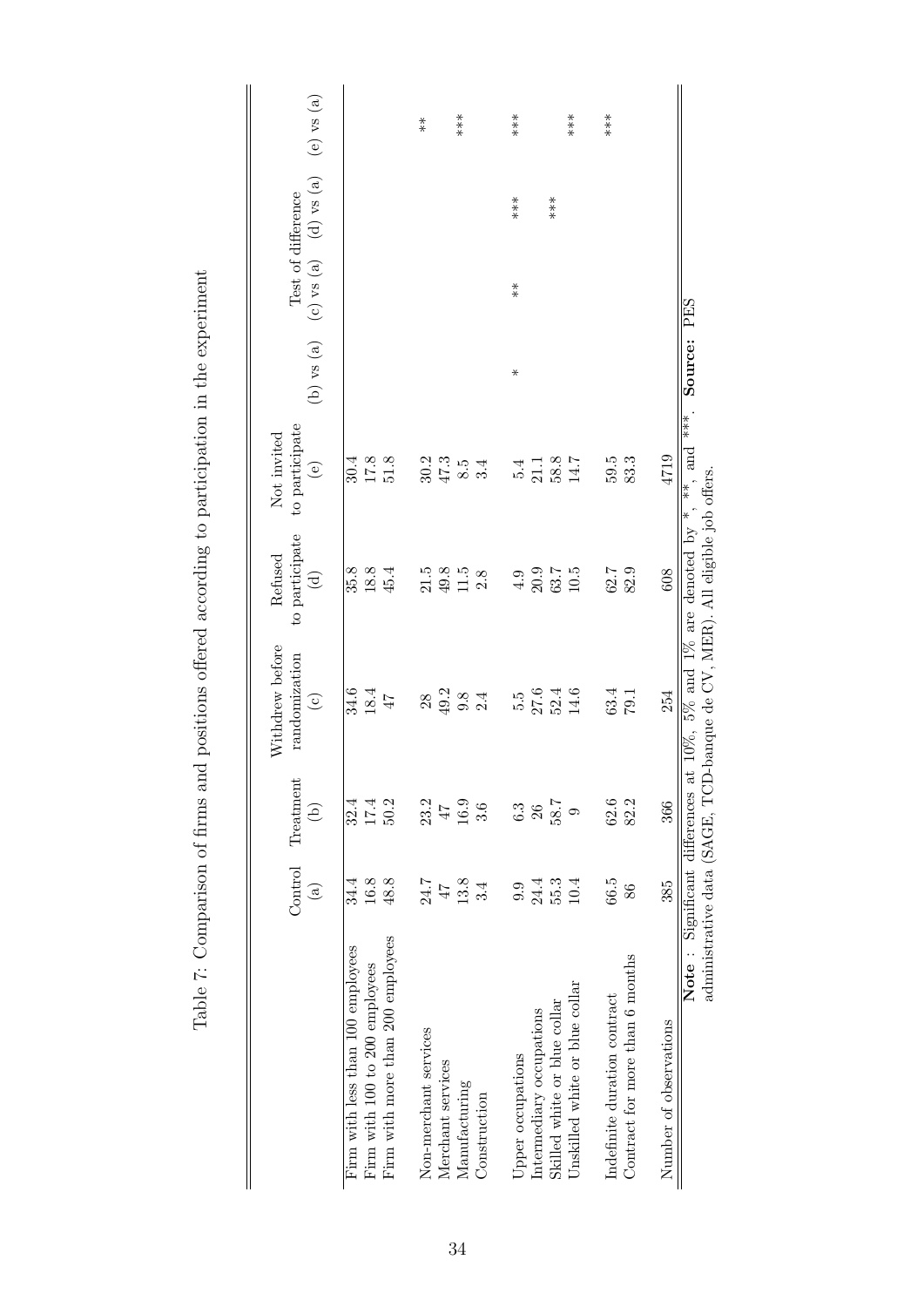Table 7: Comparison of firms and positions offered according to participation in the experiment

| | Control | Treatment | Withdrew before randomization | Refused to participate | Not invited to participate | Test of difference | | | |
|---|---|---|---|---|---|---|---|---|---|
| | (a) | (b) | (c) | (d) | (e) | (b) vs (a) | (c) vs (a) | (d) vs (a) | (e) vs (a) |
| Firm with less than 100 employees | 34.4 | 32.4 | 34.6 | 35.8 | 30.4 | | | | |
| Firm with 100 to 200 employees | 16.8 | 17.4 | 18.4 | 18.8 | 17.8 | | | | |
| Firm with more than 200 employees | 48.8 | 50.2 | 47 | 45.4 | 51.8 | | | | |
| Non-merchant services | 24.7 | 23.2 | 28 | 21.5 | 30.2 | | | | ** |
| Merchant services | 47 | 47 | 49.2 | 49.8 | 47.3 | | | | |
| Manufacturing | 13.8 | 16.9 | 9.8 | 11.5 | 8.5 | | | | *** |
| Construction | 3.4 | 3.6 | 2.4 | 2.8 | 3.4 | | | | |
| Upper occupations | 9.9 | 6.3 | 5.5 | 4.9 | 5.4 | * | ** | *** | *** |
| Intermediary occupations | 24.4 | 26 | 27.6 | 20.9 | 21.1 | | | | |
| Skilled white or blue collar | 55.3 | 58.7 | 52.4 | 63.7 | 58.8 | | | *** | |
| Unskilled white or blue collar | 10.4 | 9 | 14.6 | 10.5 | 14.7 | | | | *** |
| Indefinite duration contract | 66.5 | 62.6 | 63.4 | 62.7 | 59.5 | | | | *** |
| Contract for more than 6 months | 86 | 82.2 | 79.1 | 82.9 | 83.3 | | | | |
| Number of observations | 385 | 366 | 254 | 608 | 4719 | | | | |

**Note** : Significant differences at 10%, 5% and 1% are denoted by *, **, and ***. **Source:** PES administrative data (SAGE, TCD-banque de CV, MER). All eligible job offers.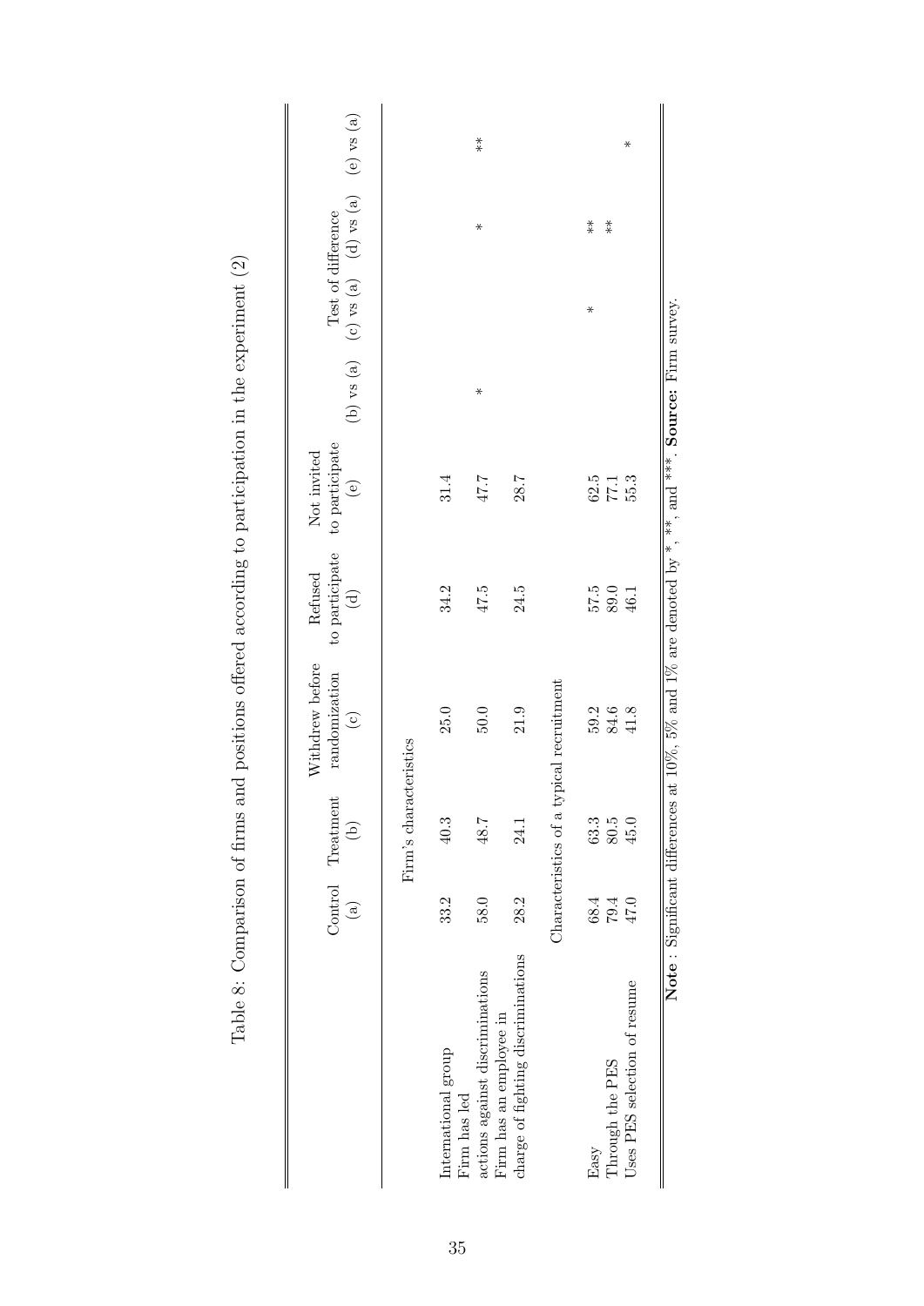Table 8: Comparison of firms and positions offered according to participation in the experiment (2)

| | Control (a) | Treatment (b) | Withdrew before randomization (c) | Refused to participate (d) | Not invited to participate (e) | Test of difference (b) vs (a) | (c) vs (a) | (d) vs (a) | (e) vs (a) |
|---|---|---|---|---|---|---|---|---|---|
| | | Firm's characteristics | | | | | | | |
| International group | 33.2 | 40.3 | 25.0 | 34.2 | 31.4 | | | | |
| Firm has led actions against discriminations | 58.0 | 48.7 | 50.0 | 47.5 | 47.7 | * | | * | ** |
| Firm has an employee in charge of fighting discriminations | 28.2 | 24.1 | 21.9 | 24.5 | 28.7 | | | | |
| | | Characteristics of a typical recruitment | | | | | | | |
| Easy | 68.4 | 63.3 | 59.2 | 57.5 | 62.5 | | * | ** | |
| Through the PES | 79.4 | 80.5 | 84.6 | 89.0 | 77.1 | | | ** | |
| Uses PES selection of resume | 47.0 | 45.0 | 41.8 | 46.1 | 55.3 | | | | * |

**Note** : Significant differences at 10%, 5% and 1% are denoted by *, **, and ***. **Source:** Firm survey.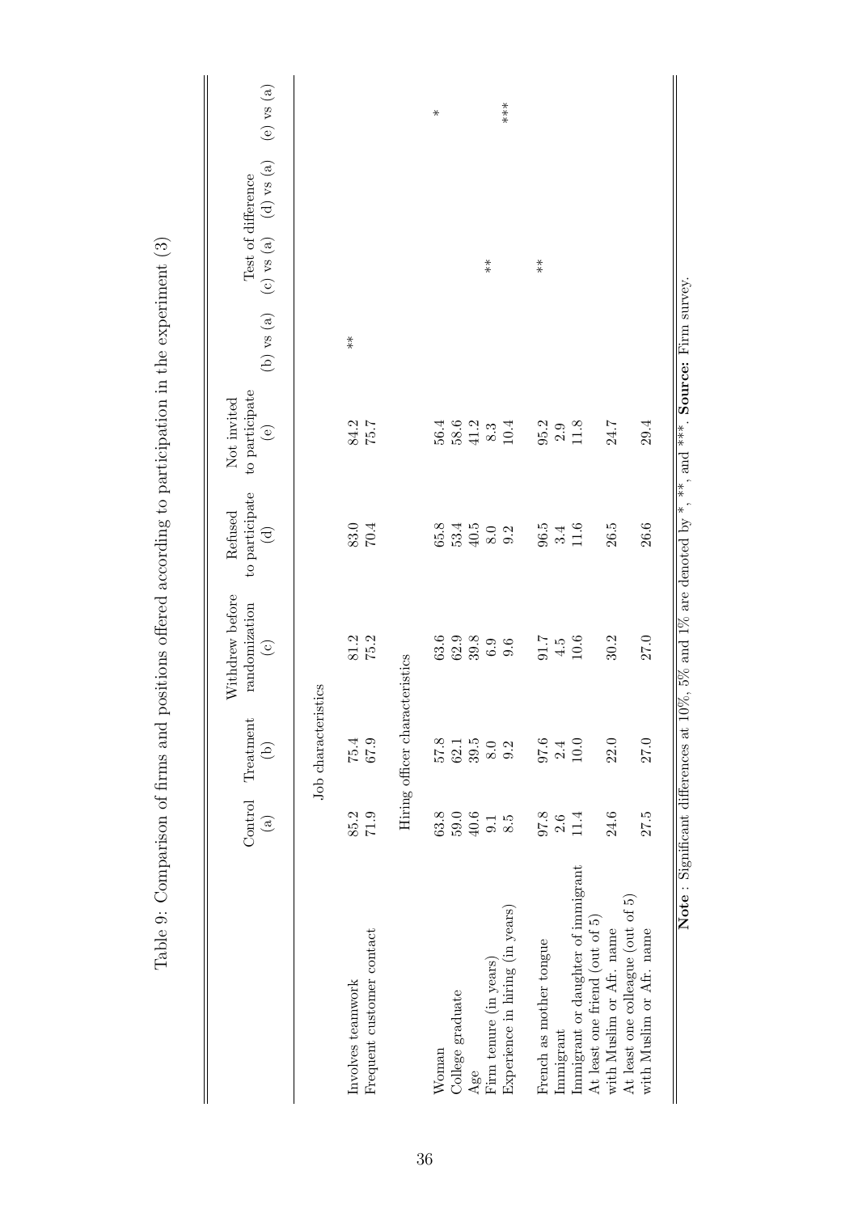Table 9: Comparison of firms and positions offered according to participation in the experiment (3)

| | Control | Treatment | Withdrew before randomization | Refused to participate | Not invited to participate | Test of difference | | | |
|---|---|---|---|---|---|---|---|---|---|
| | (a) | (b) | (c) | (d) | (e) | (b) vs (a) | (c) vs (a) | (d) vs (a) | (e) vs (a) |
| | | | Job characteristics | | | | | | |
| Involves teamwork | 85.2 | 75.4 | 81.2 | 83.0 | 84.2 | ** | | | |
| Frequent customer contact | 71.9 | 67.9 | 75.2 | 70.4 | 75.7 | | | | |
| | | | Hiring officer characteristics | | | | | | |
| Woman | 63.8 | 57.8 | 63.6 | 65.8 | 56.4 | | | | * |
| College graduate | 59.0 | 62.1 | 62.9 | 53.4 | 58.6 | | | | |
| Age | 40.6 | 39.5 | 39.8 | 40.5 | 41.2 | | | | |
| Firm tenure (in years) | 9.1 | 8.0 | 6.9 | 8.0 | 8.3 | | ** | | |
| Experience in hiring (in years) | 8.5 | 9.2 | 9.6 | 9.2 | 10.4 | | | | *** |
| French as mother tongue | 97.8 | 97.6 | 91.7 | 96.5 | 95.2 | | ** | | |
| Immigrant | 2.6 | 2.4 | 4.5 | 3.4 | 2.9 | | | | |
| Immigrant or daughter of immigrant | 11.4 | 10.0 | 10.6 | 11.6 | 11.8 | | | | |
| At least one friend (out of 5) with Muslim or Afr. name | 24.6 | 22.0 | 30.2 | 26.5 | 24.7 | | | | |
| At least one colleague (out of 5) with Muslim or Afr. name | 27.5 | 27.0 | 27.0 | 26.6 | 29.4 | | | | |

**Note** : Significant differences at 10%, 5% and 1% are denoted by *, **, and ***. **Source:** Firm survey.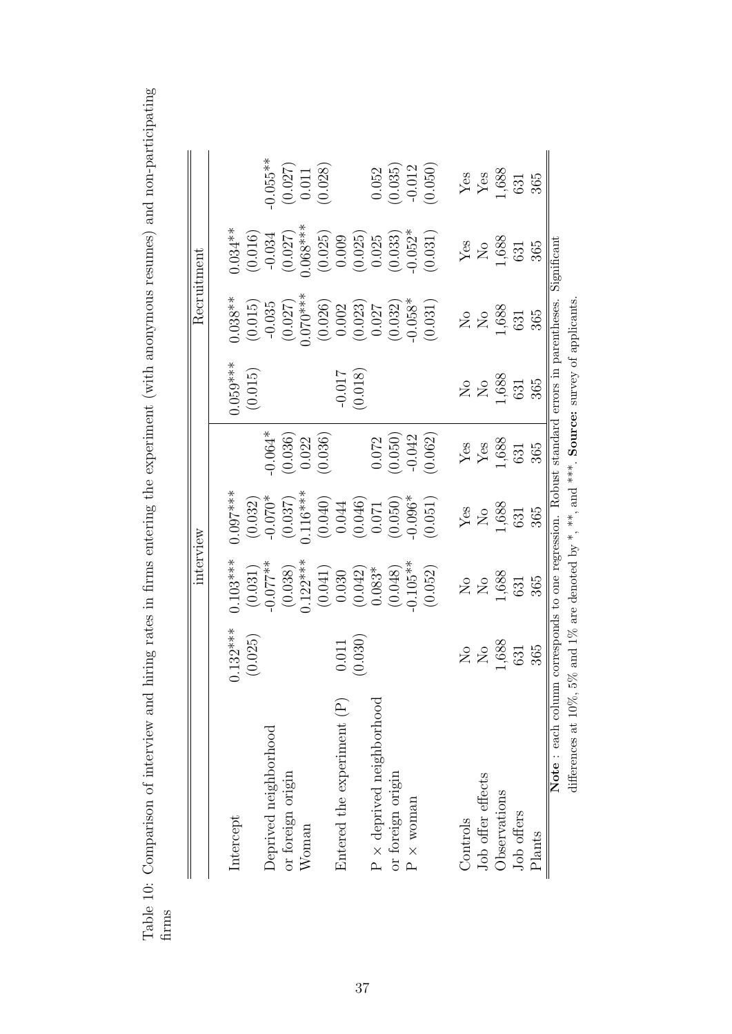Table 10: Comparison of interview and hiring rates in firms entering the experiment (with anonymous resumes) and non-participating firms

| | interview | | | | Recruitment | | | |
|---|---|---|---|---|---|---|---|---|
| Intercept | 0.132*** | 0.103*** | 0.097*** | | 0.059*** | 0.038** | 0.034** | |
| | (0.025) | (0.031) | (0.032) | | (0.015) | (0.015) | (0.016) | |
| Deprived neighborhood | | -0.077** | -0.070* | -0.064* | | -0.035 | -0.034 | -0.055** |
| or foreign origin | | (0.038) | (0.037) | (0.036) | | (0.027) | (0.027) | (0.027) |
| Woman | | 0.122*** | 0.116*** | 0.022 | | 0.070*** | 0.068*** | 0.011 |
| | | (0.041) | (0.040) | (0.036) | | (0.026) | (0.025) | (0.028) |
| Entered the experiment (P) | 0.011 | 0.030 | 0.044 | | -0.017 | 0.002 | 0.009 | |
| | (0.030) | (0.042) | (0.046) | | (0.018) | (0.023) | (0.025) | |
| P × deprived neighborhood | | 0.083* | 0.071 | 0.072 | | 0.027 | 0.025 | 0.052 |
| or foreign origin | | (0.048) | (0.050) | (0.050) | | (0.032) | (0.033) | (0.035) |
| P × woman | | -0.105** | -0.096* | -0.042 | | -0.058* | -0.052* | -0.012 |
| | | (0.052) | (0.051) | (0.062) | | (0.031) | (0.031) | (0.050) |
| Controls | No | No | Yes | Yes | No | No | Yes | Yes |
| Job offer effects | No | No | No | Yes | No | No | No | Yes |
| Observations | 1,688 | 1,688 | 1,688 | 1,688 | 1,688 | 1,688 | 1,688 | 1,688 |
| Job offers | 631 | 631 | 631 | 631 | 631 | 631 | 631 | 631 |
| Plants | 365 | 365 | 365 | 365 | 365 | 365 | 365 | 365 |

**Note** : each column corresponds to one regression. Robust standard errors in parentheses. Significant differences at 10%, 5% and 1% are denoted by *, **, and ***. **Source:** survey of applicants.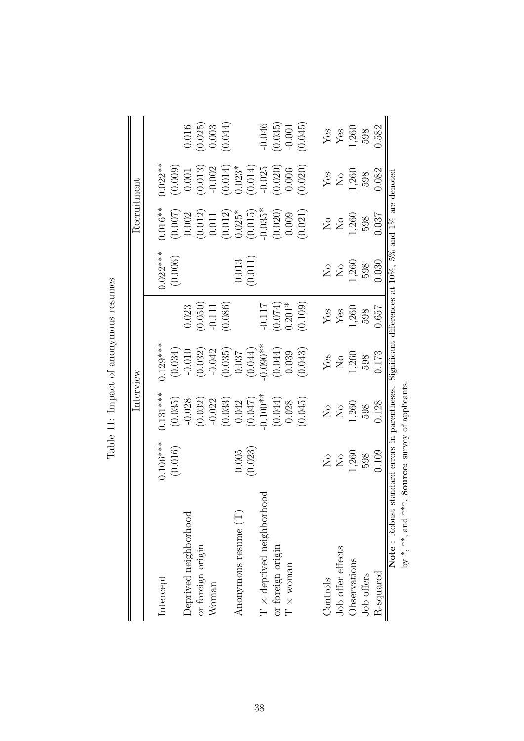Table 11: Impact of anonymous resumes

| | Interview | | | | Recruitment | | | |
|---|---|---|---|---|---|---|---|---|
| Intercept | 0.106*** | 0.131*** | 0.129*** | | 0.022*** | 0.016** | 0.022** | |
| | (0.016) | (0.035) | (0.034) | | (0.006) | (0.007) | (0.009) | |
| Deprived neighborhood | | -0.028 | -0.010 | 0.023 | | 0.002 | 0.001 | 0.016 |
| or foreign origin | | (0.032) | (0.032) | (0.050) | | (0.012) | (0.013) | (0.025) |
| Woman | | -0.022 | -0.042 | -0.111 | | 0.011 | -0.002 | 0.003 |
| | | (0.033) | (0.035) | (0.086) | | (0.012) | (0.014) | (0.044) |
| Anonymous resume (T) | 0.005 | 0.042 | 0.037 | | 0.013 | 0.025* | 0.023* | |
| | (0.023) | (0.047) | (0.044) | | (0.011) | (0.015) | (0.014) | |
| T × deprived neighborhood | | -0.100** | -0.090** | -0.117 | | -0.035* | -0.025 | -0.046 |
| or foreign origin | | (0.044) | (0.044) | (0.074) | | (0.020) | (0.020) | (0.035) |
| T × woman | | 0.028 | 0.039 | 0.201* | | 0.009 | 0.006 | -0.001 |
| | | (0.045) | (0.043) | (0.109) | | (0.021) | (0.020) | (0.045) |
| Controls | No | No | Yes | Yes | No | No | Yes | Yes |
| Job offer effects | No | No | No | Yes | No | No | No | Yes |
| Observations | 1,260 | 1,260 | 1,260 | 1,260 | 1,260 | 1,260 | 1,260 | 1,260 |
| Job offers | 598 | 598 | 598 | 598 | 598 | 598 | 598 | 598 |
| R-squared | 0.109 | 0.128 | 0.173 | 0.657 | 0.030 | 0.037 | 0.082 | 0.582 |

**Note** : Robust standard errors in parentheses. Significant differences at 10%, 5% and 1% are denoted by *, **, and ***. **Source:** survey of applicants.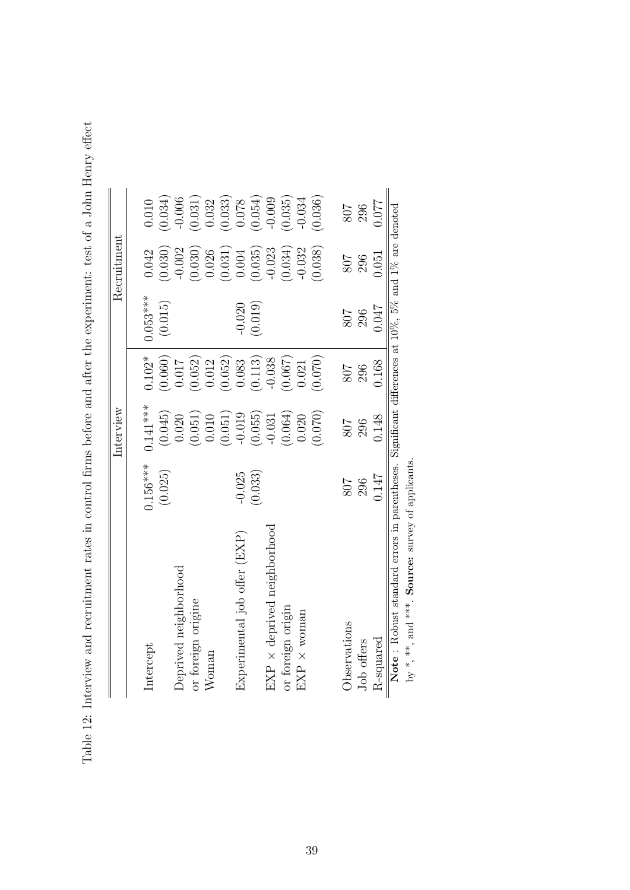Table 12: Interview and recruitment rates in control firms before and after the experiment: test of a John Henry effect

| | Interview | | | Recruitment | | |
|---|---|---|---|---|---|---|
| Intercept | 0.156*** | 0.141*** | 0.102* | 0.053*** | 0.042 | 0.010 |
| | (0.025) | (0.045) | (0.060) | (0.015) | (0.030) | (0.034) |
| Deprived neighborhood | | 0.020 | 0.017 | | -0.002 | -0.006 |
| or foreign origine | | (0.051) | (0.052) | | (0.030) | (0.031) |
| Woman | | 0.010 | 0.012 | | 0.026 | 0.032 |
| | | (0.051) | (0.052) | | (0.031) | (0.033) |
| Experimental job offer (EXP) | -0.025 | -0.019 | 0.083 | -0.020 | 0.004 | 0.078 |
| | (0.033) | (0.055) | (0.113) | (0.019) | (0.035) | (0.054) |
| EXP × deprived neighborhood | | -0.031 | -0.038 | | -0.023 | -0.009 |
| or foreign origin | | (0.064) | (0.067) | | (0.034) | (0.035) |
| EXP × woman | | 0.020 | 0.021 | | -0.032 | -0.034 |
| | | (0.070) | (0.070) | | (0.038) | (0.036) |
| Observations | 807 | 807 | 807 | 807 | 807 | 807 |
| Job offers | 296 | 296 | 296 | 296 | 296 | 296 |
| R-squared | 0.147 | 0.148 | 0.168 | 0.047 | 0.051 | 0.077 |

**Note** : Robust standard errors in parentheses. Significant differences at 10%, 5% and 1% are denoted by *, **, and ***. **Source:** survey of applicants.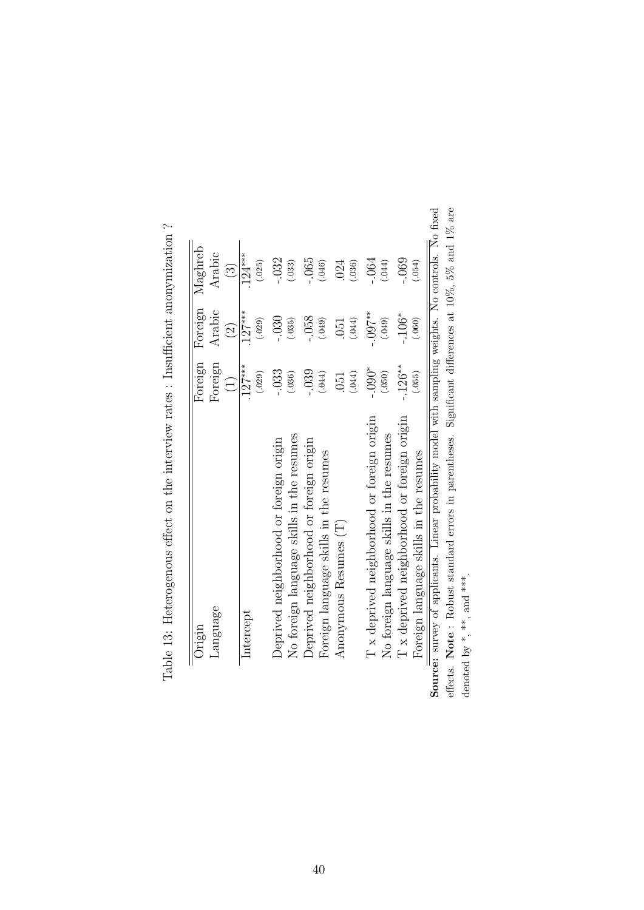Table 13: Heterogenous effect on the interview rates : Insufficient anonymization ?

| Origin | Foreign | Foreign | Maghreb |
|---|---|---|---|
| Language | Foreign | Arabic | Arabic |
| | (1) | (2) | (3) |
| Intercept | .127*** | .127*** | .124*** |
| | (.029) | (.029) | (.025) |
| Deprived neighborhood or foreign origin | -.033 | -.030 | -.032 |
| No foreign language skills in the resumes | (.036) | (.035) | (.033) |
| Deprived neighborhood or foreign origin | -.039 | -.058 | -.065 |
| Foreign language skills in the resumes | (.044) | (.049) | (.046) |
| Anonymous Resumes (T) | .051 | .051 | .024 |
| | (.044) | (.044) | (.036) |
| T x deprived neighborhood or foreign origin | -.090* | -.097** | -.064 |
| No foreign language skills in the resumes | (.050) | (.049) | (.044) |
| T x deprived neighborhood or foreign origin | -.126** | -.106* | -.069 |
| Foreign language skills in the resumes | (.055) | (.060) | (.054) |

**Source:** survey of applicants. Linear probability model with sampling weights. No controls. No fixed effects. **Note** : Robust standard errors in parentheses. Significant differences at 10%, 5% and 1% are denoted by *, **, and ***.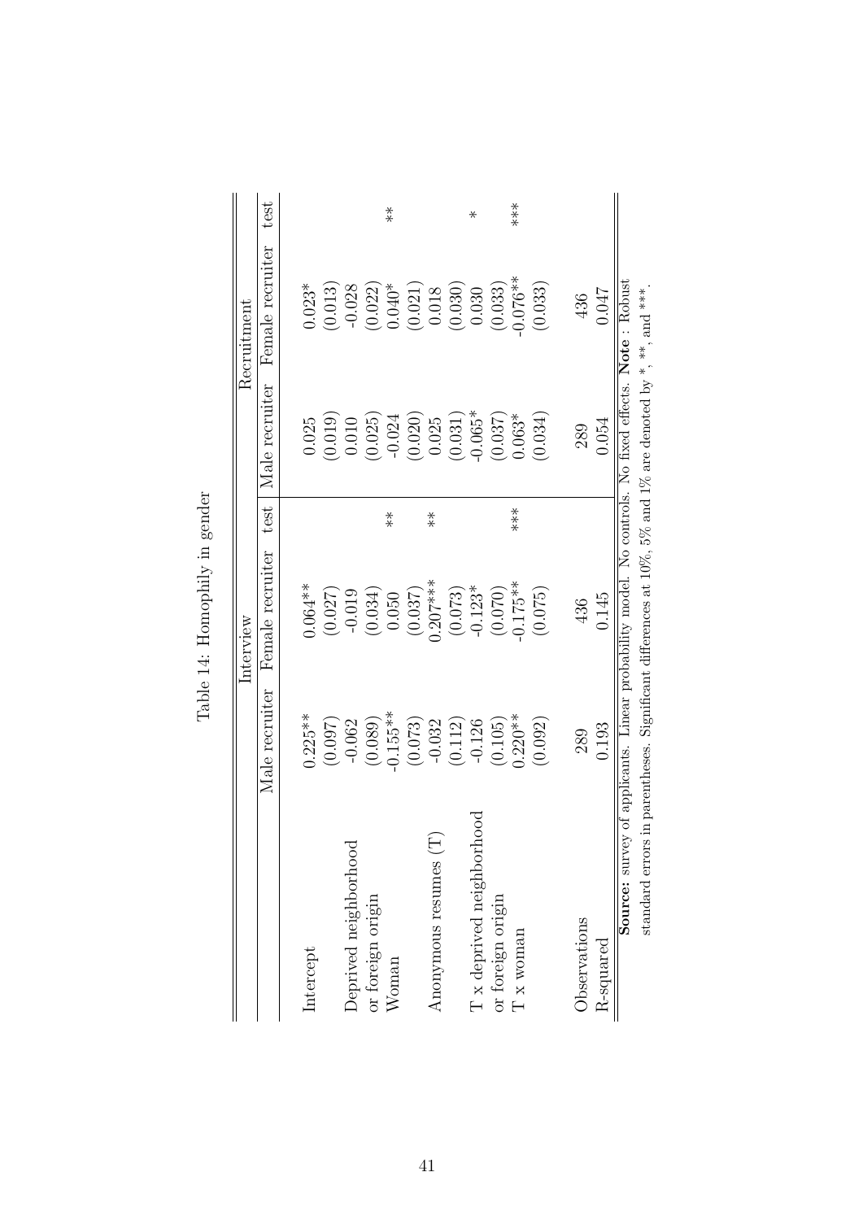Table 14: Homophily in gender

| | Interview | | | Recruitment | | |
|---|---|---|---|---|---|---|
| | Male recruiter | Female recruiter | test | Male recruiter | Female recruiter | test |
| Intercept | 0.225** | 0.064** | | 0.025 | 0.023* | |
| | (0.097) | (0.027) | | (0.019) | (0.013) | |
| Deprived neighborhood | -0.062 | -0.019 | | 0.010 | -0.028 | |
| or foreign origin | (0.089) | (0.034) | | (0.025) | (0.022) | |
| Woman | -0.155** | 0.050 | ** | -0.024 | 0.040* | ** |
| | (0.073) | (0.037) | | (0.020) | (0.021) | |
| Anonymous resumes (T) | -0.032 | 0.207*** | ** | 0.025 | 0.018 | |
| | (0.112) | (0.073) | | (0.031) | (0.030) | |
| T x deprived neighborhood | -0.126 | -0.123* | | -0.065* | 0.030 | * |
| or foreign origin | (0.105) | (0.070) | | (0.037) | (0.033) | |
| T x woman | 0.220** | -0.175** | *** | 0.063* | -0.076** | *** |
| | (0.092) | (0.075) | | (0.034) | (0.033) | |
| Observations | 289 | 436 | | 289 | 436 | |
| R-squared | 0.193 | 0.145 | | 0.054 | 0.047 | |

**Source:** survey of applicants. Linear probability model. No controls. No fixed effects. **Note** : Robust standard errors in parentheses. Significant differences at 10%, 5% and 1% are denoted by *, **, and ***.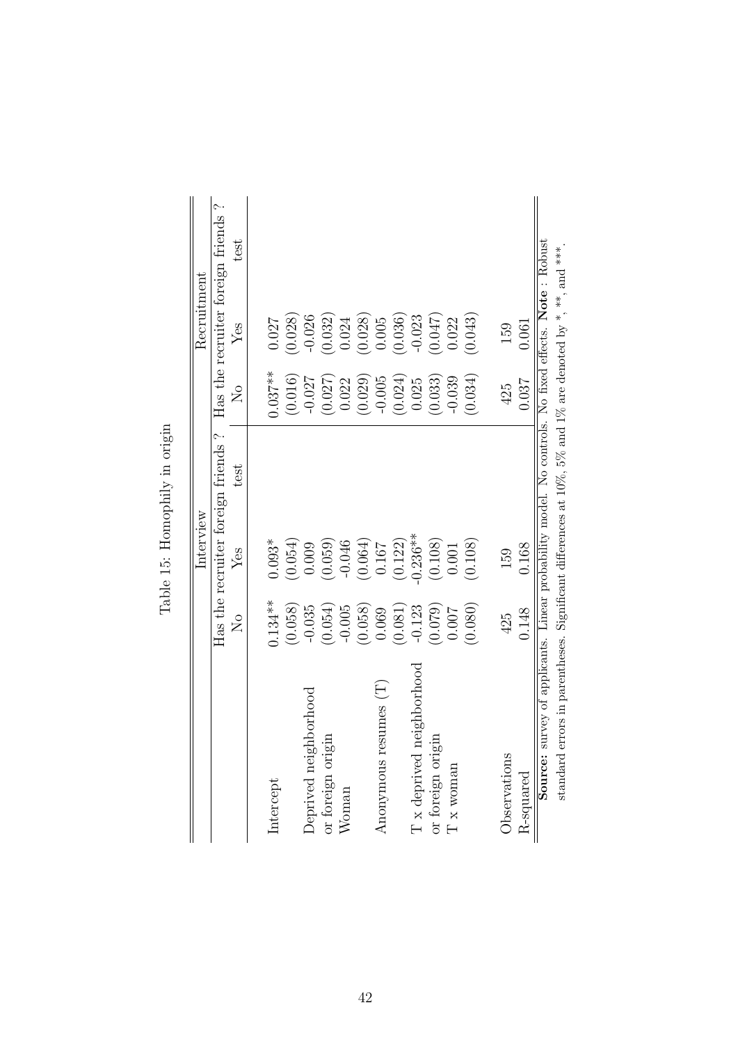Table 15: Homophily in origin

| | Interview | | Recruitment | |
|---|---|---|---|---|
| | Has the recruiter foreign friends ? test | | Has the recruiter foreign friends ? test | |
| | No | Yes | No | Yes |
| Intercept | 0.134** | 0.093* | 0.037** | 0.027 |
| | (0.058) | (0.054) | (0.016) | (0.028) |
| Deprived neighborhood | -0.035 | 0.009 | -0.027 | -0.026 |
| or foreign origin | (0.054) | (0.059) | (0.027) | (0.032) |
| Woman | -0.005 | -0.046 | 0.022 | 0.024 |
| | (0.058) | (0.064) | (0.029) | (0.028) |
| Anonymous resumes (T) | 0.069 | 0.167 | -0.005 | 0.005 |
| | (0.081) | (0.122) | (0.024) | (0.036) |
| T x deprived neighborhood | -0.123 | -0.236** | 0.025 | -0.023 |
| or foreign origin | (0.079) | (0.108) | (0.033) | (0.047) |
| T x woman | 0.007 | 0.001 | -0.039 | 0.022 |
| | (0.080) | (0.108) | (0.034) | (0.043) |
| Observations | 425 | 159 | 425 | 159 |
| R-squared | 0.148 | 0.168 | 0.037 | 0.061 |

**Source:** survey of applicants. Linear probability model. No controls. No fixed effects. **Note** : Robust standard errors in parentheses. Significant differences at 10%, 5% and 1% are denoted by *, **, and ***.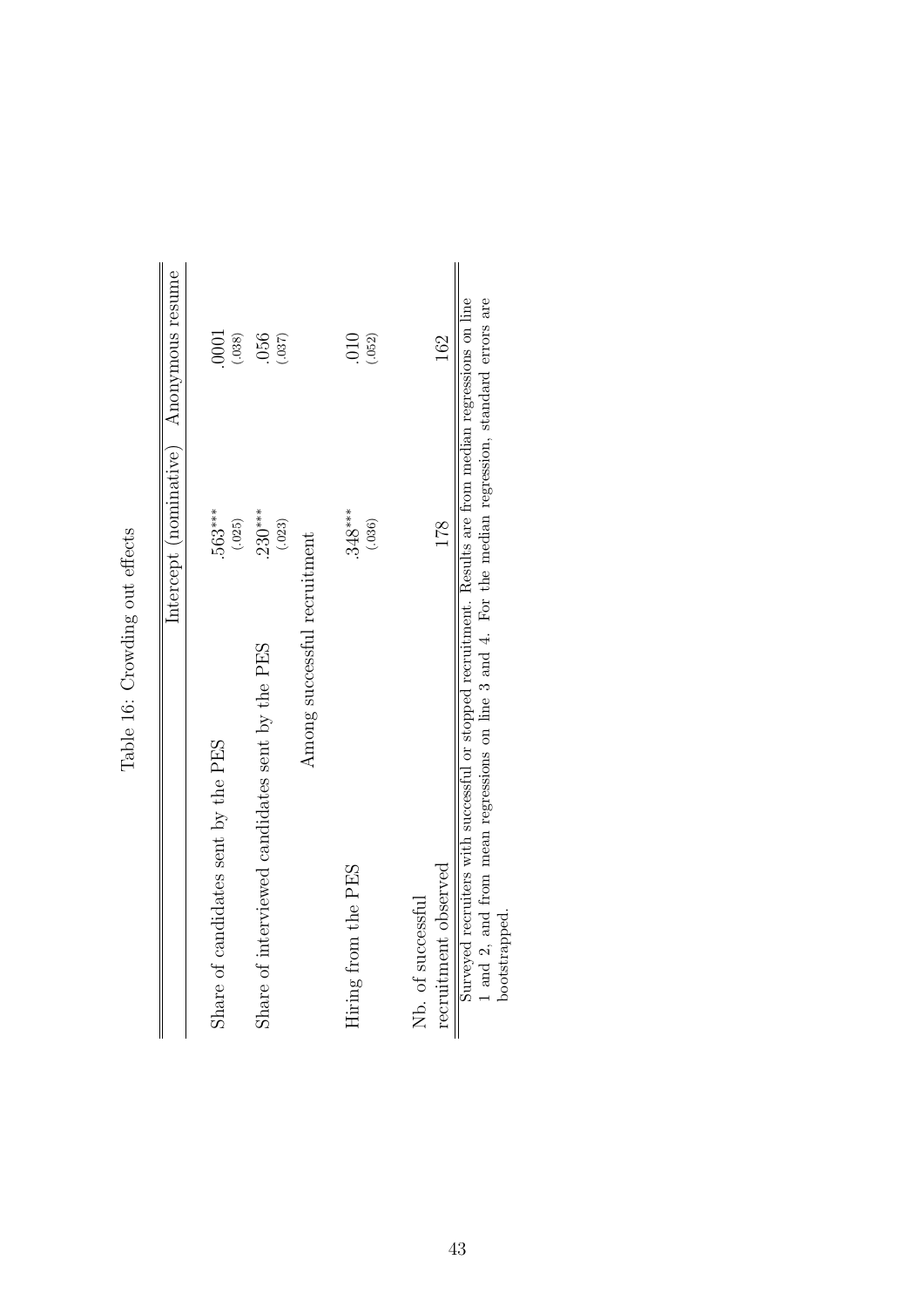Table 16: Crowding out effects

| | Intercept (nominative) | Anonymous resume |
|---|---|---|
| Share of candidates sent by the PES | .563*** (.025) | .0001 (.038) |
| Share of interviewed candidates sent by the PES | .230*** (.023) | .056 (.037) |
| *Among successful recruitment* | | |
| Hiring from the PES | .348*** (.036) | .010 (.052) |
| Nb. of successful recruitment observed | 178 | 162 |

Surveyed recruiters with successful or stopped recruitment. Results are from median regressions on line 1 and 2, and from mean regressions on line 3 and 4. For the median regression, standard errors are bootstrapped.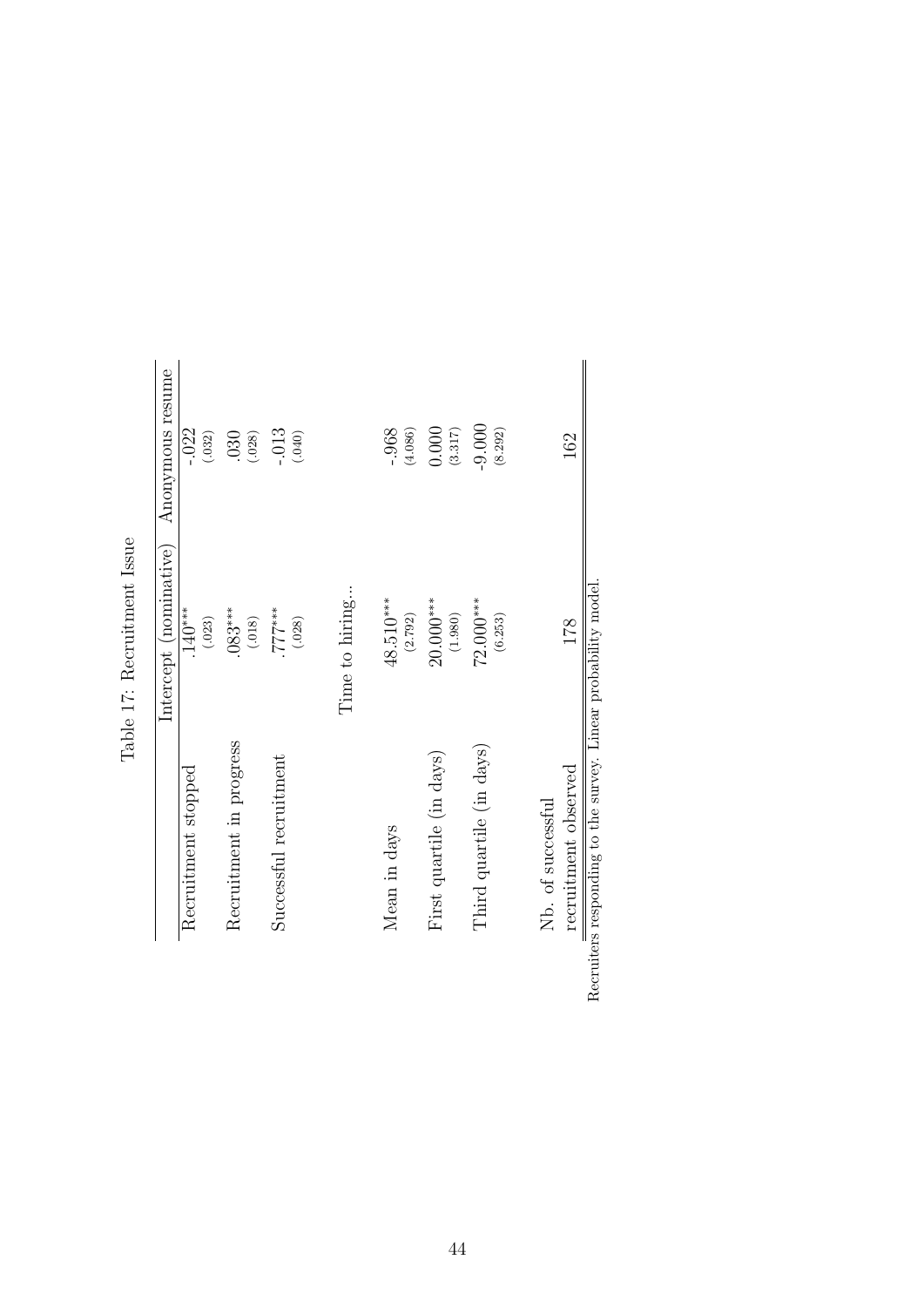Table 17: Recruitment Issue

| | Intercept (nominative) | Anonymous resume |
|---|---|---|
| Recruitment stopped | .140*** | -.022 |
| | (.023) | (.032) |
| Recruitment in progress | .083*** | .030 |
| | (.018) | (.028) |
| Successful recruitment | .777*** | -.013 |
| | (.028) | (.040) |
| | Time to hiring... | |
| Mean in days | 48.510*** | -.968 |
| | (2.792) | (4.086) |
| First quartile (in days) | 20.000*** | 0.000 |
| | (1.980) | (3.317) |
| Third quartile (in days) | 72.000*** | -9.000 |
| | (6.253) | (8.292) |
| Nb. of successful recruitment observed | 178 | 162 |

Recruiters responding to the survey. Linear probability model.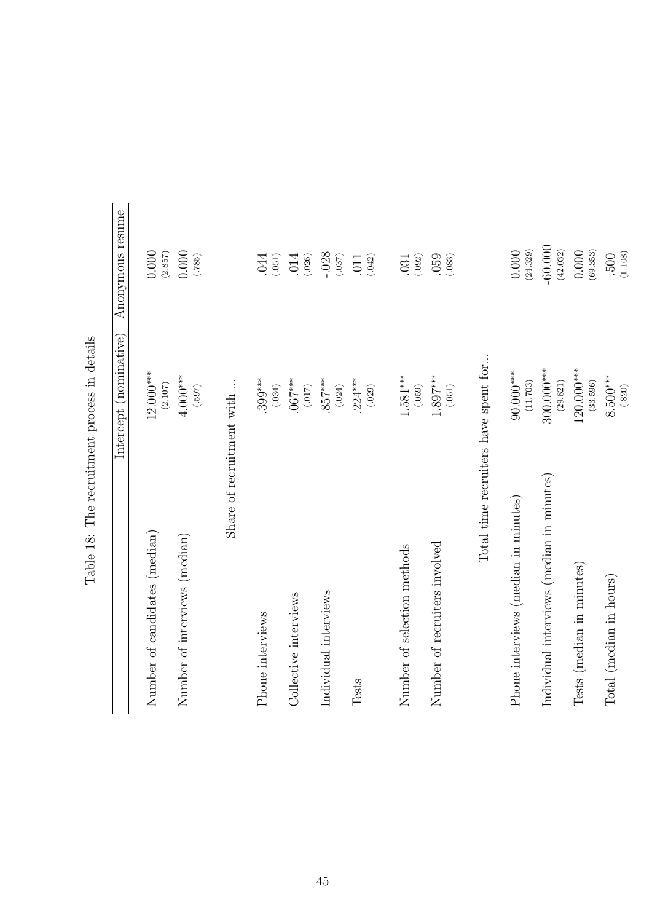Table 18: The recruitment process in details

| | Intercept (nominative) | Anonymous resume |
|---|---|---|
| Number of candidates (median) | 12.000*** | 0.000 |
| | (2.107) | (2.857) |
| Number of interviews (median) | 4.000*** | 0.000 |
| | (.597) | (.785) |
| Share of recruitment with ... | | |
| Phone interviews | .399*** | .044 |
| | (.034) | (.051) |
| Collective interviews | .067*** | .014 |
| | (.017) | (.026) |
| Individual interviews | .857*** | -.028 |
| | (.024) | (.037) |
| Tests | .224*** | .011 |
| | (.029) | (.042) |
| Number of selection methods | 1.581*** | .031 |
| | (.059) | (.092) |
| Number of recruiters involved | 1.897*** | .059 |
| | (.051) | (.083) |
| Total time recruiters have spent for... | | |
| Phone interviews (median in minutes) | 90.000*** | 0.000 |
| | (11.703) | (24.329) |
| Individual interviews (median in minutes) | 300.000*** | -60.000 |
| | (29.821) | (42.032) |
| Tests (median in minutes) | 120.000*** | 0.000 |
| | (33.596) | (69.353) |
| Total (median in hours) | 8.500*** | .500 |
| | (.820) | (1.108) |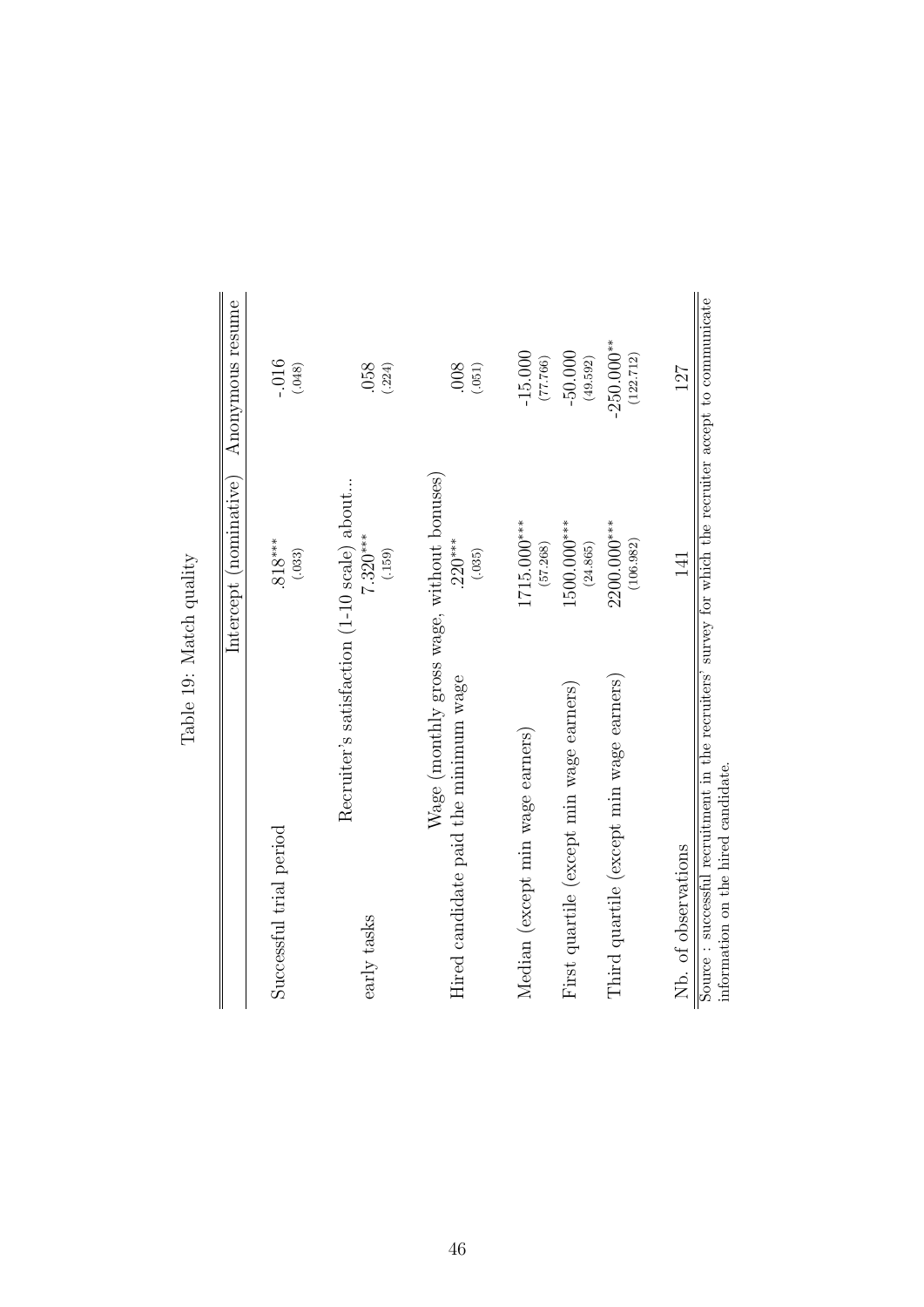Table 19: Match quality

| | Intercept (nominative) | Anonymous resume |
|---|---|---|
| Successful trial period | .818*** (.033) | -.016 (.048) |
| Recruiter's satisfaction (1-10 scale) about... | | |
| early tasks | 7.320*** (.159) | .058 (.224) |
| Wage (monthly gross wage, without bonuses) | | |
| Hired candidate paid the minimum wage | .220*** (.035) | .008 (.051) |
| Median (except min wage earners) | 1715.000*** (57.268) | -15.000 (77.766) |
| First quartile (except min wage earners) | 1500.000*** (24.865) | -50.000 (49.592) |
| Third quartile (except min wage earners) | 2200.000*** (106.982) | -250.000** (122.712) |
| Nb. of observations | 141 | 127 |

Source : successful recruitment in the recruiters' survey for which the recruiter accept to communicate information on the hired candidate.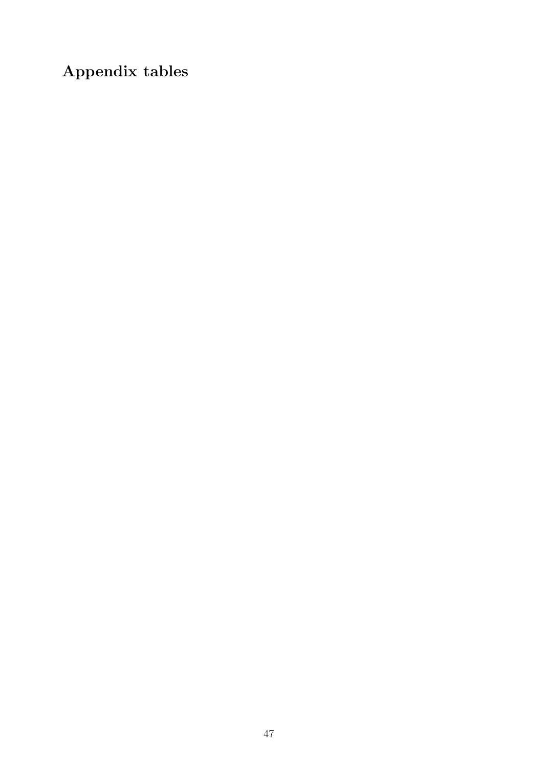# Appendix tables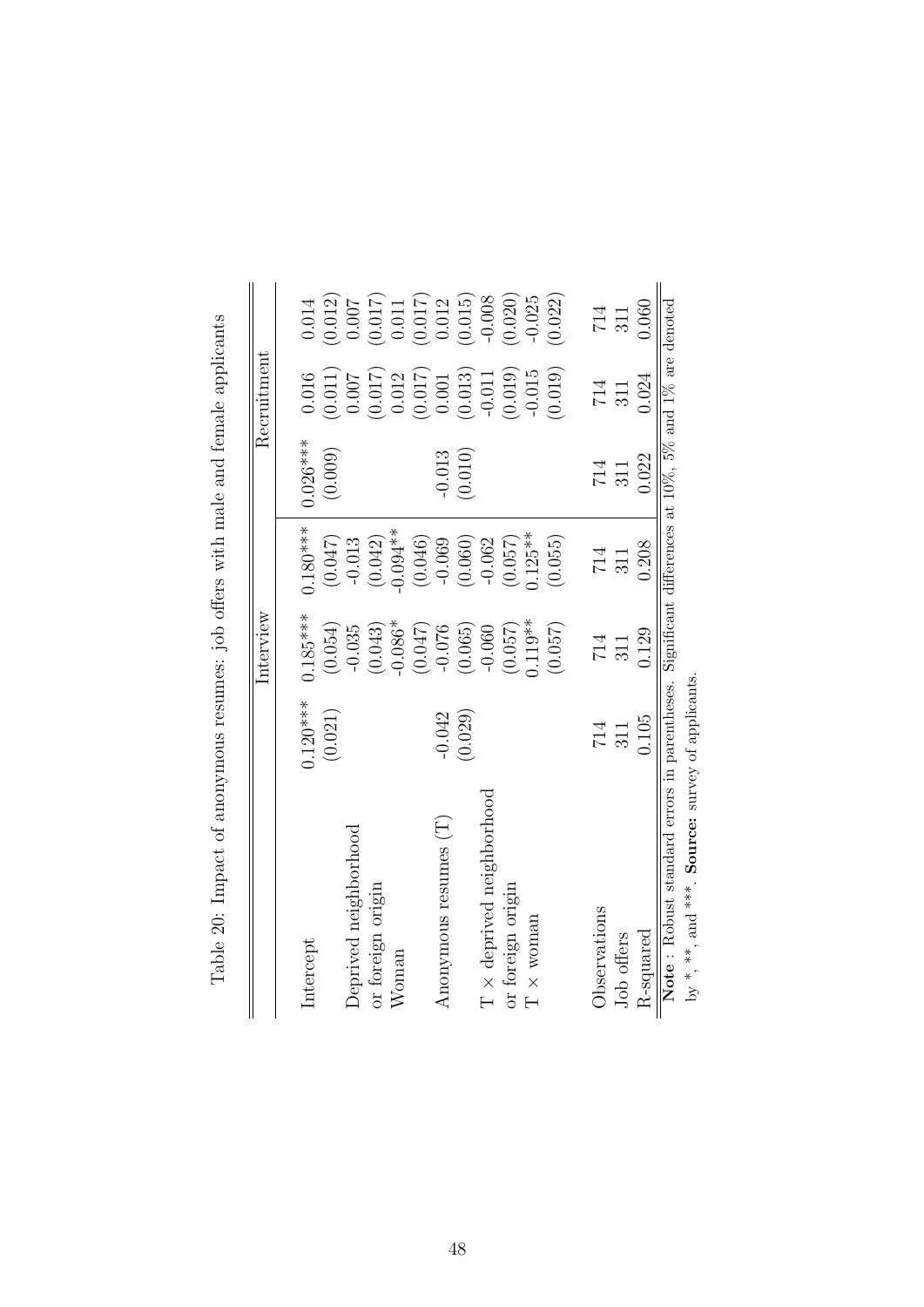Table 20: Impact of anonymous resumes: job offers with male and female applicants

| | Interview | | | Recruitment | | |
|---|---|---|---|---|---|---|
| Intercept | 0.120*** | 0.185*** | 0.180*** | 0.026*** | 0.016 | 0.014 |
| | (0.021) | (0.054) | (0.047) | (0.009) | (0.011) | (0.012) |
| Deprived neighborhood | | -0.035 | -0.013 | | 0.007 | 0.007 |
| or foreign origin | | (0.043) | (0.042) | | (0.017) | (0.017) |
| Woman | | -0.086* | -0.094** | | 0.012 | 0.011 |
| | | (0.047) | (0.046) | | (0.017) | (0.017) |
| Anonymous resumes (T) | -0.042 | -0.076 | -0.069 | -0.013 | 0.001 | 0.012 |
| | (0.029) | (0.065) | (0.060) | (0.010) | (0.013) | (0.015) |
| T × deprived neighborhood | | -0.060 | -0.062 | | -0.011 | -0.008 |
| or foreign origin | | (0.057) | (0.057) | | (0.019) | (0.020) |
| T × woman | | 0.119** | 0.125** | | -0.015 | -0.025 |
| | | (0.057) | (0.055) | | (0.019) | (0.022) |
| Observations | 714 | 714 | 714 | 714 | 714 | 714 |
| Job offers | 311 | 311 | 311 | 311 | 311 | 311 |
| R-squared | 0.105 | 0.129 | 0.208 | 0.022 | 0.024 | 0.060 |

**Note** : Robust standard errors in parentheses. Significant differences at 10%, 5% and 1% are denoted by *, **, and ***. **Source:** survey of applicants.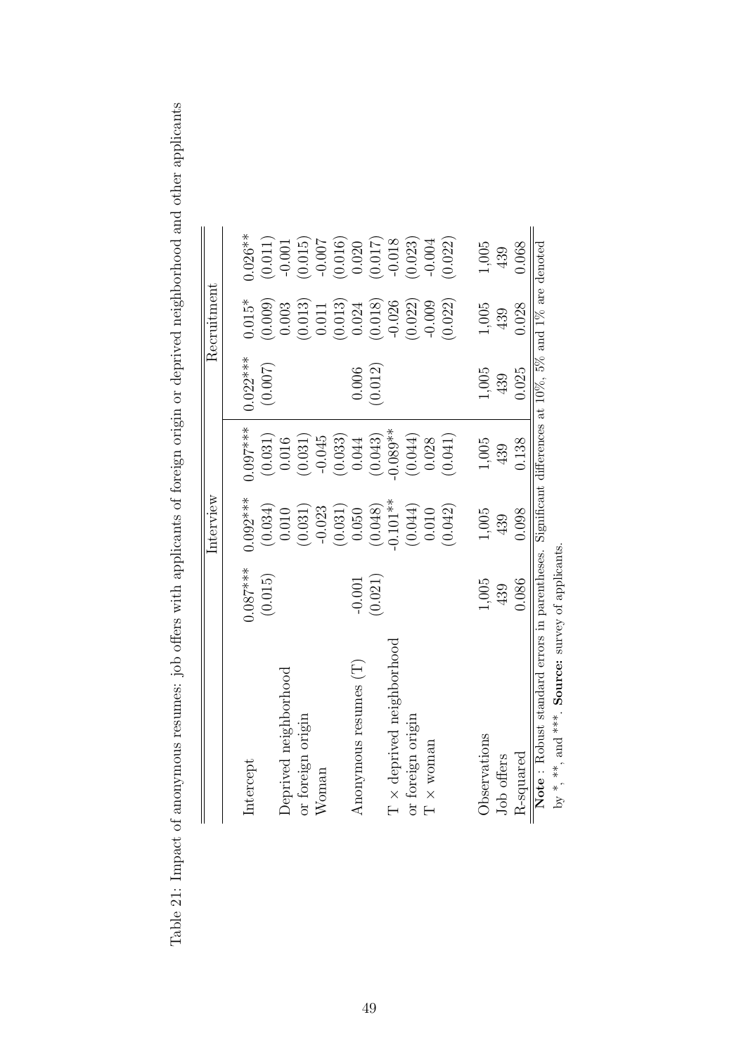Table 21: Impact of anonymous resumes: job offers with applicants of foreign origin or deprived neighborhood and other applicants

| | Interview | | | Recruitment | | |
|---|---|---|---|---|---|---|
| Intercept | 0.087*** | 0.092*** | 0.097*** | 0.022*** | 0.015* | 0.026** |
| | (0.015) | (0.034) | (0.031) | (0.007) | (0.009) | (0.011) |
| Deprived neighborhood | | 0.010 | 0.016 | | 0.003 | -0.001 |
| or foreign origin | | (0.031) | (0.031) | | (0.013) | (0.015) |
| Woman | | -0.023 | -0.045 | | 0.011 | -0.007 |
| | | (0.031) | (0.033) | | (0.013) | (0.016) |
| Anonymous resumes (T) | -0.001 | 0.050 | 0.044 | 0.006 | 0.024 | 0.020 |
| | (0.021) | (0.048) | (0.043) | (0.012) | (0.018) | (0.017) |
| T × deprived neighborhood | | -0.101** | -0.089** | | -0.026 | -0.018 |
| or foreign origin | | (0.044) | (0.044) | | (0.022) | (0.023) |
| T × woman | | 0.010 | 0.028 | | -0.009 | -0.004 |
| | | (0.042) | (0.041) | | (0.022) | (0.022) |
| Observations | 1,005 | 1,005 | 1,005 | 1,005 | 1,005 | 1,005 |
| Job offers | 439 | 439 | 439 | 439 | 439 | 439 |
| R-squared | 0.086 | 0.098 | 0.138 | 0.025 | 0.028 | 0.068 |

**Note** : Robust standard errors in parentheses. Significant differences at 10%, 5% and 1% are denoted by *, **, and ***. **Source:** survey of applicants.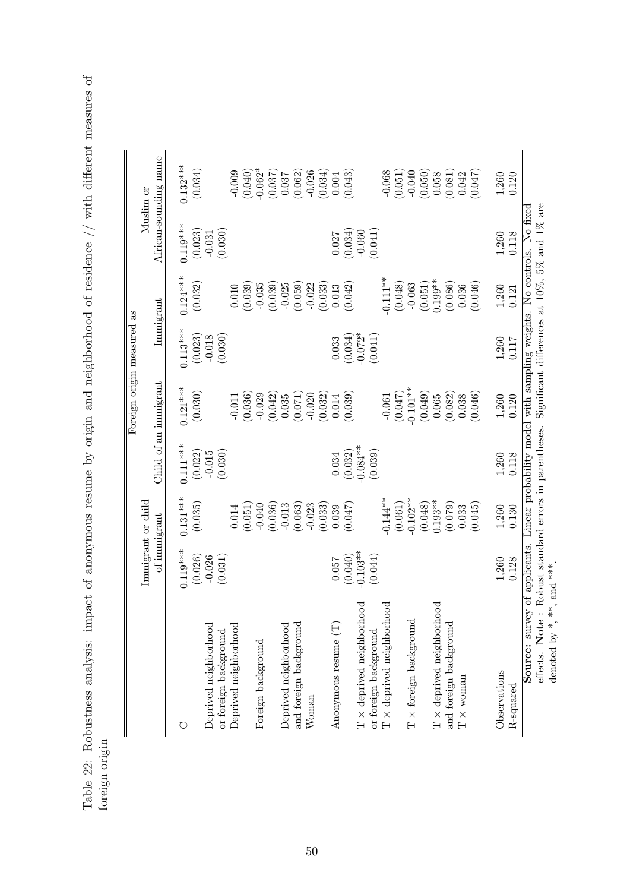Table 22: Robustness analysis: impact of anonymous resume by origin and neighborhood of residence // with different measures of foreign origin

| | Foreign origin measured as | | | | | | | |
|---|---|---|---|---|---|---|---|---|
| | Immigrant or child of immigrant | | Child of an immigrant | | Immigrant | | Muslim or African-sounding name | |
| C | 0.119*** | 0.131*** | 0.111*** | 0.121*** | 0.113*** | 0.124*** | 0.119*** | 0.132*** |
| | (0.026) | (0.035) | (0.022) | (0.030) | (0.023) | (0.032) | (0.023) | (0.034) |
| Deprived neighborhood or foreign background | -0.026 | | -0.015 | | -0.018 | | -0.031 | |
| | (0.031) | | (0.030) | | (0.030) | | (0.030) | |
| Deprived neighborhood | | 0.014 | | -0.011 | | 0.010 | | -0.009 |
| | | (0.051) | | (0.036) | | (0.039) | | (0.040) |
| Foreign background | | -0.040 | | -0.029 | | -0.035 | | -0.062* |
| | | (0.036) | | (0.042) | | (0.039) | | (0.037) |
| Deprived neighborhood and foreign background | | -0.013 | | 0.035 | | -0.025 | | 0.037 |
| | | (0.063) | | (0.071) | | (0.059) | | (0.062) |
| Woman | | -0.023 | | -0.020 | | -0.022 | | -0.026 |
| | | (0.033) | | (0.032) | | (0.033) | | (0.034) |
| Anonymous resume (T) | 0.057 | 0.039 | 0.034 | 0.014 | 0.033 | 0.013 | 0.027 | 0.004 |
| | (0.040) | (0.047) | (0.032) | (0.039) | (0.034) | (0.042) | (0.034) | (0.043) |
| T × deprived neighborhood or foreign background | -0.103** | | -0.084** | | -0.072* | | -0.060 | |
| | (0.044) | | (0.039) | | (0.041) | | (0.041) | |
| T × deprived neighborhood | | -0.144** | | -0.061 | | -0.111** | | -0.068 |
| | | (0.061) | | (0.047) | | (0.048) | | (0.051) |
| T × foreign background | | -0.102** | | -0.101** | | -0.063 | | -0.040 |
| | | (0.048) | | (0.049) | | (0.051) | | (0.050) |
| T × deprived neighborhood and foreign background | | 0.193** | | 0.065 | | 0.199** | | 0.058 |
| | | (0.079) | | (0.082) | | (0.086) | | (0.081) |
| T × woman | | 0.033 | | 0.038 | | 0.036 | | 0.042 |
| | | (0.045) | | (0.046) | | (0.046) | | (0.047) |
| Observations | 1,260 | 1,260 | 1,260 | 1,260 | 1,260 | 1,260 | 1,260 | 1,260 |
| R-squared | 0.128 | 0.130 | 0.118 | 0.120 | 0.117 | 0.121 | 0.118 | 0.120 |

**Source:** survey of applicants. Linear probability model with sampling weights. No controls. No fixed effects. **Note** : Robust standard errors in parentheses. Significant differences at 10%, 5% and 1% are denoted by *, **, and ***.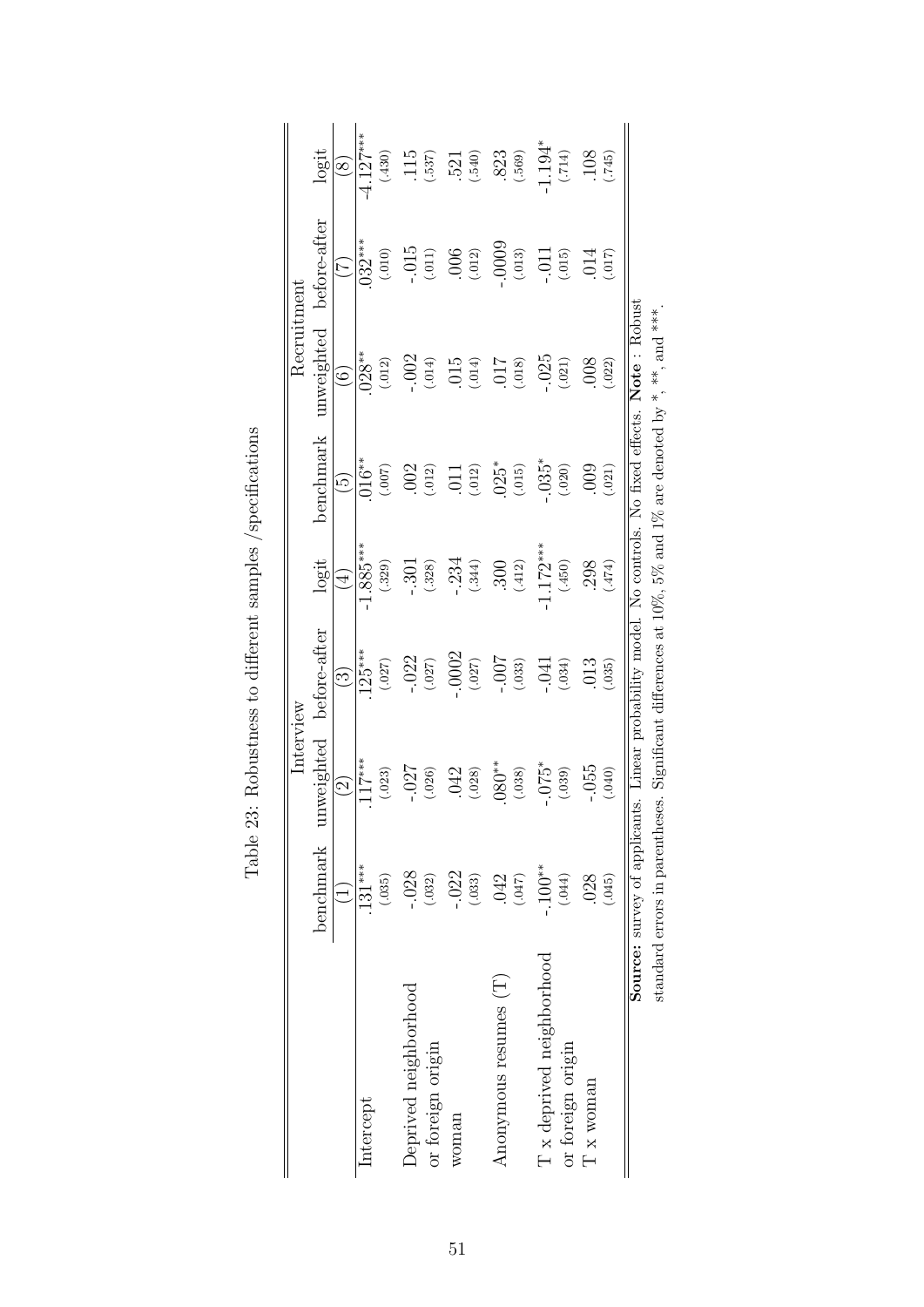Table 23: Robustness to different samples /specifications

| | Interview | | | | Recruitment | | | |
|---|---|---|---|---|---|---|---|---|
| | benchmark | unweighted | before-after | logit | benchmark | unweighted | before-after | logit |
| | (1) | (2) | (3) | (4) | (5) | (6) | (7) | (8) |
| Intercept | .131*** | .117*** | .125*** | -1.885*** | .016** | .028** | .032*** | -4.127*** |
| | (.035) | (.023) | (.027) | (.329) | (.007) | (.012) | (.010) | (.430) |
| Deprived neighborhood or foreign origin | -.028 | -.027 | -.022 | -.301 | .002 | -.002 | -.015 | .115 |
| | (.032) | (.026) | (.027) | (.328) | (.012) | (.014) | (.011) | (.537) |
| woman | -.022 | .042 | -.0002 | -.234 | .011 | .015 | .006 | .521 |
| | (.033) | (.028) | (.027) | (.344) | (.012) | (.014) | (.012) | (.540) |
| Anonymous resumes (T) | .042 | .080** | -.007 | .300 | .025* | .017 | -.0009 | .823 |
| | (.047) | (.038) | (.033) | (.412) | (.015) | (.018) | (.013) | (.569) |
| T x deprived neighborhood or foreign origin | -.100** | -.075* | -.041 | -1.172*** | -.035* | -.025 | -.011 | -1.194* |
| | (.044) | (.039) | (.034) | (.450) | (.020) | (.021) | (.015) | (.714) |
| T x woman | .028 | -.055 | .013 | .298 | .009 | .008 | .014 | .108 |
| | (.045) | (.040) | (.035) | (.474) | (.021) | (.022) | (.017) | (.745) |

**Source:** survey of applicants. Linear probability model. No controls. No fixed effects. **Note** : Robust standard errors in parentheses. Significant differences at 10%, 5% and 1% are denoted by *, **, and ***.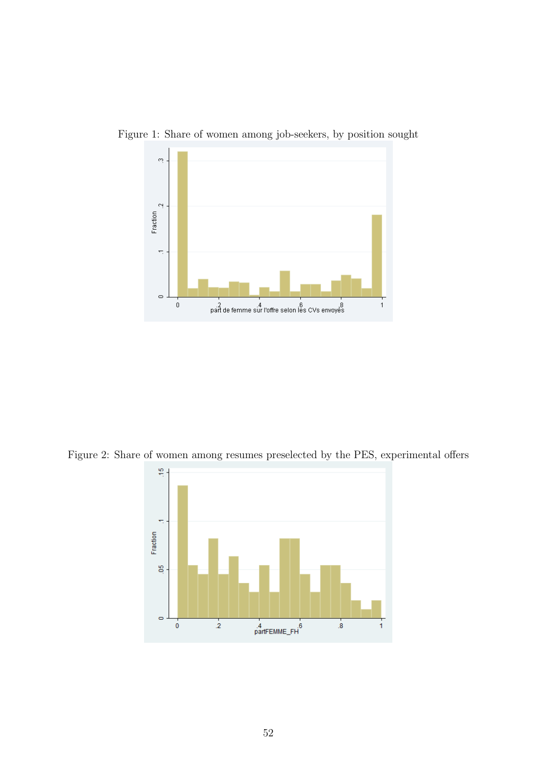Figure 1: Share of women among job-seekers, by position sought

Fraction

0
.1
.2
.3

0
.2
.4
.6
.8
1

part de femme sur l'offre selon les CVs envoyés

Figure 2: Share of women among resumes preselected by the PES, experimental offers

Fraction

0
.05
.1
.15

0
.2
.4
.6
.8
1

partFEMME_FH